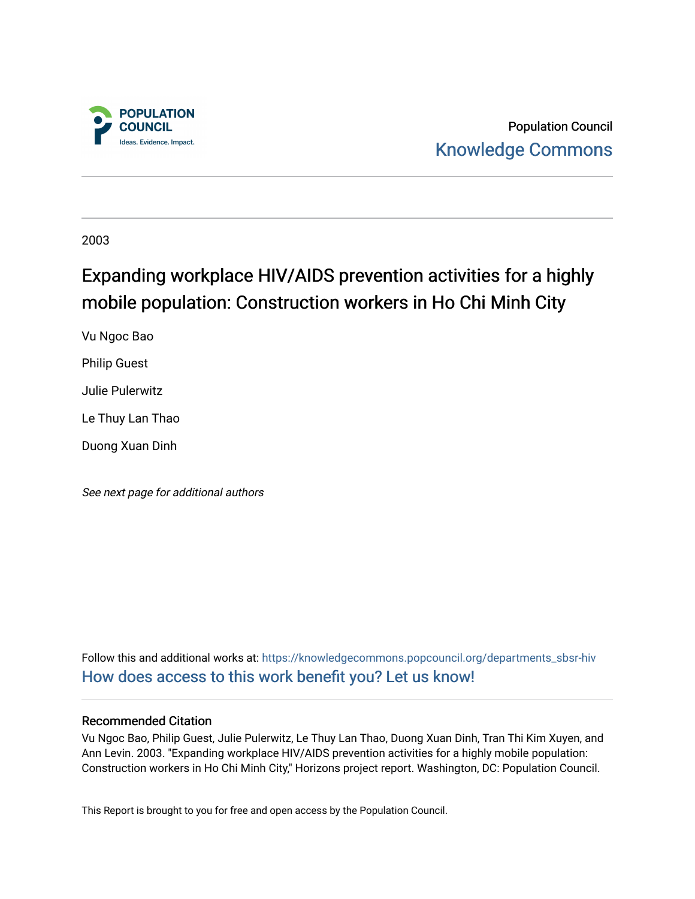Population Council

Knowledge Commons

2003

# Expanding workplace HIV/AIDS prevention activities for a highly mobile population: Construction workers in Ho Chi Minh City

Vu Ngoc Bao

Philip Guest

Julie Pulerwitz

Le Thuy Lan Thao

Duong Xuan Dinh

*See next page for additional authors*

Follow this and additional works at: https://knowledgecommons.popcouncil.org/departments_sbsr-hiv

How does access to this work benefit you? Let us know!

## Recommended Citation

Vu Ngoc Bao, Philip Guest, Julie Pulerwitz, Le Thuy Lan Thao, Duong Xuan Dinh, Tran Thi Kim Xuyen, and Ann Levin. 2003. "Expanding workplace HIV/AIDS prevention activities for a highly mobile population: Construction workers in Ho Chi Minh City," Horizons project report. Washington, DC: Population Council.

This Report is brought to you for free and open access by the Population Council.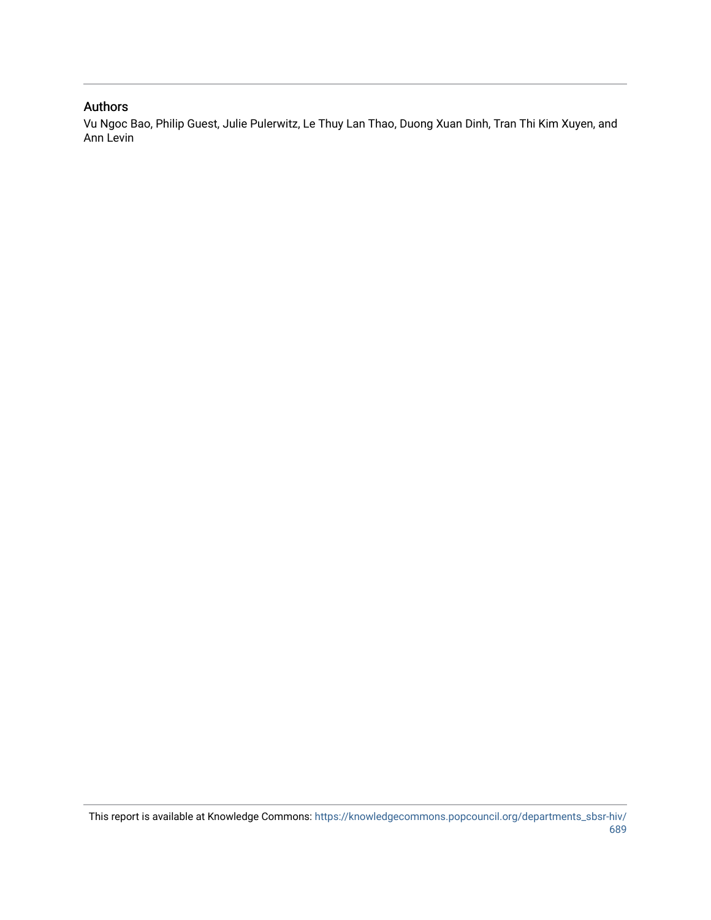## Authors

Vu Ngoc Bao, Philip Guest, Julie Pulerwitz, Le Thuy Lan Thao, Duong Xuan Dinh, Tran Thi Kim Xuyen, and Ann Levin

This report is available at Knowledge Commons: https://knowledgecommons.popcouncil.org/departments_sbsr-hiv/689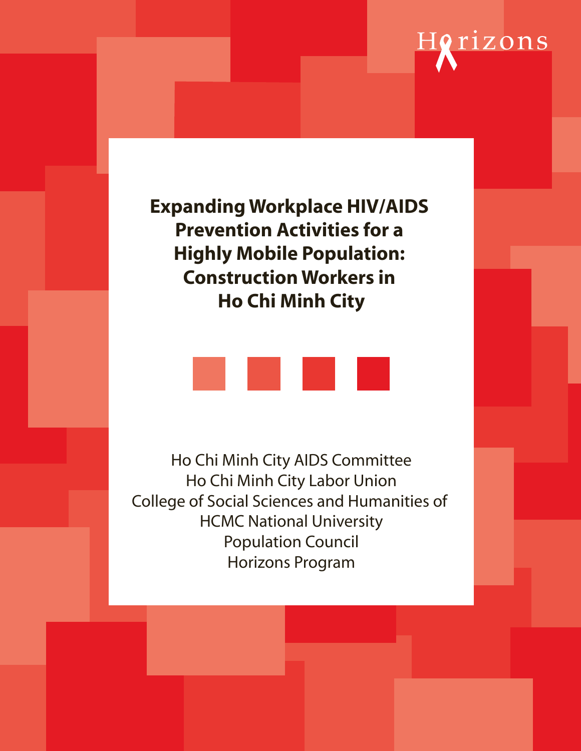Horizons

# Expanding Workplace HIV/AIDS Prevention Activities for a Highly Mobile Population: Construction Workers in Ho Chi Minh City

Ho Chi Minh City AIDS Committee
Ho Chi Minh City Labor Union
College of Social Sciences and Humanities of HCMC National University
Population Council
Horizons Program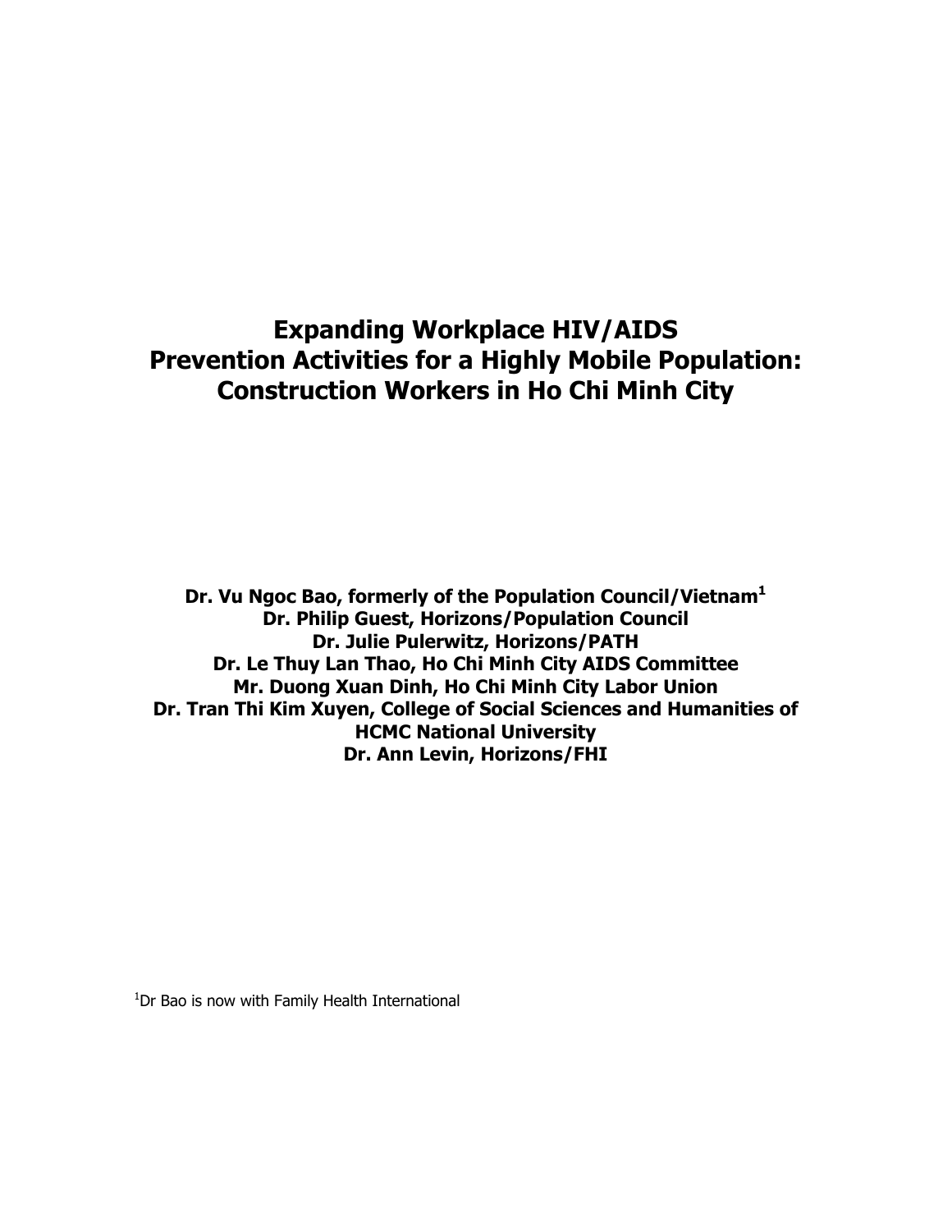# Expanding Workplace HIV/AIDS Prevention Activities for a Highly Mobile Population: Construction Workers in Ho Chi Minh City

**Dr. Vu Ngoc Bao, formerly of the Population Council/Vietnam[1]**
**Dr. Philip Guest, Horizons/Population Council**
**Dr. Julie Pulerwitz, Horizons/PATH**
**Dr. Le Thuy Lan Thao, Ho Chi Minh City AIDS Committee**
**Mr. Duong Xuan Dinh, Ho Chi Minh City Labor Union**
**Dr. Tran Thi Kim Xuyen, College of Social Sciences and Humanities of HCMC National University**
**Dr. Ann Levin, Horizons/FHI**

[1]Dr Bao is now with Family Health International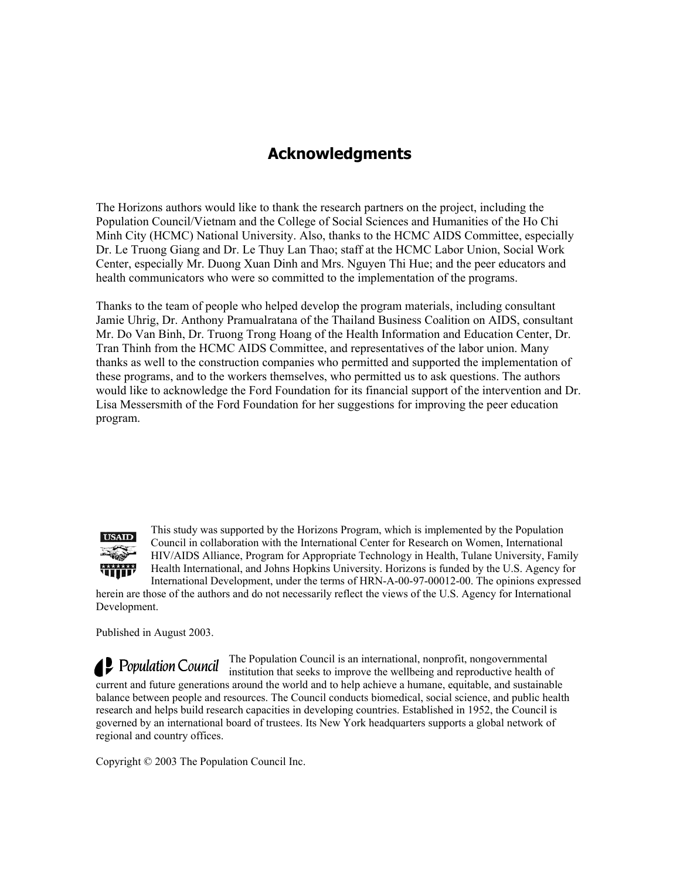# Acknowledgments

The Horizons authors would like to thank the research partners on the project, including the Population Council/Vietnam and the College of Social Sciences and Humanities of the Ho Chi Minh City (HCMC) National University. Also, thanks to the HCMC AIDS Committee, especially Dr. Le Truong Giang and Dr. Le Thuy Lan Thao; staff at the HCMC Labor Union, Social Work Center, especially Mr. Duong Xuan Dinh and Mrs. Nguyen Thi Hue; and the peer educators and health communicators who were so committed to the implementation of the programs.

Thanks to the team of people who helped develop the program materials, including consultant Jamie Uhrig, Dr. Anthony Pramualratana of the Thailand Business Coalition on AIDS, consultant Mr. Do Van Binh, Dr. Truong Trong Hoang of the Health Information and Education Center, Dr. Tran Thinh from the HCMC AIDS Committee, and representatives of the labor union. Many thanks as well to the construction companies who permitted and supported the implementation of these programs, and to the workers themselves, who permitted us to ask questions. The authors would like to acknowledge the Ford Foundation for its financial support of the intervention and Dr. Lisa Messersmith of the Ford Foundation for her suggestions for improving the peer education program.

This study was supported by the Horizons Program, which is implemented by the Population Council in collaboration with the International Center for Research on Women, International HIV/AIDS Alliance, Program for Appropriate Technology in Health, Tulane University, Family Health International, and Johns Hopkins University. Horizons is funded by the U.S. Agency for International Development, under the terms of HRN-A-00-97-00012-00. The opinions expressed herein are those of the authors and do not necessarily reflect the views of the U.S. Agency for International Development.

Published in August 2003.

The Population Council is an international, nonprofit, nongovernmental institution that seeks to improve the wellbeing and reproductive health of current and future generations around the world and to help achieve a humane, equitable, and sustainable balance between people and resources. The Council conducts biomedical, social science, and public health research and helps build research capacities in developing countries. Established in 1952, the Council is governed by an international board of trustees. Its New York headquarters supports a global network of regional and country offices.

Copyright © 2003 The Population Council Inc.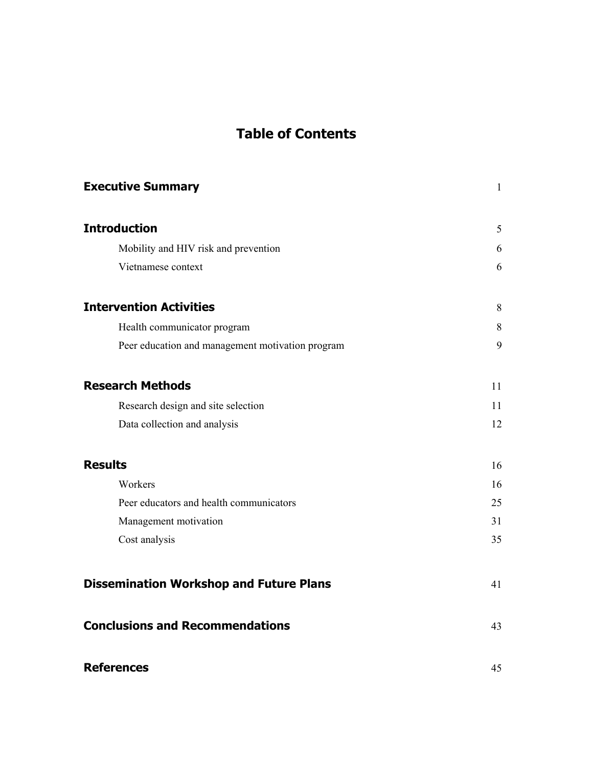# Table of Contents

| | |
|---|---|
| **Executive Summary** | 1 |
| **Introduction** | 5 |
| Mobility and HIV risk and prevention | 6 |
| Vietnamese context | 6 |
| **Intervention Activities** | 8 |
| Health communicator program | 8 |
| Peer education and management motivation program | 9 |
| **Research Methods** | 11 |
| Research design and site selection | 11 |
| Data collection and analysis | 12 |
| **Results** | 16 |
| Workers | 16 |
| Peer educators and health communicators | 25 |
| Management motivation | 31 |
| Cost analysis | 35 |
| **Dissemination Workshop and Future Plans** | 41 |
| **Conclusions and Recommendations** | 43 |
| **References** | 45 |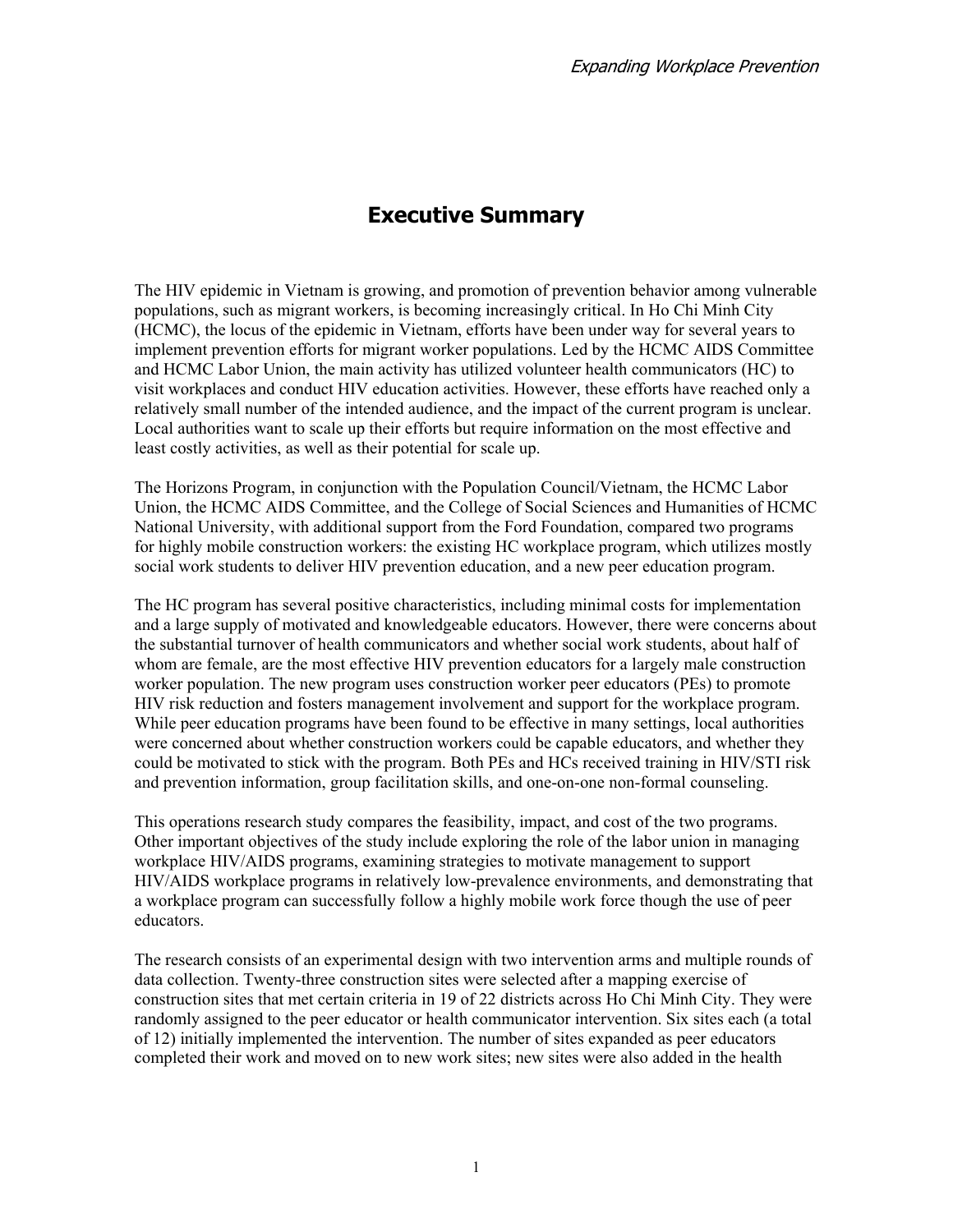# Executive Summary

The HIV epidemic in Vietnam is growing, and promotion of prevention behavior among vulnerable populations, such as migrant workers, is becoming increasingly critical. In Ho Chi Minh City (HCMC), the locus of the epidemic in Vietnam, efforts have been under way for several years to implement prevention efforts for migrant worker populations. Led by the HCMC AIDS Committee and HCMC Labor Union, the main activity has utilized volunteer health communicators (HC) to visit workplaces and conduct HIV education activities. However, these efforts have reached only a relatively small number of the intended audience, and the impact of the current program is unclear. Local authorities want to scale up their efforts but require information on the most effective and least costly activities, as well as their potential for scale up.

The Horizons Program, in conjunction with the Population Council/Vietnam, the HCMC Labor Union, the HCMC AIDS Committee, and the College of Social Sciences and Humanities of HCMC National University, with additional support from the Ford Foundation, compared two programs for highly mobile construction workers: the existing HC workplace program, which utilizes mostly social work students to deliver HIV prevention education, and a new peer education program.

The HC program has several positive characteristics, including minimal costs for implementation and a large supply of motivated and knowledgeable educators. However, there were concerns about the substantial turnover of health communicators and whether social work students, about half of whom are female, are the most effective HIV prevention educators for a largely male construction worker population. The new program uses construction worker peer educators (PEs) to promote HIV risk reduction and fosters management involvement and support for the workplace program. While peer education programs have been found to be effective in many settings, local authorities were concerned about whether construction workers could be capable educators, and whether they could be motivated to stick with the program. Both PEs and HCs received training in HIV/STI risk and prevention information, group facilitation skills, and one-on-one non-formal counseling.

This operations research study compares the feasibility, impact, and cost of the two programs. Other important objectives of the study include exploring the role of the labor union in managing workplace HIV/AIDS programs, examining strategies to motivate management to support HIV/AIDS workplace programs in relatively low-prevalence environments, and demonstrating that a workplace program can successfully follow a highly mobile work force though the use of peer educators.

The research consists of an experimental design with two intervention arms and multiple rounds of data collection. Twenty-three construction sites were selected after a mapping exercise of construction sites that met certain criteria in 19 of 22 districts across Ho Chi Minh City. They were randomly assigned to the peer educator or health communicator intervention. Six sites each (a total of 12) initially implemented the intervention. The number of sites expanded as peer educators completed their work and moved on to new work sites; new sites were also added in the health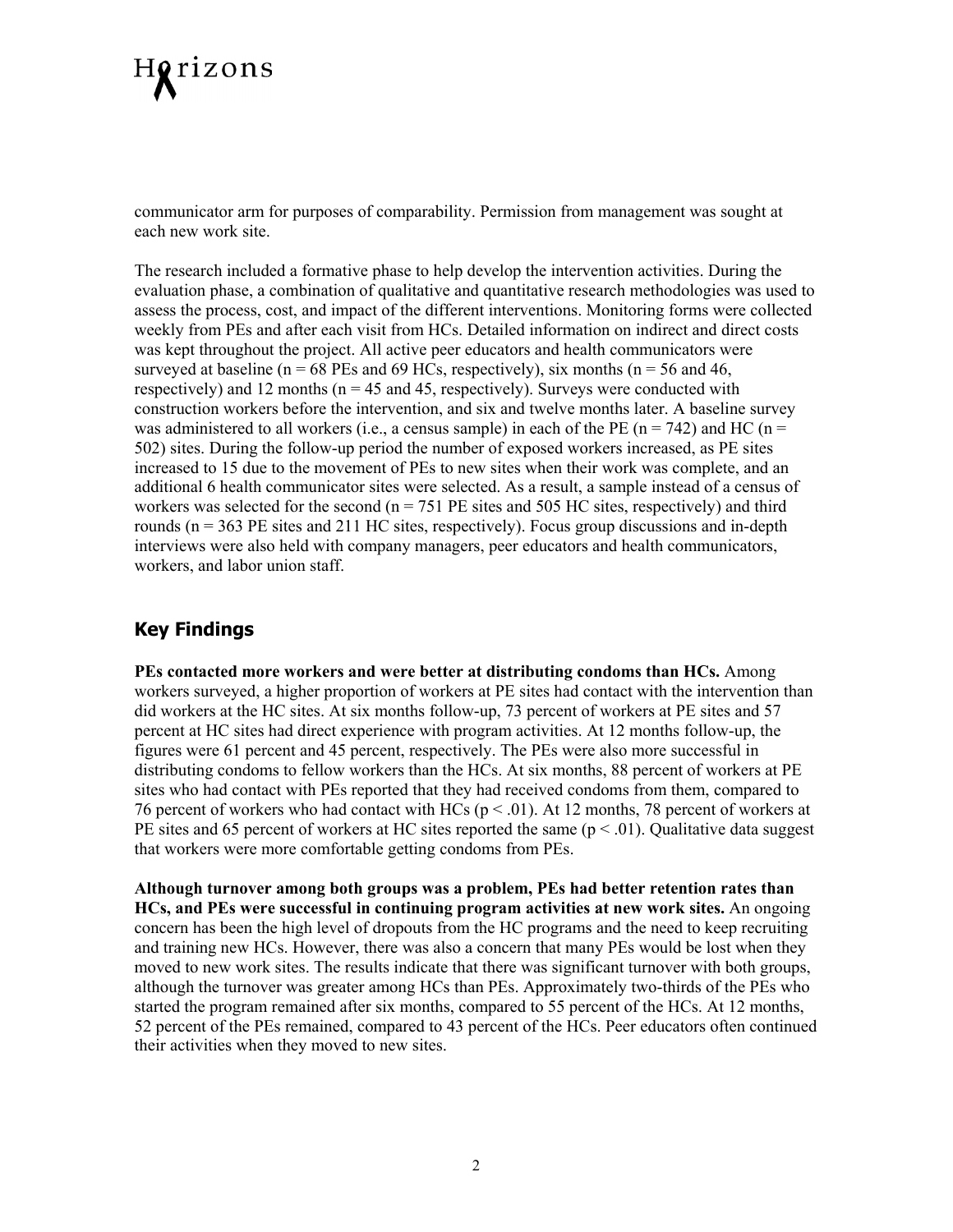communicator arm for purposes of comparability. Permission from management was sought at each new work site.

The research included a formative phase to help develop the intervention activities. During the evaluation phase, a combination of qualitative and quantitative research methodologies was used to assess the process, cost, and impact of the different interventions. Monitoring forms were collected weekly from PEs and after each visit from HCs. Detailed information on indirect and direct costs was kept throughout the project. All active peer educators and health communicators were surveyed at baseline (n = 68 PEs and 69 HCs, respectively), six months (n = 56 and 46, respectively) and 12 months (n = 45 and 45, respectively). Surveys were conducted with construction workers before the intervention, and six and twelve months later. A baseline survey was administered to all workers (i.e., a census sample) in each of the PE (n = 742) and HC (n = 502) sites. During the follow-up period the number of exposed workers increased, as PE sites increased to 15 due to the movement of PEs to new sites when their work was complete, and an additional 6 health communicator sites were selected. As a result, a sample instead of a census of workers was selected for the second (n = 751 PE sites and 505 HC sites, respectively) and third rounds (n = 363 PE sites and 211 HC sites, respectively). Focus group discussions and in-depth interviews were also held with company managers, peer educators and health communicators, workers, and labor union staff.

## Key Findings

**PEs contacted more workers and were better at distributing condoms than HCs.** Among workers surveyed, a higher proportion of workers at PE sites had contact with the intervention than did workers at the HC sites. At six months follow-up, 73 percent of workers at PE sites and 57 percent at HC sites had direct experience with program activities. At 12 months follow-up, the figures were 61 percent and 45 percent, respectively. The PEs were also more successful in distributing condoms to fellow workers than the HCs. At six months, 88 percent of workers at PE sites who had contact with PEs reported that they had received condoms from them, compared to 76 percent of workers who had contact with HCs ($p < .01$). At 12 months, 78 percent of workers at PE sites and 65 percent of workers at HC sites reported the same ($p < .01$). Qualitative data suggest that workers were more comfortable getting condoms from PEs.

**Although turnover among both groups was a problem, PEs had better retention rates than HCs, and PEs were successful in continuing program activities at new work sites.** An ongoing concern has been the high level of dropouts from the HC programs and the need to keep recruiting and training new HCs. However, there was also a concern that many PEs would be lost when they moved to new work sites. The results indicate that there was significant turnover with both groups, although the turnover was greater among HCs than PEs. Approximately two-thirds of the PEs who started the program remained after six months, compared to 55 percent of the HCs. At 12 months, 52 percent of the PEs remained, compared to 43 percent of the HCs. Peer educators often continued their activities when they moved to new sites.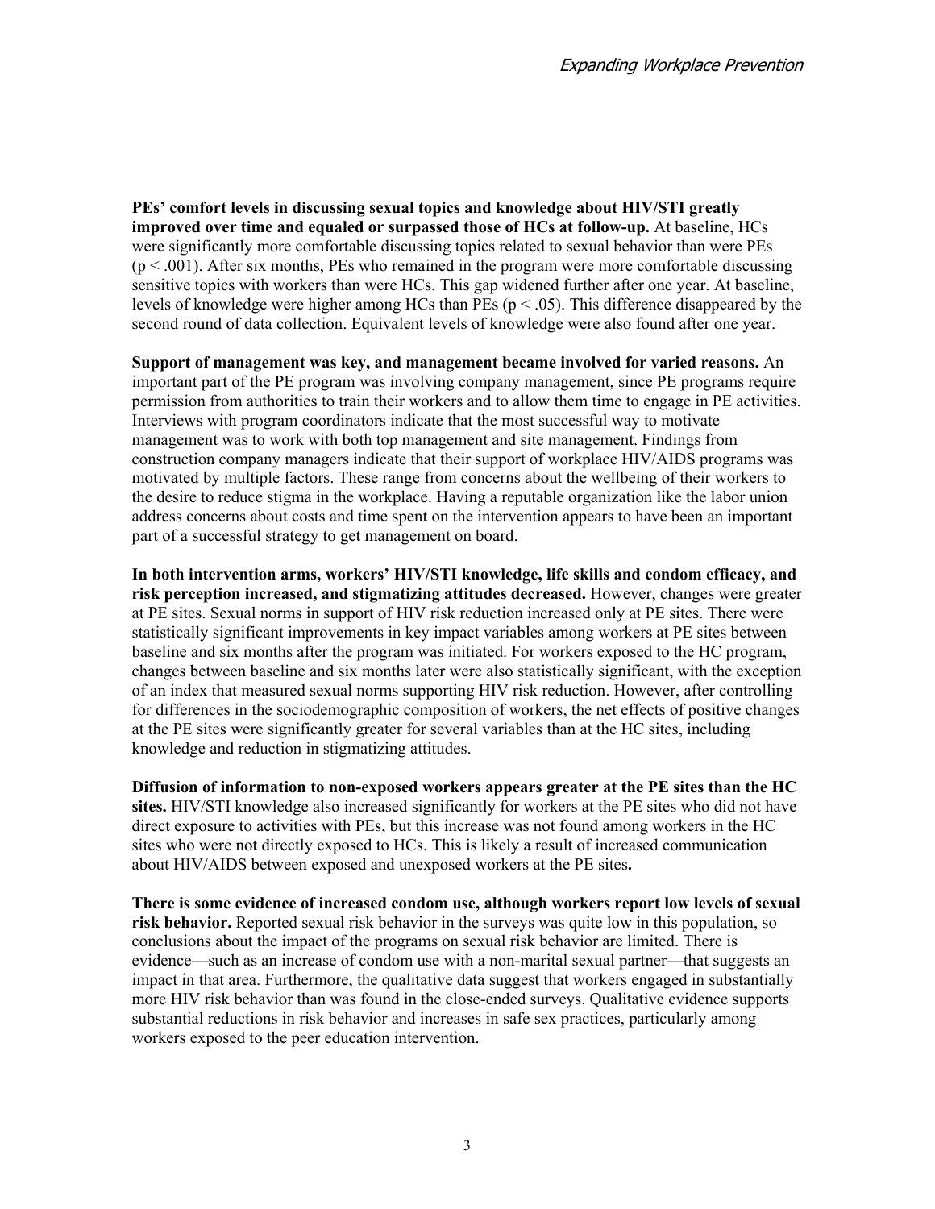**PEs' comfort levels in discussing sexual topics and knowledge about HIV/STI greatly improved over time and equaled or surpassed those of HCs at follow-up.** At baseline, HCs were significantly more comfortable discussing topics related to sexual behavior than were PEs ($p < .001$). After six months, PEs who remained in the program were more comfortable discussing sensitive topics with workers than were HCs. This gap widened further after one year. At baseline, levels of knowledge were higher among HCs than PEs ($p < .05$). This difference disappeared by the second round of data collection. Equivalent levels of knowledge were also found after one year.

**Support of management was key, and management became involved for varied reasons.** An important part of the PE program was involving company management, since PE programs require permission from authorities to train their workers and to allow them time to engage in PE activities. Interviews with program coordinators indicate that the most successful way to motivate management was to work with both top management and site management. Findings from construction company managers indicate that their support of workplace HIV/AIDS programs was motivated by multiple factors. These range from concerns about the wellbeing of their workers to the desire to reduce stigma in the workplace. Having a reputable organization like the labor union address concerns about costs and time spent on the intervention appears to have been an important part of a successful strategy to get management on board.

**In both intervention arms, workers' HIV/STI knowledge, life skills and condom efficacy, and risk perception increased, and stigmatizing attitudes decreased.** However, changes were greater at PE sites. Sexual norms in support of HIV risk reduction increased only at PE sites. There were statistically significant improvements in key impact variables among workers at PE sites between baseline and six months after the program was initiated. For workers exposed to the HC program, changes between baseline and six months later were also statistically significant, with the exception of an index that measured sexual norms supporting HIV risk reduction. However, after controlling for differences in the sociodemographic composition of workers, the net effects of positive changes at the PE sites were significantly greater for several variables than at the HC sites, including knowledge and reduction in stigmatizing attitudes.

**Diffusion of information to non-exposed workers appears greater at the PE sites than the HC sites.** HIV/STI knowledge also increased significantly for workers at the PE sites who did not have direct exposure to activities with PEs, but this increase was not found among workers in the HC sites who were not directly exposed to HCs. This is likely a result of increased communication about HIV/AIDS between exposed and unexposed workers at the PE sites**.**

**There is some evidence of increased condom use, although workers report low levels of sexual risk behavior.** Reported sexual risk behavior in the surveys was quite low in this population, so conclusions about the impact of the programs on sexual risk behavior are limited. There is evidence—such as an increase of condom use with a non-marital sexual partner—that suggests an impact in that area. Furthermore, the qualitative data suggest that workers engaged in substantially more HIV risk behavior than was found in the close-ended surveys. Qualitative evidence supports substantial reductions in risk behavior and increases in safe sex practices, particularly among workers exposed to the peer education intervention.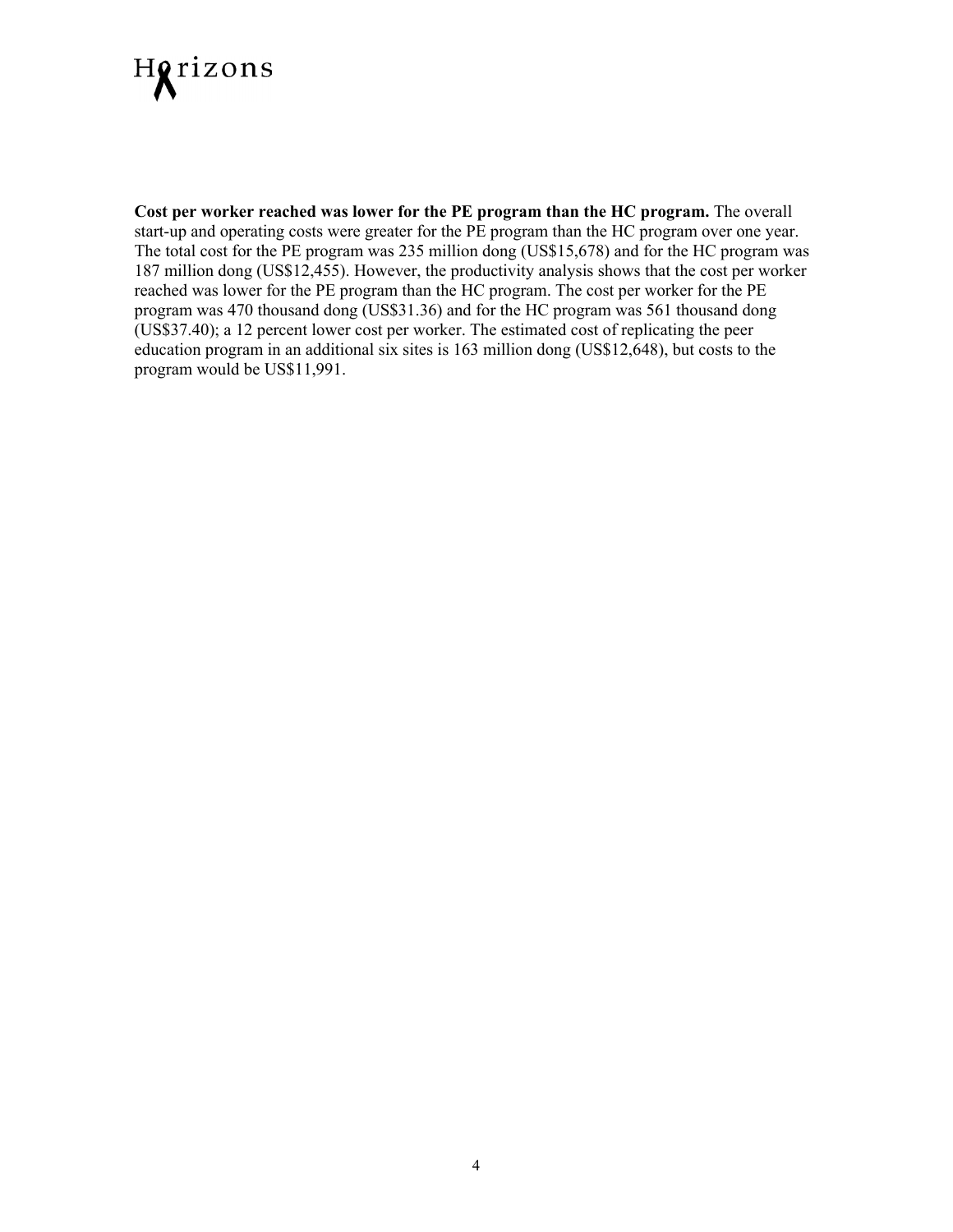**Cost per worker reached was lower for the PE program than the HC program.** The overall start-up and operating costs were greater for the PE program than the HC program over one year. The total cost for the PE program was 235 million dong (US$15,678) and for the HC program was 187 million dong (US$12,455). However, the productivity analysis shows that the cost per worker reached was lower for the PE program than the HC program. The cost per worker for the PE program was 470 thousand dong (US$31.36) and for the HC program was 561 thousand dong (US$37.40); a 12 percent lower cost per worker. The estimated cost of replicating the peer education program in an additional six sites is 163 million dong (US$12,648), but costs to the program would be US$11,991.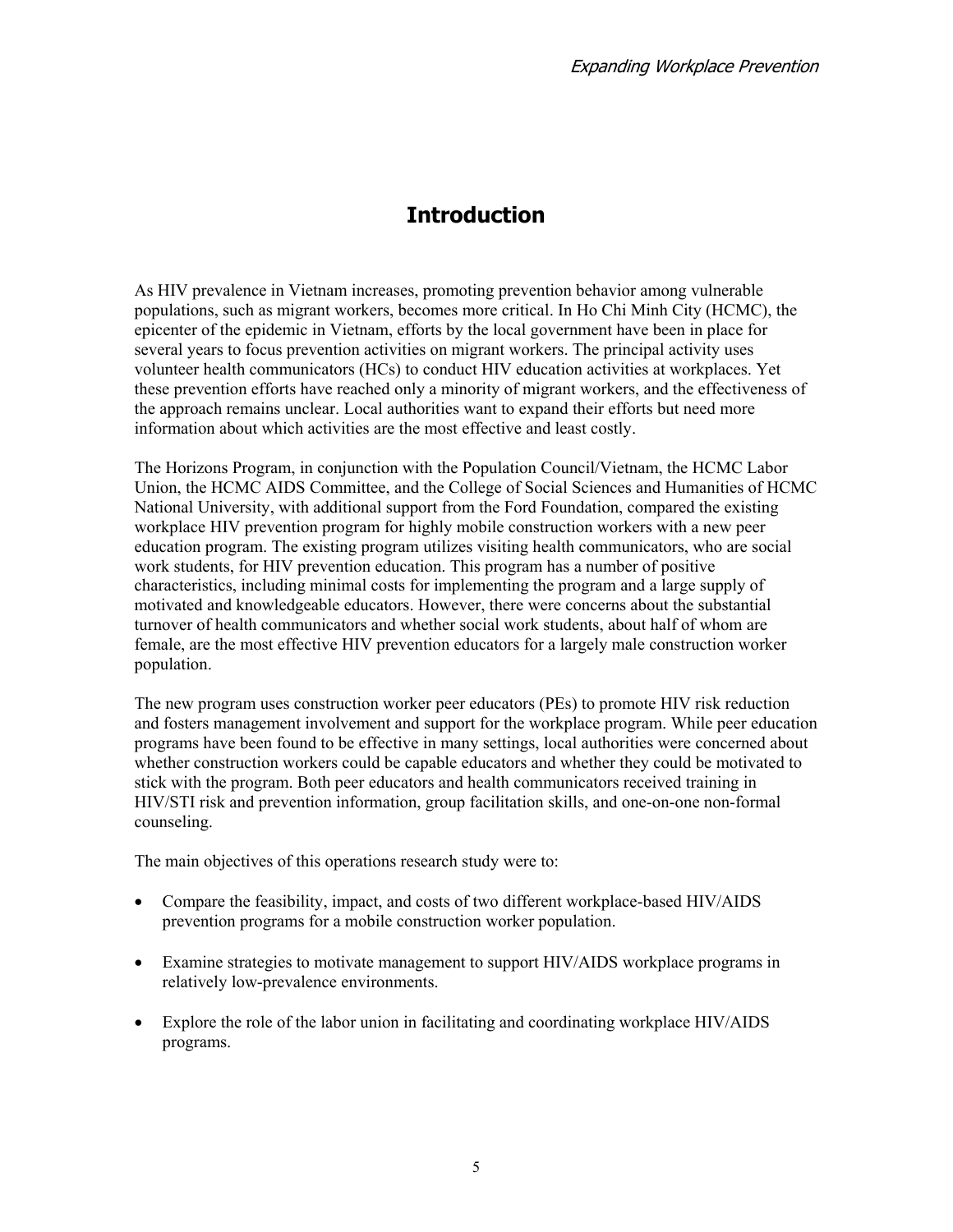# Introduction

As HIV prevalence in Vietnam increases, promoting prevention behavior among vulnerable populations, such as migrant workers, becomes more critical. In Ho Chi Minh City (HCMC), the epicenter of the epidemic in Vietnam, efforts by the local government have been in place for several years to focus prevention activities on migrant workers. The principal activity uses volunteer health communicators (HCs) to conduct HIV education activities at workplaces. Yet these prevention efforts have reached only a minority of migrant workers, and the effectiveness of the approach remains unclear. Local authorities want to expand their efforts but need more information about which activities are the most effective and least costly.

The Horizons Program, in conjunction with the Population Council/Vietnam, the HCMC Labor Union, the HCMC AIDS Committee, and the College of Social Sciences and Humanities of HCMC National University, with additional support from the Ford Foundation, compared the existing workplace HIV prevention program for highly mobile construction workers with a new peer education program. The existing program utilizes visiting health communicators, who are social work students, for HIV prevention education. This program has a number of positive characteristics, including minimal costs for implementing the program and a large supply of motivated and knowledgeable educators. However, there were concerns about the substantial turnover of health communicators and whether social work students, about half of whom are female, are the most effective HIV prevention educators for a largely male construction worker population.

The new program uses construction worker peer educators (PEs) to promote HIV risk reduction and fosters management involvement and support for the workplace program. While peer education programs have been found to be effective in many settings, local authorities were concerned about whether construction workers could be capable educators and whether they could be motivated to stick with the program. Both peer educators and health communicators received training in HIV/STI risk and prevention information, group facilitation skills, and one-on-one non-formal counseling.

The main objectives of this operations research study were to:

- Compare the feasibility, impact, and costs of two different workplace-based HIV/AIDS prevention programs for a mobile construction worker population.
- Examine strategies to motivate management to support HIV/AIDS workplace programs in relatively low-prevalence environments.
- Explore the role of the labor union in facilitating and coordinating workplace HIV/AIDS programs.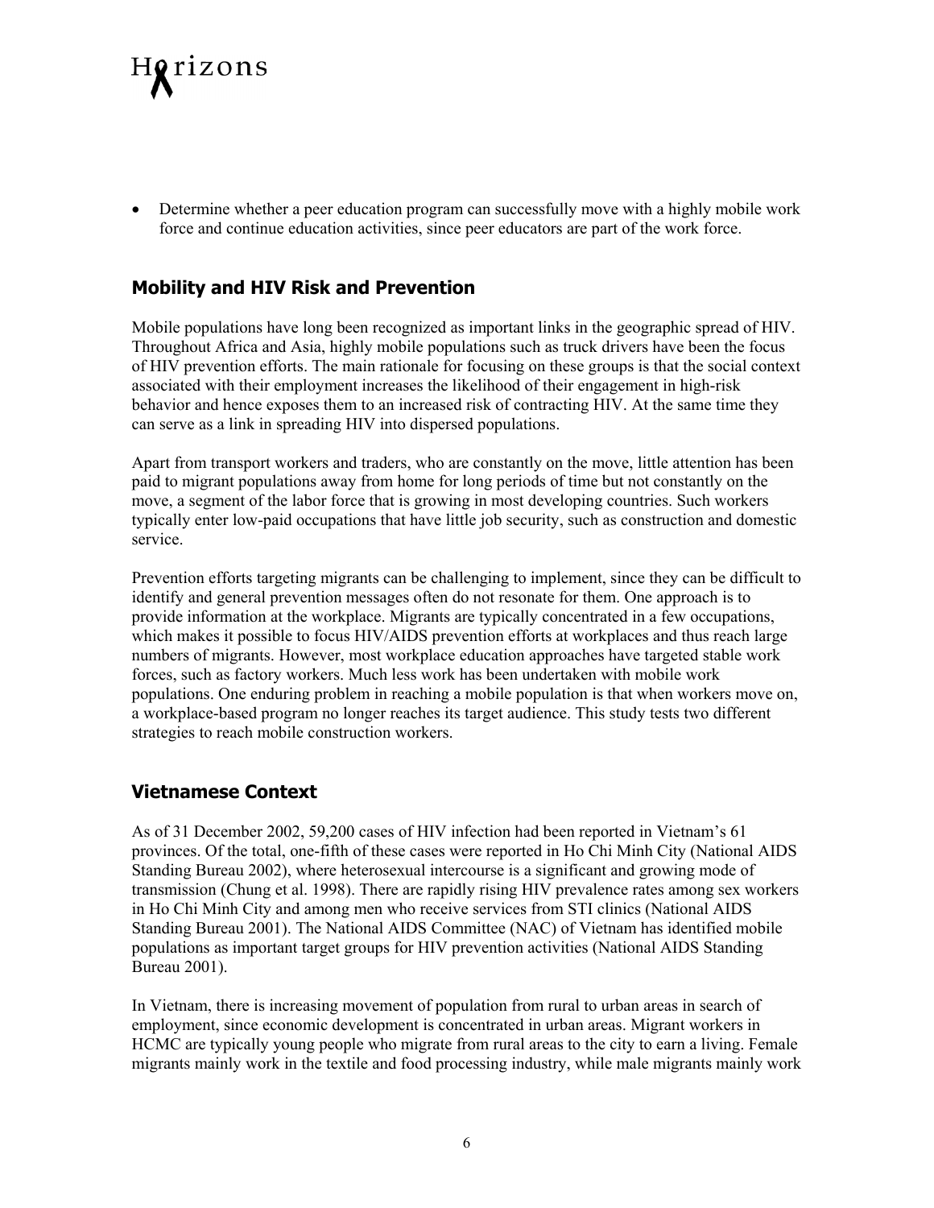- Determine whether a peer education program can successfully move with a highly mobile work force and continue education activities, since peer educators are part of the work force.

## Mobility and HIV Risk and Prevention

Mobile populations have long been recognized as important links in the geographic spread of HIV. Throughout Africa and Asia, highly mobile populations such as truck drivers have been the focus of HIV prevention efforts. The main rationale for focusing on these groups is that the social context associated with their employment increases the likelihood of their engagement in high-risk behavior and hence exposes them to an increased risk of contracting HIV. At the same time they can serve as a link in spreading HIV into dispersed populations.

Apart from transport workers and traders, who are constantly on the move, little attention has been paid to migrant populations away from home for long periods of time but not constantly on the move, a segment of the labor force that is growing in most developing countries. Such workers typically enter low-paid occupations that have little job security, such as construction and domestic service.

Prevention efforts targeting migrants can be challenging to implement, since they can be difficult to identify and general prevention messages often do not resonate for them. One approach is to provide information at the workplace. Migrants are typically concentrated in a few occupations, which makes it possible to focus HIV/AIDS prevention efforts at workplaces and thus reach large numbers of migrants. However, most workplace education approaches have targeted stable work forces, such as factory workers. Much less work has been undertaken with mobile work populations. One enduring problem in reaching a mobile population is that when workers move on, a workplace-based program no longer reaches its target audience. This study tests two different strategies to reach mobile construction workers.

## Vietnamese Context

As of 31 December 2002, 59,200 cases of HIV infection had been reported in Vietnam's 61 provinces. Of the total, one-fifth of these cases were reported in Ho Chi Minh City (National AIDS Standing Bureau 2002), where heterosexual intercourse is a significant and growing mode of transmission (Chung et al. 1998). There are rapidly rising HIV prevalence rates among sex workers in Ho Chi Minh City and among men who receive services from STI clinics (National AIDS Standing Bureau 2001). The National AIDS Committee (NAC) of Vietnam has identified mobile populations as important target groups for HIV prevention activities (National AIDS Standing Bureau 2001).

In Vietnam, there is increasing movement of population from rural to urban areas in search of employment, since economic development is concentrated in urban areas. Migrant workers in HCMC are typically young people who migrate from rural areas to the city to earn a living. Female migrants mainly work in the textile and food processing industry, while male migrants mainly work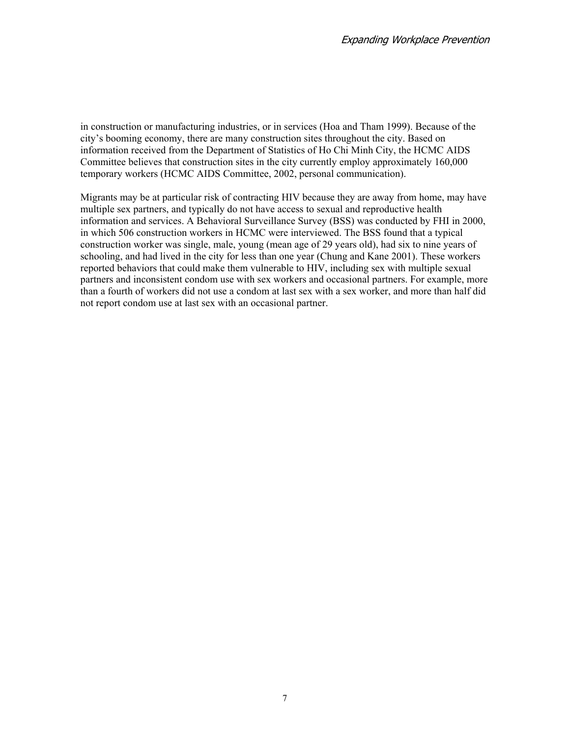in construction or manufacturing industries, or in services (Hoa and Tham 1999). Because of the city's booming economy, there are many construction sites throughout the city. Based on information received from the Department of Statistics of Ho Chi Minh City, the HCMC AIDS Committee believes that construction sites in the city currently employ approximately 160,000 temporary workers (HCMC AIDS Committee, 2002, personal communication).

Migrants may be at particular risk of contracting HIV because they are away from home, may have multiple sex partners, and typically do not have access to sexual and reproductive health information and services. A Behavioral Surveillance Survey (BSS) was conducted by FHI in 2000, in which 506 construction workers in HCMC were interviewed. The BSS found that a typical construction worker was single, male, young (mean age of 29 years old), had six to nine years of schooling, and had lived in the city for less than one year (Chung and Kane 2001). These workers reported behaviors that could make them vulnerable to HIV, including sex with multiple sexual partners and inconsistent condom use with sex workers and occasional partners. For example, more than a fourth of workers did not use a condom at last sex with a sex worker, and more than half did not report condom use at last sex with an occasional partner.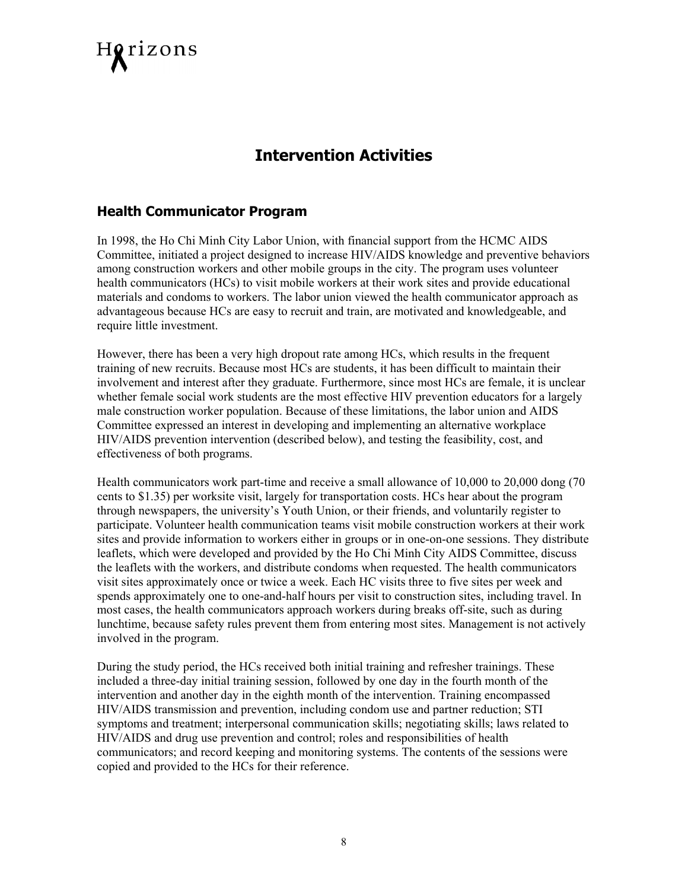# Intervention Activities

## Health Communicator Program

In 1998, the Ho Chi Minh City Labor Union, with financial support from the HCMC AIDS Committee, initiated a project designed to increase HIV/AIDS knowledge and preventive behaviors among construction workers and other mobile groups in the city. The program uses volunteer health communicators (HCs) to visit mobile workers at their work sites and provide educational materials and condoms to workers. The labor union viewed the health communicator approach as advantageous because HCs are easy to recruit and train, are motivated and knowledgeable, and require little investment.

However, there has been a very high dropout rate among HCs, which results in the frequent training of new recruits. Because most HCs are students, it has been difficult to maintain their involvement and interest after they graduate. Furthermore, since most HCs are female, it is unclear whether female social work students are the most effective HIV prevention educators for a largely male construction worker population. Because of these limitations, the labor union and AIDS Committee expressed an interest in developing and implementing an alternative workplace HIV/AIDS prevention intervention (described below), and testing the feasibility, cost, and effectiveness of both programs.

Health communicators work part-time and receive a small allowance of 10,000 to 20,000 dong (70 cents to $1.35) per worksite visit, largely for transportation costs. HCs hear about the program through newspapers, the university's Youth Union, or their friends, and voluntarily register to participate. Volunteer health communication teams visit mobile construction workers at their work sites and provide information to workers either in groups or in one-on-one sessions. They distribute leaflets, which were developed and provided by the Ho Chi Minh City AIDS Committee, discuss the leaflets with the workers, and distribute condoms when requested. The health communicators visit sites approximately once or twice a week. Each HC visits three to five sites per week and spends approximately one to one-and-half hours per visit to construction sites, including travel. In most cases, the health communicators approach workers during breaks off-site, such as during lunchtime, because safety rules prevent them from entering most sites. Management is not actively involved in the program.

During the study period, the HCs received both initial training and refresher trainings. These included a three-day initial training session, followed by one day in the fourth month of the intervention and another day in the eighth month of the intervention. Training encompassed HIV/AIDS transmission and prevention, including condom use and partner reduction; STI symptoms and treatment; interpersonal communication skills; negotiating skills; laws related to HIV/AIDS and drug use prevention and control; roles and responsibilities of health communicators; and record keeping and monitoring systems. The contents of the sessions were copied and provided to the HCs for their reference.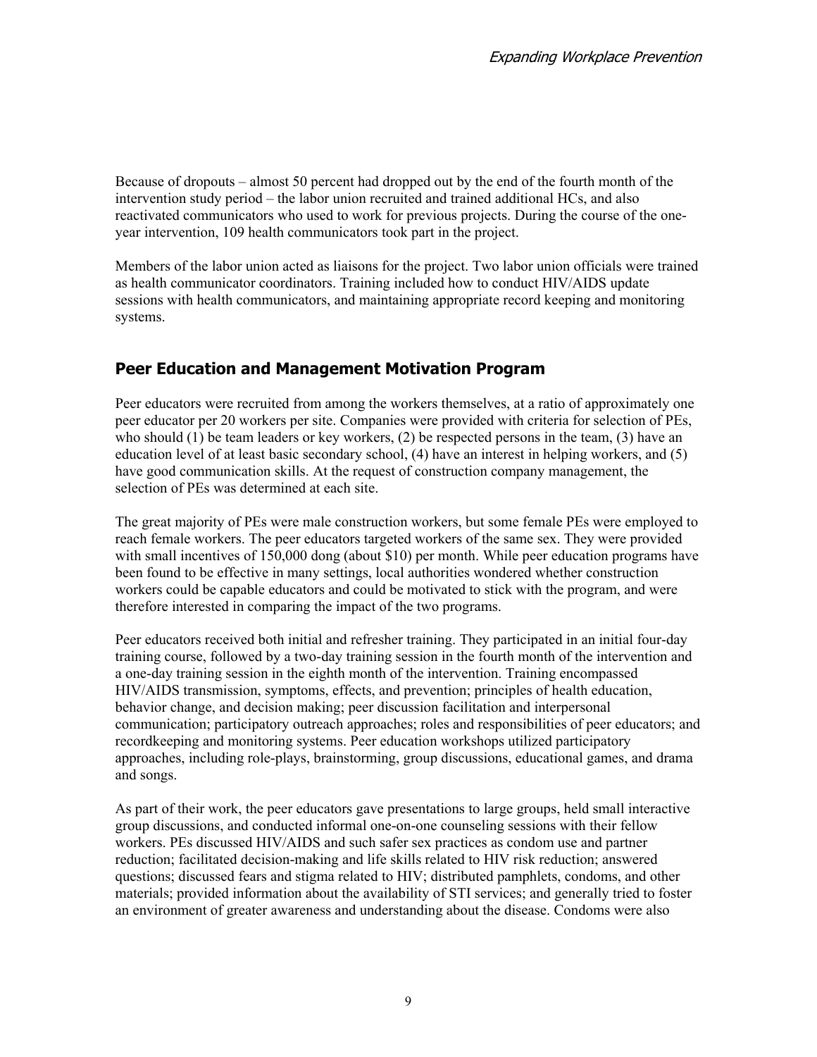Because of dropouts – almost 50 percent had dropped out by the end of the fourth month of the intervention study period – the labor union recruited and trained additional HCs, and also reactivated communicators who used to work for previous projects. During the course of the one-year intervention, 109 health communicators took part in the project.

Members of the labor union acted as liaisons for the project. Two labor union officials were trained as health communicator coordinators. Training included how to conduct HIV/AIDS update sessions with health communicators, and maintaining appropriate record keeping and monitoring systems.

## Peer Education and Management Motivation Program

Peer educators were recruited from among the workers themselves, at a ratio of approximately one peer educator per 20 workers per site. Companies were provided with criteria for selection of PEs, who should (1) be team leaders or key workers, (2) be respected persons in the team, (3) have an education level of at least basic secondary school, (4) have an interest in helping workers, and (5) have good communication skills. At the request of construction company management, the selection of PEs was determined at each site.

The great majority of PEs were male construction workers, but some female PEs were employed to reach female workers. The peer educators targeted workers of the same sex. They were provided with small incentives of 150,000 dong (about $10) per month. While peer education programs have been found to be effective in many settings, local authorities wondered whether construction workers could be capable educators and could be motivated to stick with the program, and were therefore interested in comparing the impact of the two programs.

Peer educators received both initial and refresher training. They participated in an initial four-day training course, followed by a two-day training session in the fourth month of the intervention and a one-day training session in the eighth month of the intervention. Training encompassed HIV/AIDS transmission, symptoms, effects, and prevention; principles of health education, behavior change, and decision making; peer discussion facilitation and interpersonal communication; participatory outreach approaches; roles and responsibilities of peer educators; and recordkeeping and monitoring systems. Peer education workshops utilized participatory approaches, including role-plays, brainstorming, group discussions, educational games, and drama and songs.

As part of their work, the peer educators gave presentations to large groups, held small interactive group discussions, and conducted informal one-on-one counseling sessions with their fellow workers. PEs discussed HIV/AIDS and such safer sex practices as condom use and partner reduction; facilitated decision-making and life skills related to HIV risk reduction; answered questions; discussed fears and stigma related to HIV; distributed pamphlets, condoms, and other materials; provided information about the availability of STI services; and generally tried to foster an environment of greater awareness and understanding about the disease. Condoms were also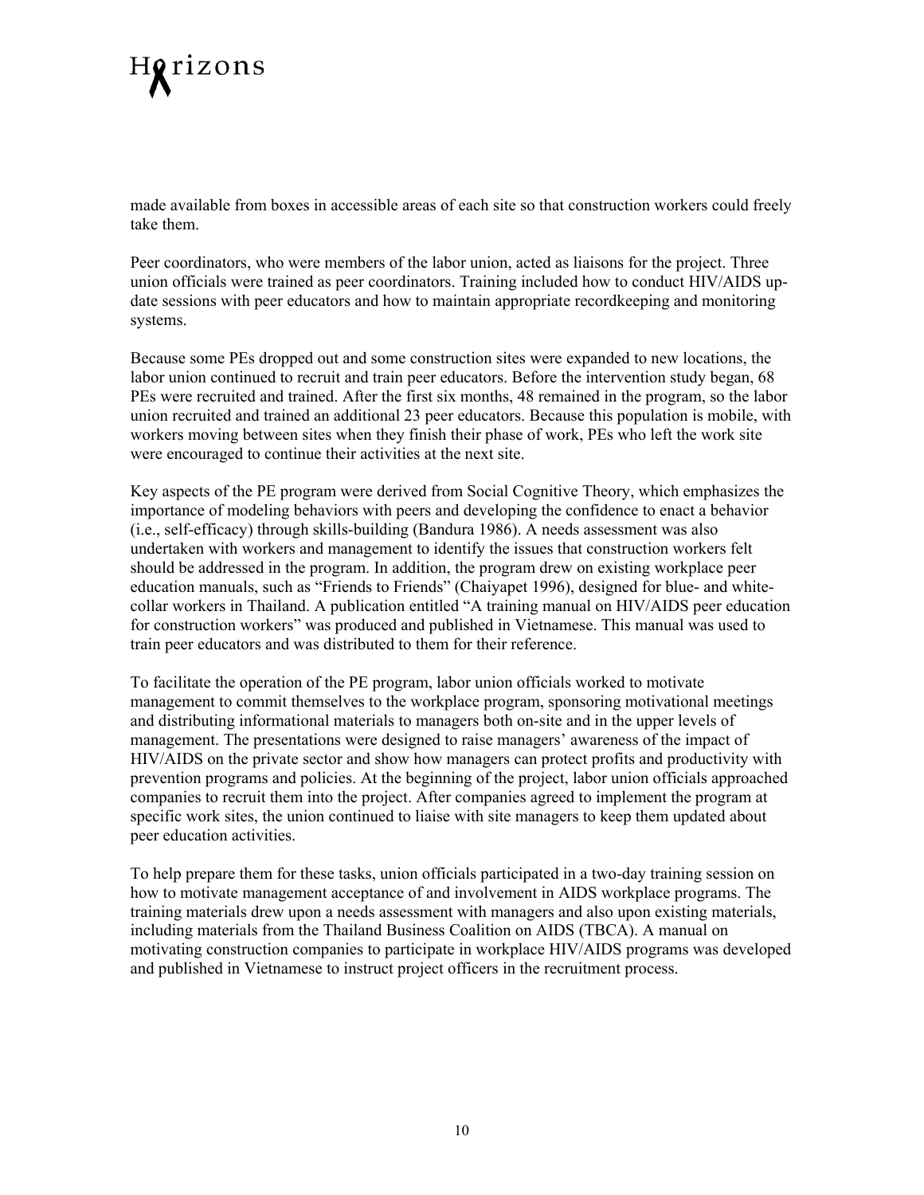made available from boxes in accessible areas of each site so that construction workers could freely take them.

Peer coordinators, who were members of the labor union, acted as liaisons for the project. Three union officials were trained as peer coordinators. Training included how to conduct HIV/AIDS update sessions with peer educators and how to maintain appropriate recordkeeping and monitoring systems.

Because some PEs dropped out and some construction sites were expanded to new locations, the labor union continued to recruit and train peer educators. Before the intervention study began, 68 PEs were recruited and trained. After the first six months, 48 remained in the program, so the labor union recruited and trained an additional 23 peer educators. Because this population is mobile, with workers moving between sites when they finish their phase of work, PEs who left the work site were encouraged to continue their activities at the next site.

Key aspects of the PE program were derived from Social Cognitive Theory, which emphasizes the importance of modeling behaviors with peers and developing the confidence to enact a behavior (i.e., self-efficacy) through skills-building (Bandura 1986). A needs assessment was also undertaken with workers and management to identify the issues that construction workers felt should be addressed in the program. In addition, the program drew on existing workplace peer education manuals, such as "Friends to Friends" (Chaiyapet 1996), designed for blue- and white-collar workers in Thailand. A publication entitled "A training manual on HIV/AIDS peer education for construction workers" was produced and published in Vietnamese. This manual was used to train peer educators and was distributed to them for their reference.

To facilitate the operation of the PE program, labor union officials worked to motivate management to commit themselves to the workplace program, sponsoring motivational meetings and distributing informational materials to managers both on-site and in the upper levels of management. The presentations were designed to raise managers' awareness of the impact of HIV/AIDS on the private sector and show how managers can protect profits and productivity with prevention programs and policies. At the beginning of the project, labor union officials approached companies to recruit them into the project. After companies agreed to implement the program at specific work sites, the union continued to liaise with site managers to keep them updated about peer education activities.

To help prepare them for these tasks, union officials participated in a two-day training session on how to motivate management acceptance of and involvement in AIDS workplace programs. The training materials drew upon a needs assessment with managers and also upon existing materials, including materials from the Thailand Business Coalition on AIDS (TBCA). A manual on motivating construction companies to participate in workplace HIV/AIDS programs was developed and published in Vietnamese to instruct project officers in the recruitment process.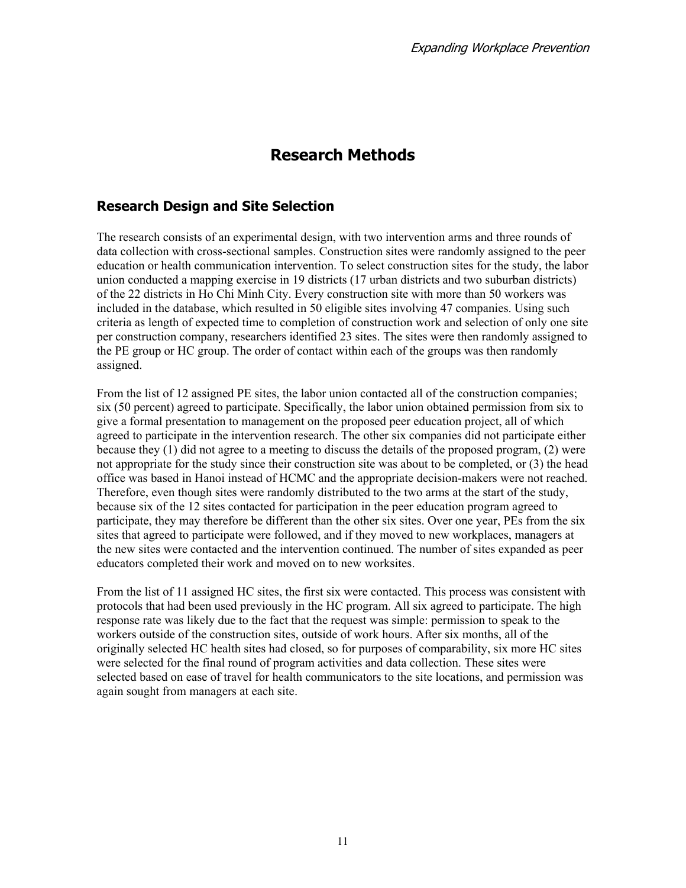# Research Methods

## Research Design and Site Selection

The research consists of an experimental design, with two intervention arms and three rounds of data collection with cross-sectional samples. Construction sites were randomly assigned to the peer education or health communication intervention. To select construction sites for the study, the labor union conducted a mapping exercise in 19 districts (17 urban districts and two suburban districts) of the 22 districts in Ho Chi Minh City. Every construction site with more than 50 workers was included in the database, which resulted in 50 eligible sites involving 47 companies. Using such criteria as length of expected time to completion of construction work and selection of only one site per construction company, researchers identified 23 sites. The sites were then randomly assigned to the PE group or HC group. The order of contact within each of the groups was then randomly assigned.

From the list of 12 assigned PE sites, the labor union contacted all of the construction companies; six (50 percent) agreed to participate. Specifically, the labor union obtained permission from six to give a formal presentation to management on the proposed peer education project, all of which agreed to participate in the intervention research. The other six companies did not participate either because they (1) did not agree to a meeting to discuss the details of the proposed program, (2) were not appropriate for the study since their construction site was about to be completed, or (3) the head office was based in Hanoi instead of HCMC and the appropriate decision-makers were not reached. Therefore, even though sites were randomly distributed to the two arms at the start of the study, because six of the 12 sites contacted for participation in the peer education program agreed to participate, they may therefore be different than the other six sites. Over one year, PEs from the six sites that agreed to participate were followed, and if they moved to new workplaces, managers at the new sites were contacted and the intervention continued. The number of sites expanded as peer educators completed their work and moved on to new worksites.

From the list of 11 assigned HC sites, the first six were contacted. This process was consistent with protocols that had been used previously in the HC program. All six agreed to participate. The high response rate was likely due to the fact that the request was simple: permission to speak to the workers outside of the construction sites, outside of work hours. After six months, all of the originally selected HC health sites had closed, so for purposes of comparability, six more HC sites were selected for the final round of program activities and data collection. These sites were selected based on ease of travel for health communicators to the site locations, and permission was again sought from managers at each site.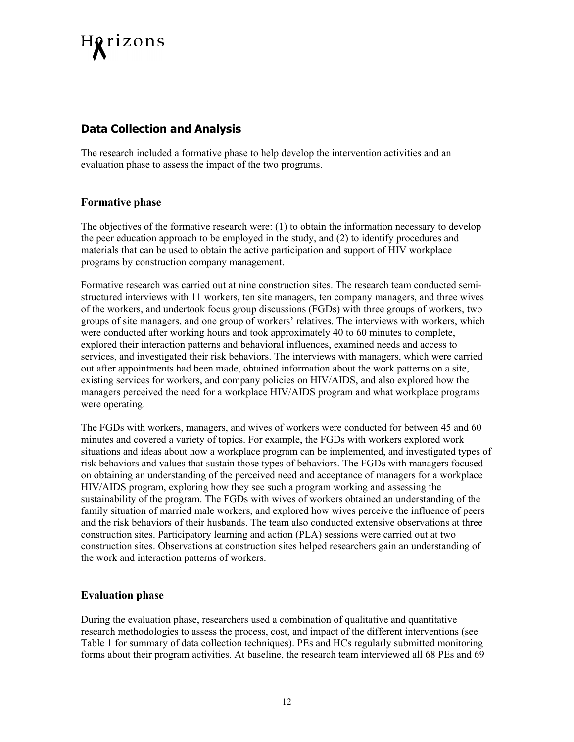## Data Collection and Analysis

The research included a formative phase to help develop the intervention activities and an evaluation phase to assess the impact of the two programs.

### Formative phase

The objectives of the formative research were: (1) to obtain the information necessary to develop the peer education approach to be employed in the study, and (2) to identify procedures and materials that can be used to obtain the active participation and support of HIV workplace programs by construction company management.

Formative research was carried out at nine construction sites. The research team conducted semi-structured interviews with 11 workers, ten site managers, ten company managers, and three wives of the workers, and undertook focus group discussions (FGDs) with three groups of workers, two groups of site managers, and one group of workers' relatives. The interviews with workers, which were conducted after working hours and took approximately 40 to 60 minutes to complete, explored their interaction patterns and behavioral influences, examined needs and access to services, and investigated their risk behaviors. The interviews with managers, which were carried out after appointments had been made, obtained information about the work patterns on a site, existing services for workers, and company policies on HIV/AIDS, and also explored how the managers perceived the need for a workplace HIV/AIDS program and what workplace programs were operating.

The FGDs with workers, managers, and wives of workers were conducted for between 45 and 60 minutes and covered a variety of topics. For example, the FGDs with workers explored work situations and ideas about how a workplace program can be implemented, and investigated types of risk behaviors and values that sustain those types of behaviors. The FGDs with managers focused on obtaining an understanding of the perceived need and acceptance of managers for a workplace HIV/AIDS program, exploring how they see such a program working and assessing the sustainability of the program. The FGDs with wives of workers obtained an understanding of the family situation of married male workers, and explored how wives perceive the influence of peers and the risk behaviors of their husbands. The team also conducted extensive observations at three construction sites. Participatory learning and action (PLA) sessions were carried out at two construction sites. Observations at construction sites helped researchers gain an understanding of the work and interaction patterns of workers.

### Evaluation phase

During the evaluation phase, researchers used a combination of qualitative and quantitative research methodologies to assess the process, cost, and impact of the different interventions (see Table 1 for summary of data collection techniques). PEs and HCs regularly submitted monitoring forms about their program activities. At baseline, the research team interviewed all 68 PEs and 69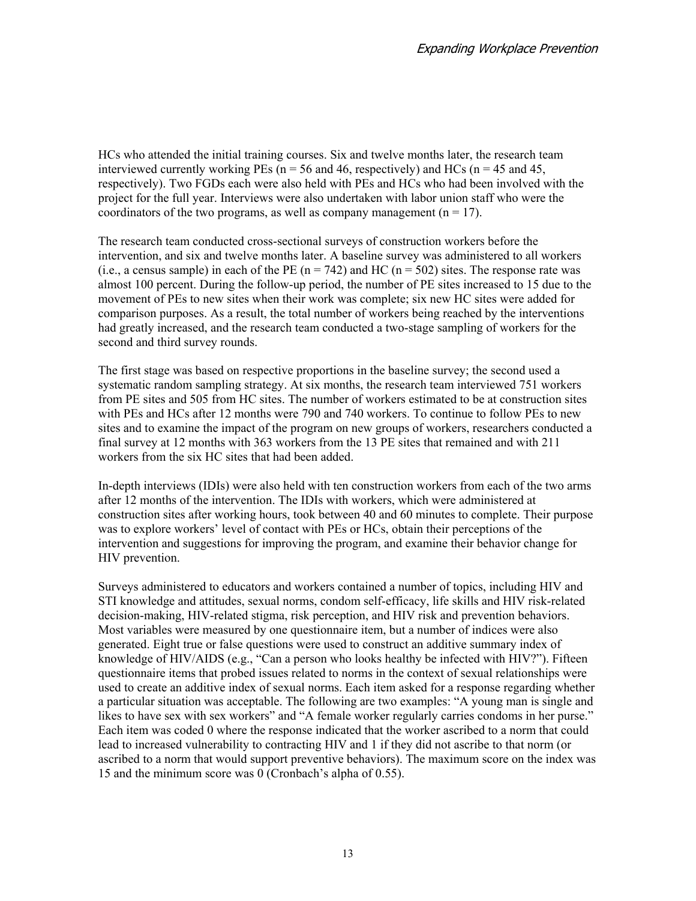HCs who attended the initial training courses. Six and twelve months later, the research team interviewed currently working PEs (n = 56 and 46, respectively) and HCs (n = 45 and 45, respectively). Two FGDs each were also held with PEs and HCs who had been involved with the project for the full year. Interviews were also undertaken with labor union staff who were the coordinators of the two programs, as well as company management (n = 17).

The research team conducted cross-sectional surveys of construction workers before the intervention, and six and twelve months later. A baseline survey was administered to all workers (i.e., a census sample) in each of the PE (n = 742) and HC (n = 502) sites. The response rate was almost 100 percent. During the follow-up period, the number of PE sites increased to 15 due to the movement of PEs to new sites when their work was complete; six new HC sites were added for comparison purposes. As a result, the total number of workers being reached by the interventions had greatly increased, and the research team conducted a two-stage sampling of workers for the second and third survey rounds.

The first stage was based on respective proportions in the baseline survey; the second used a systematic random sampling strategy. At six months, the research team interviewed 751 workers from PE sites and 505 from HC sites. The number of workers estimated to be at construction sites with PEs and HCs after 12 months were 790 and 740 workers. To continue to follow PEs to new sites and to examine the impact of the program on new groups of workers, researchers conducted a final survey at 12 months with 363 workers from the 13 PE sites that remained and with 211 workers from the six HC sites that had been added.

In-depth interviews (IDIs) were also held with ten construction workers from each of the two arms after 12 months of the intervention. The IDIs with workers, which were administered at construction sites after working hours, took between 40 and 60 minutes to complete. Their purpose was to explore workers' level of contact with PEs or HCs, obtain their perceptions of the intervention and suggestions for improving the program, and examine their behavior change for HIV prevention.

Surveys administered to educators and workers contained a number of topics, including HIV and STI knowledge and attitudes, sexual norms, condom self-efficacy, life skills and HIV risk-related decision-making, HIV-related stigma, risk perception, and HIV risk and prevention behaviors. Most variables were measured by one questionnaire item, but a number of indices were also generated. Eight true or false questions were used to construct an additive summary index of knowledge of HIV/AIDS (e.g., "Can a person who looks healthy be infected with HIV?"). Fifteen questionnaire items that probed issues related to norms in the context of sexual relationships were used to create an additive index of sexual norms. Each item asked for a response regarding whether a particular situation was acceptable. The following are two examples: "A young man is single and likes to have sex with sex workers" and "A female worker regularly carries condoms in her purse." Each item was coded 0 where the response indicated that the worker ascribed to a norm that could lead to increased vulnerability to contracting HIV and 1 if they did not ascribe to that norm (or ascribed to a norm that would support preventive behaviors). The maximum score on the index was 15 and the minimum score was 0 (Cronbach's alpha of 0.55).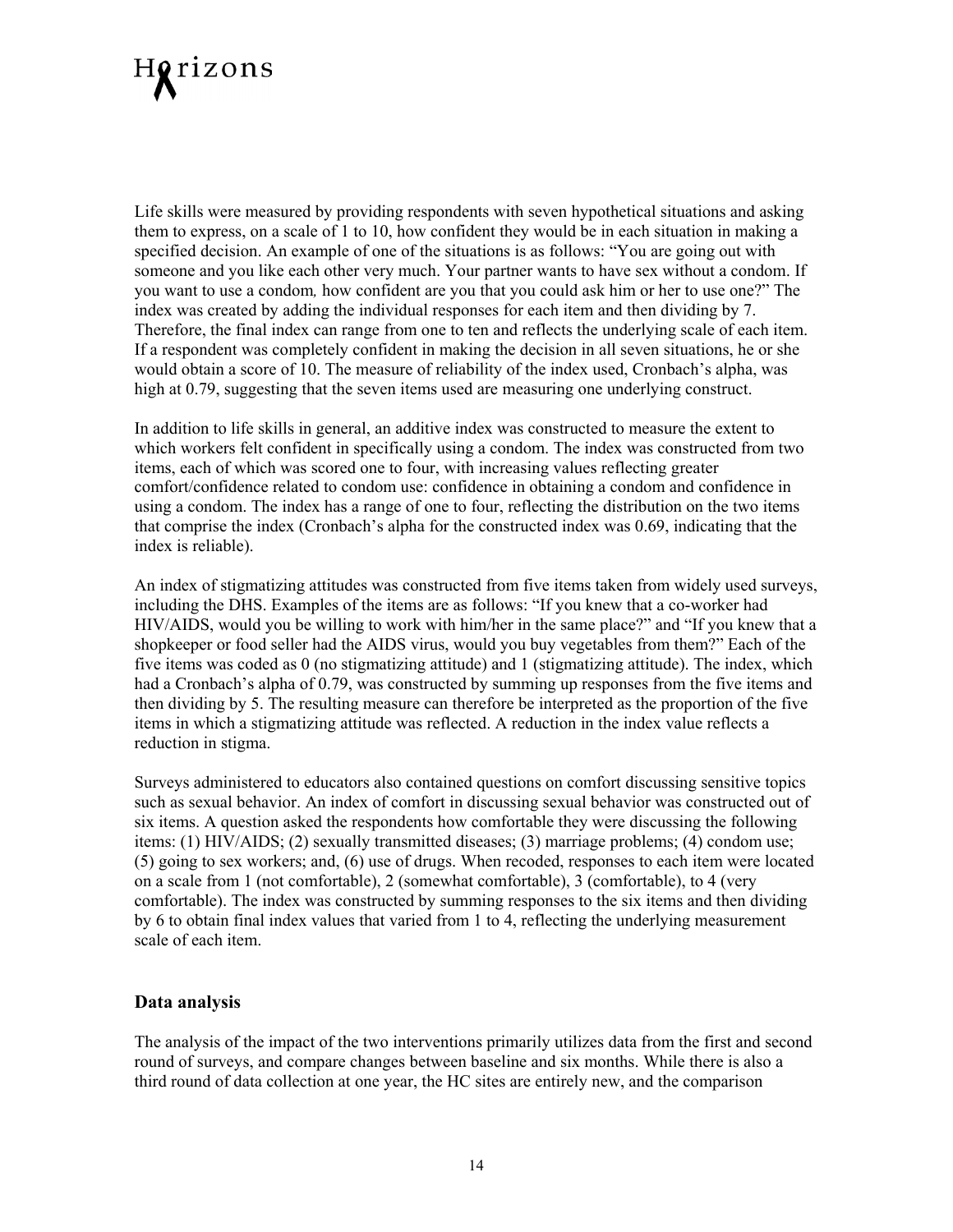Life skills were measured by providing respondents with seven hypothetical situations and asking them to express, on a scale of 1 to 10, how confident they would be in each situation in making a specified decision. An example of one of the situations is as follows: "You are going out with someone and you like each other very much. Your partner wants to have sex without a condom. If you want to use a condom*,* how confident are you that you could ask him or her to use one?" The index was created by adding the individual responses for each item and then dividing by 7. Therefore, the final index can range from one to ten and reflects the underlying scale of each item. If a respondent was completely confident in making the decision in all seven situations, he or she would obtain a score of 10. The measure of reliability of the index used, Cronbach's alpha, was high at 0.79, suggesting that the seven items used are measuring one underlying construct.

In addition to life skills in general, an additive index was constructed to measure the extent to which workers felt confident in specifically using a condom. The index was constructed from two items, each of which was scored one to four, with increasing values reflecting greater comfort/confidence related to condom use: confidence in obtaining a condom and confidence in using a condom. The index has a range of one to four, reflecting the distribution on the two items that comprise the index (Cronbach's alpha for the constructed index was 0.69, indicating that the index is reliable).

An index of stigmatizing attitudes was constructed from five items taken from widely used surveys, including the DHS. Examples of the items are as follows: "If you knew that a co-worker had HIV/AIDS, would you be willing to work with him/her in the same place?" and "If you knew that a shopkeeper or food seller had the AIDS virus, would you buy vegetables from them?" Each of the five items was coded as 0 (no stigmatizing attitude) and 1 (stigmatizing attitude). The index, which had a Cronbach's alpha of 0.79, was constructed by summing up responses from the five items and then dividing by 5. The resulting measure can therefore be interpreted as the proportion of the five items in which a stigmatizing attitude was reflected. A reduction in the index value reflects a reduction in stigma.

Surveys administered to educators also contained questions on comfort discussing sensitive topics such as sexual behavior. An index of comfort in discussing sexual behavior was constructed out of six items. A question asked the respondents how comfortable they were discussing the following items: (1) HIV/AIDS; (2) sexually transmitted diseases; (3) marriage problems; (4) condom use; (5) going to sex workers; and, (6) use of drugs. When recoded, responses to each item were located on a scale from 1 (not comfortable), 2 (somewhat comfortable), 3 (comfortable), to 4 (very comfortable). The index was constructed by summing responses to the six items and then dividing by 6 to obtain final index values that varied from 1 to 4, reflecting the underlying measurement scale of each item.

### Data analysis

The analysis of the impact of the two interventions primarily utilizes data from the first and second round of surveys, and compare changes between baseline and six months. While there is also a third round of data collection at one year, the HC sites are entirely new, and the comparison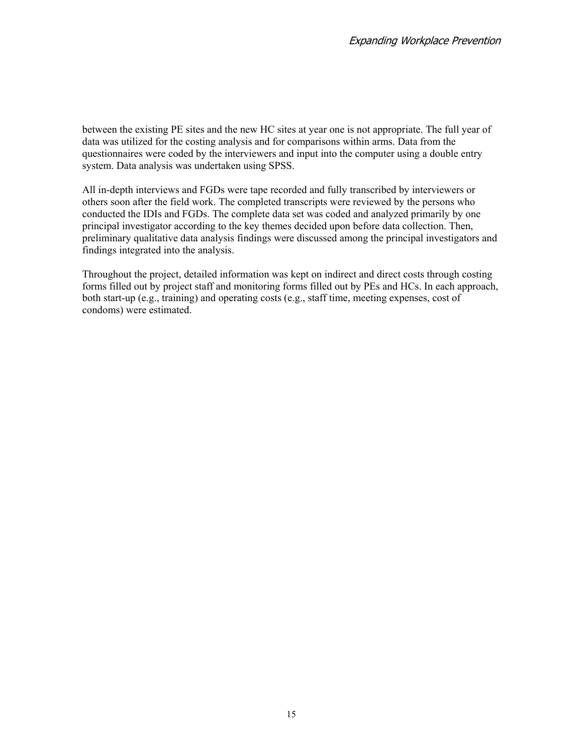between the existing PE sites and the new HC sites at year one is not appropriate. The full year of data was utilized for the costing analysis and for comparisons within arms. Data from the questionnaires were coded by the interviewers and input into the computer using a double entry system. Data analysis was undertaken using SPSS.

All in-depth interviews and FGDs were tape recorded and fully transcribed by interviewers or others soon after the field work. The completed transcripts were reviewed by the persons who conducted the IDIs and FGDs. The complete data set was coded and analyzed primarily by one principal investigator according to the key themes decided upon before data collection. Then, preliminary qualitative data analysis findings were discussed among the principal investigators and findings integrated into the analysis.

Throughout the project, detailed information was kept on indirect and direct costs through costing forms filled out by project staff and monitoring forms filled out by PEs and HCs. In each approach, both start-up (e.g., training) and operating costs (e.g., staff time, meeting expenses, cost of condoms) were estimated.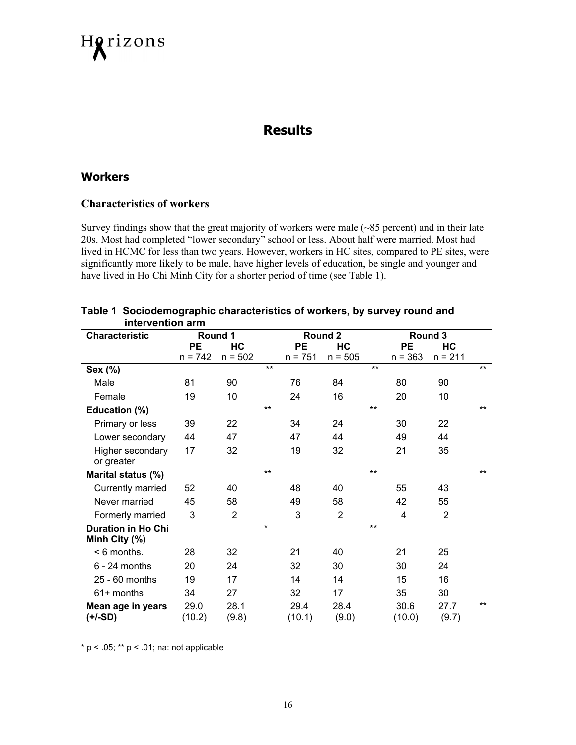# Results

## Workers

### Characteristics of workers

Survey findings show that the great majority of workers were male (~85 percent) and in their late 20s. Most had completed "lower secondary" school or less. About half were married. Most had lived in HCMC for less than two years. However, workers in HC sites, compared to PE sites, were significantly more likely to be male, have higher levels of education, be single and younger and have lived in Ho Chi Minh City for a shorter period of time (see Table 1).

**Table 1 Sociodemographic characteristics of workers, by survey round and intervention arm**

| Characteristic | Round 1 | | | Round 2 | | | Round 3 | | |
|---|---|---|---|---|---|---|---|---|---|
| | PE n = 742 | HC n = 502 | | PE n = 751 | HC n = 505 | | PE n = 363 | HC n = 211 | |
| **Sex (%)** | | | ** | | | ** | | | ** |
| Male | 81 | 90 | | 76 | 84 | | 80 | 90 | |
| Female | 19 | 10 | | 24 | 16 | | 20 | 10 | |
| **Education (%)** | | | ** | | | ** | | | ** |
| Primary or less | 39 | 22 | | 34 | 24 | | 30 | 22 | |
| Lower secondary | 44 | 47 | | 47 | 44 | | 49 | 44 | |
| Higher secondary or greater | 17 | 32 | | 19 | 32 | | 21 | 35 | |
| **Marital status (%)** | | | ** | | | ** | | | ** |
| Currently married | 52 | 40 | | 48 | 40 | | 55 | 43 | |
| Never married | 45 | 58 | | 49 | 58 | | 42 | 55 | |
| Formerly married | 3 | 2 | | 3 | 2 | | 4 | 2 | |
| **Duration in Ho Chi Minh City (%)** | | | * | | | ** | | | |
| < 6 months. | 28 | 32 | | 21 | 40 | | 21 | 25 | |
| 6 - 24 months | 20 | 24 | | 32 | 30 | | 30 | 24 | |
| 25 - 60 months | 19 | 17 | | 14 | 14 | | 15 | 16 | |
| 61+ months | 34 | 27 | | 32 | 17 | | 35 | 30 | |
| **Mean age in years (+/-SD)** | 29.0 (10.2) | 28.1 (9.8) | | 29.4 (10.1) | 28.4 (9.0) | | 30.6 (10.0) | 27.7 (9.7) | ** |

\* p < .05; ** p < .01; na: not applicable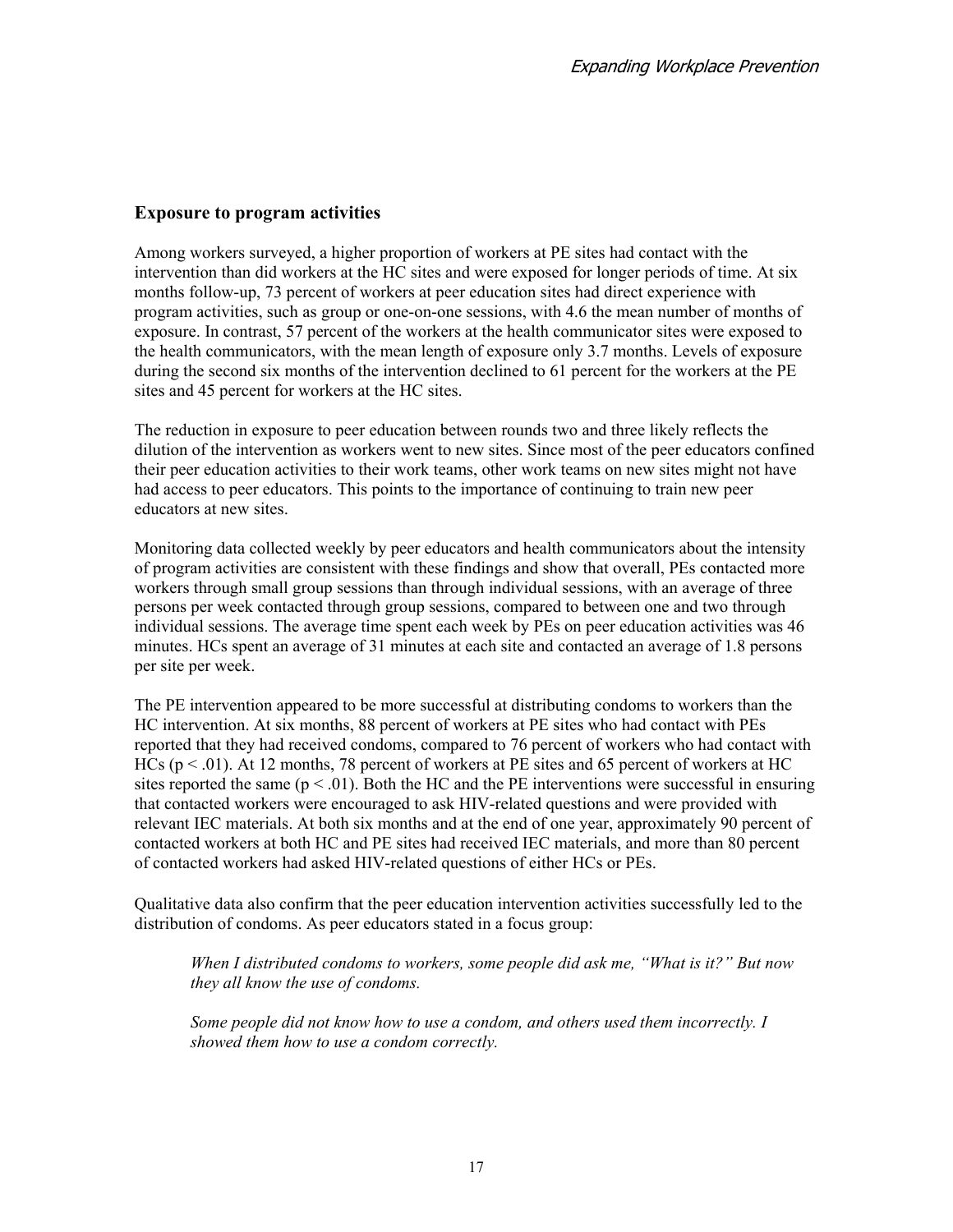### Exposure to program activities

Among workers surveyed, a higher proportion of workers at PE sites had contact with the intervention than did workers at the HC sites and were exposed for longer periods of time. At six months follow-up, 73 percent of workers at peer education sites had direct experience with program activities, such as group or one-on-one sessions, with 4.6 the mean number of months of exposure. In contrast, 57 percent of the workers at the health communicator sites were exposed to the health communicators, with the mean length of exposure only 3.7 months. Levels of exposure during the second six months of the intervention declined to 61 percent for the workers at the PE sites and 45 percent for workers at the HC sites.

The reduction in exposure to peer education between rounds two and three likely reflects the dilution of the intervention as workers went to new sites. Since most of the peer educators confined their peer education activities to their work teams, other work teams on new sites might not have had access to peer educators. This points to the importance of continuing to train new peer educators at new sites.

Monitoring data collected weekly by peer educators and health communicators about the intensity of program activities are consistent with these findings and show that overall, PEs contacted more workers through small group sessions than through individual sessions, with an average of three persons per week contacted through group sessions, compared to between one and two through individual sessions. The average time spent each week by PEs on peer education activities was 46 minutes. HCs spent an average of 31 minutes at each site and contacted an average of 1.8 persons per site per week.

The PE intervention appeared to be more successful at distributing condoms to workers than the HC intervention. At six months, 88 percent of workers at PE sites who had contact with PEs reported that they had received condoms, compared to 76 percent of workers who had contact with HCs ($p < .01$). At 12 months, 78 percent of workers at PE sites and 65 percent of workers at HC sites reported the same ($p < .01$). Both the HC and the PE interventions were successful in ensuring that contacted workers were encouraged to ask HIV-related questions and were provided with relevant IEC materials. At both six months and at the end of one year, approximately 90 percent of contacted workers at both HC and PE sites had received IEC materials, and more than 80 percent of contacted workers had asked HIV-related questions of either HCs or PEs.

Qualitative data also confirm that the peer education intervention activities successfully led to the distribution of condoms. As peer educators stated in a focus group:

> *When I distributed condoms to workers, some people did ask me, "What is it?" But now they all know the use of condoms.*
>
> *Some people did not know how to use a condom, and others used them incorrectly. I showed them how to use a condom correctly.*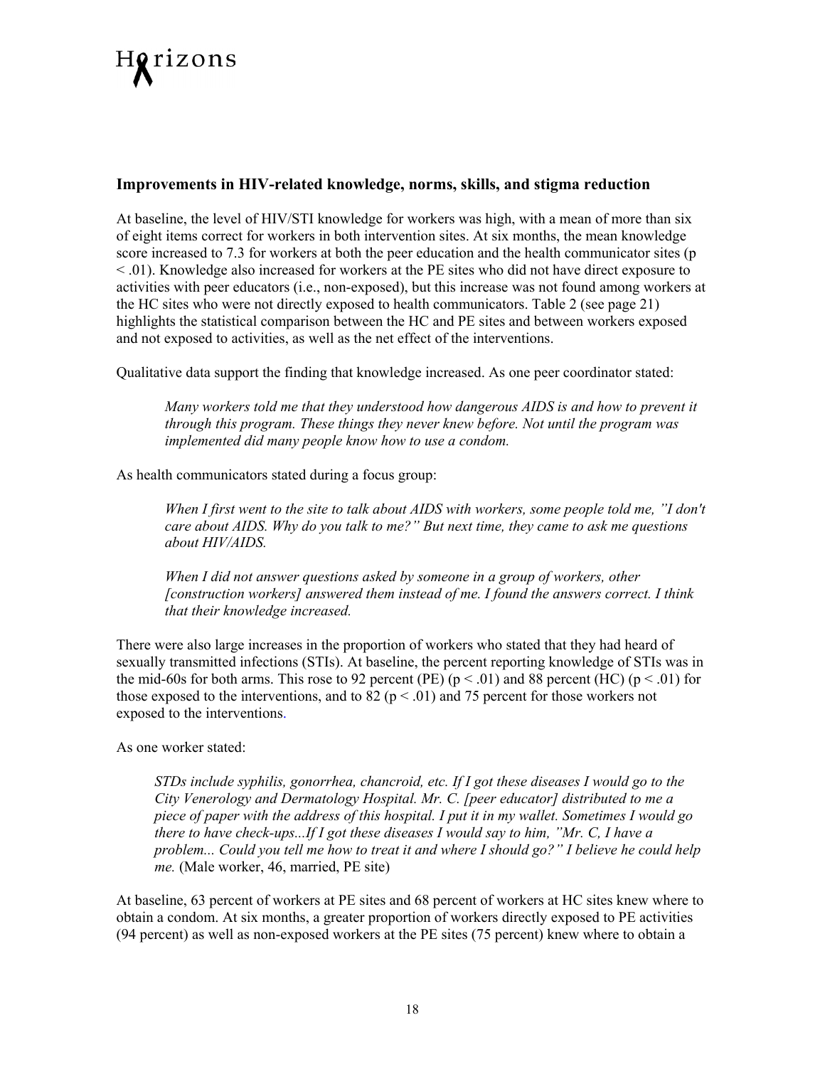### Improvements in HIV-related knowledge, norms, skills, and stigma reduction

At baseline, the level of HIV/STI knowledge for workers was high, with a mean of more than six of eight items correct for workers in both intervention sites. At six months, the mean knowledge score increased to 7.3 for workers at both the peer education and the health communicator sites ($p < .01$). Knowledge also increased for workers at the PE sites who did not have direct exposure to activities with peer educators (i.e., non-exposed), but this increase was not found among workers at the HC sites who were not directly exposed to health communicators. Table 2 (see page 21) highlights the statistical comparison between the HC and PE sites and between workers exposed and not exposed to activities, as well as the net effect of the interventions.

Qualitative data support the finding that knowledge increased. As one peer coordinator stated:

> *Many workers told me that they understood how dangerous AIDS is and how to prevent it through this program. These things they never knew before. Not until the program was implemented did many people know how to use a condom.*

As health communicators stated during a focus group:

> *When I first went to the site to talk about AIDS with workers, some people told me, "I don't care about AIDS. Why do you talk to me?" But next time, they came to ask me questions about HIV/AIDS.*
>
> *When I did not answer questions asked by someone in a group of workers, other [construction workers] answered them instead of me. I found the answers correct. I think that their knowledge increased.*

There were also large increases in the proportion of workers who stated that they had heard of sexually transmitted infections (STIs). At baseline, the percent reporting knowledge of STIs was in the mid-60s for both arms. This rose to 92 percent (PE) ($p < .01$) and 88 percent (HC) ($p < .01$) for those exposed to the interventions, and to 82 ($p < .01$) and 75 percent for those workers not exposed to the interventions.

As one worker stated:

> *STDs include syphilis, gonorrhea, chancroid, etc. If I got these diseases I would go to the City Venerology and Dermatology Hospital. Mr. C. [peer educator] distributed to me a piece of paper with the address of this hospital. I put it in my wallet. Sometimes I would go there to have check-ups...If I got these diseases I would say to him, "Mr. C, I have a problem... Could you tell me how to treat it and where I should go?" I believe he could help me.* (Male worker, 46, married, PE site)

At baseline, 63 percent of workers at PE sites and 68 percent of workers at HC sites knew where to obtain a condom. At six months, a greater proportion of workers directly exposed to PE activities (94 percent) as well as non-exposed workers at the PE sites (75 percent) knew where to obtain a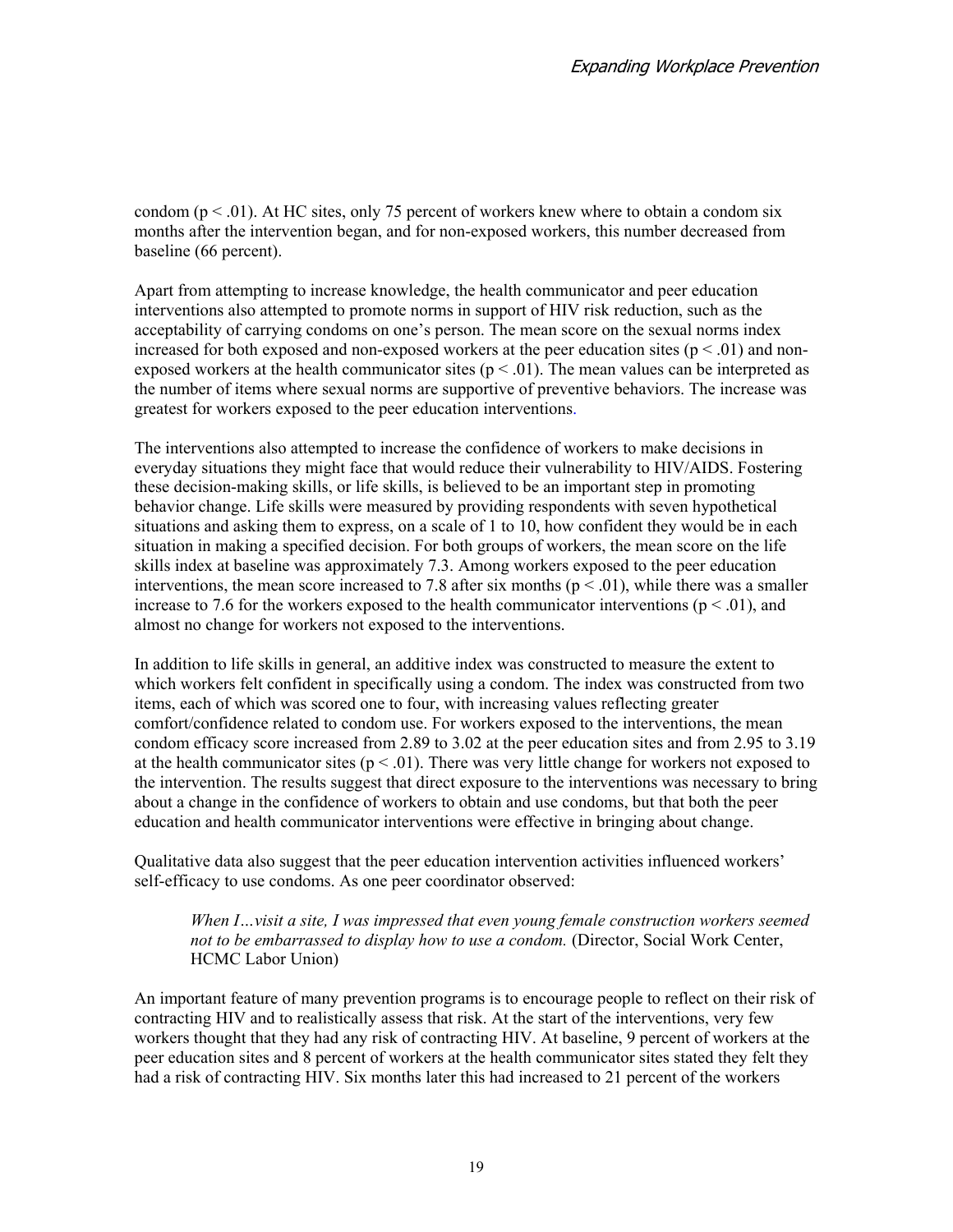condom ($p < .01$). At HC sites, only 75 percent of workers knew where to obtain a condom six months after the intervention began, and for non-exposed workers, this number decreased from baseline (66 percent).

Apart from attempting to increase knowledge, the health communicator and peer education interventions also attempted to promote norms in support of HIV risk reduction, such as the acceptability of carrying condoms on one's person. The mean score on the sexual norms index increased for both exposed and non-exposed workers at the peer education sites ($p < .01$) and non-exposed workers at the health communicator sites ($p < .01$). The mean values can be interpreted as the number of items where sexual norms are supportive of preventive behaviors. The increase was greatest for workers exposed to the peer education interventions.

The interventions also attempted to increase the confidence of workers to make decisions in everyday situations they might face that would reduce their vulnerability to HIV/AIDS. Fostering these decision-making skills, or life skills, is believed to be an important step in promoting behavior change. Life skills were measured by providing respondents with seven hypothetical situations and asking them to express, on a scale of 1 to 10, how confident they would be in each situation in making a specified decision. For both groups of workers, the mean score on the life skills index at baseline was approximately 7.3. Among workers exposed to the peer education interventions, the mean score increased to 7.8 after six months ($p < .01$), while there was a smaller increase to 7.6 for the workers exposed to the health communicator interventions ($p < .01$), and almost no change for workers not exposed to the interventions.

In addition to life skills in general, an additive index was constructed to measure the extent to which workers felt confident in specifically using a condom. The index was constructed from two items, each of which was scored one to four, with increasing values reflecting greater comfort/confidence related to condom use. For workers exposed to the interventions, the mean condom efficacy score increased from 2.89 to 3.02 at the peer education sites and from 2.95 to 3.19 at the health communicator sites ($p < .01$). There was very little change for workers not exposed to the intervention. The results suggest that direct exposure to the interventions was necessary to bring about a change in the confidence of workers to obtain and use condoms, but that both the peer education and health communicator interventions were effective in bringing about change.

Qualitative data also suggest that the peer education intervention activities influenced workers' self-efficacy to use condoms. As one peer coordinator observed:

> *When I…visit a site, I was impressed that even young female construction workers seemed not to be embarrassed to display how to use a condom.* (Director, Social Work Center, HCMC Labor Union)

An important feature of many prevention programs is to encourage people to reflect on their risk of contracting HIV and to realistically assess that risk. At the start of the interventions, very few workers thought that they had any risk of contracting HIV. At baseline, 9 percent of workers at the peer education sites and 8 percent of workers at the health communicator sites stated they felt they had a risk of contracting HIV. Six months later this had increased to 21 percent of the workers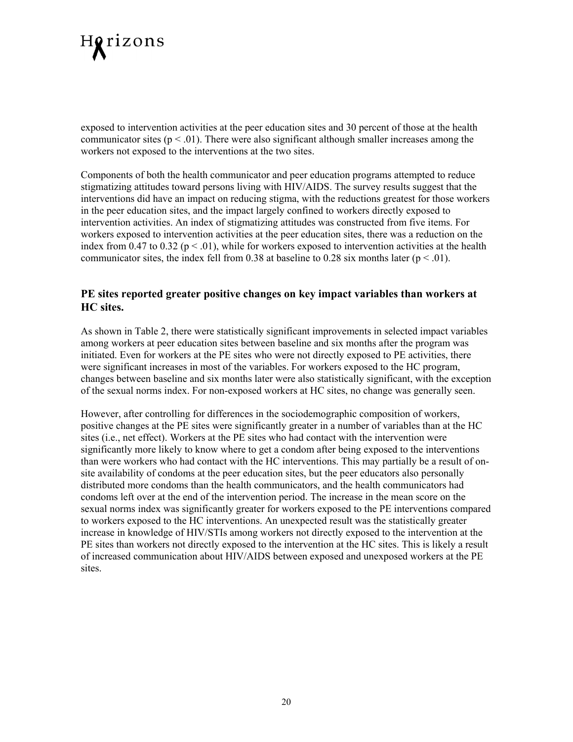exposed to intervention activities at the peer education sites and 30 percent of those at the health communicator sites ($p < .01$). There were also significant although smaller increases among the workers not exposed to the interventions at the two sites.

Components of both the health communicator and peer education programs attempted to reduce stigmatizing attitudes toward persons living with HIV/AIDS. The survey results suggest that the interventions did have an impact on reducing stigma, with the reductions greatest for those workers in the peer education sites, and the impact largely confined to workers directly exposed to intervention activities. An index of stigmatizing attitudes was constructed from five items. For workers exposed to intervention activities at the peer education sites, there was a reduction on the index from 0.47 to 0.32 ($p < .01$), while for workers exposed to intervention activities at the health communicator sites, the index fell from 0.38 at baseline to 0.28 six months later ($p < .01$).

### PE sites reported greater positive changes on key impact variables than workers at HC sites.

As shown in Table 2, there were statistically significant improvements in selected impact variables among workers at peer education sites between baseline and six months after the program was initiated. Even for workers at the PE sites who were not directly exposed to PE activities, there were significant increases in most of the variables. For workers exposed to the HC program, changes between baseline and six months later were also statistically significant, with the exception of the sexual norms index. For non-exposed workers at HC sites, no change was generally seen.

However, after controlling for differences in the sociodemographic composition of workers, positive changes at the PE sites were significantly greater in a number of variables than at the HC sites (i.e., net effect). Workers at the PE sites who had contact with the intervention were significantly more likely to know where to get a condom after being exposed to the interventions than were workers who had contact with the HC interventions. This may partially be a result of on-site availability of condoms at the peer education sites, but the peer educators also personally distributed more condoms than the health communicators, and the health communicators had condoms left over at the end of the intervention period. The increase in the mean score on the sexual norms index was significantly greater for workers exposed to the PE interventions compared to workers exposed to the HC interventions. An unexpected result was the statistically greater increase in knowledge of HIV/STIs among workers not directly exposed to the intervention at the PE sites than workers not directly exposed to the intervention at the HC sites. This is likely a result of increased communication about HIV/AIDS between exposed and unexposed workers at the PE sites.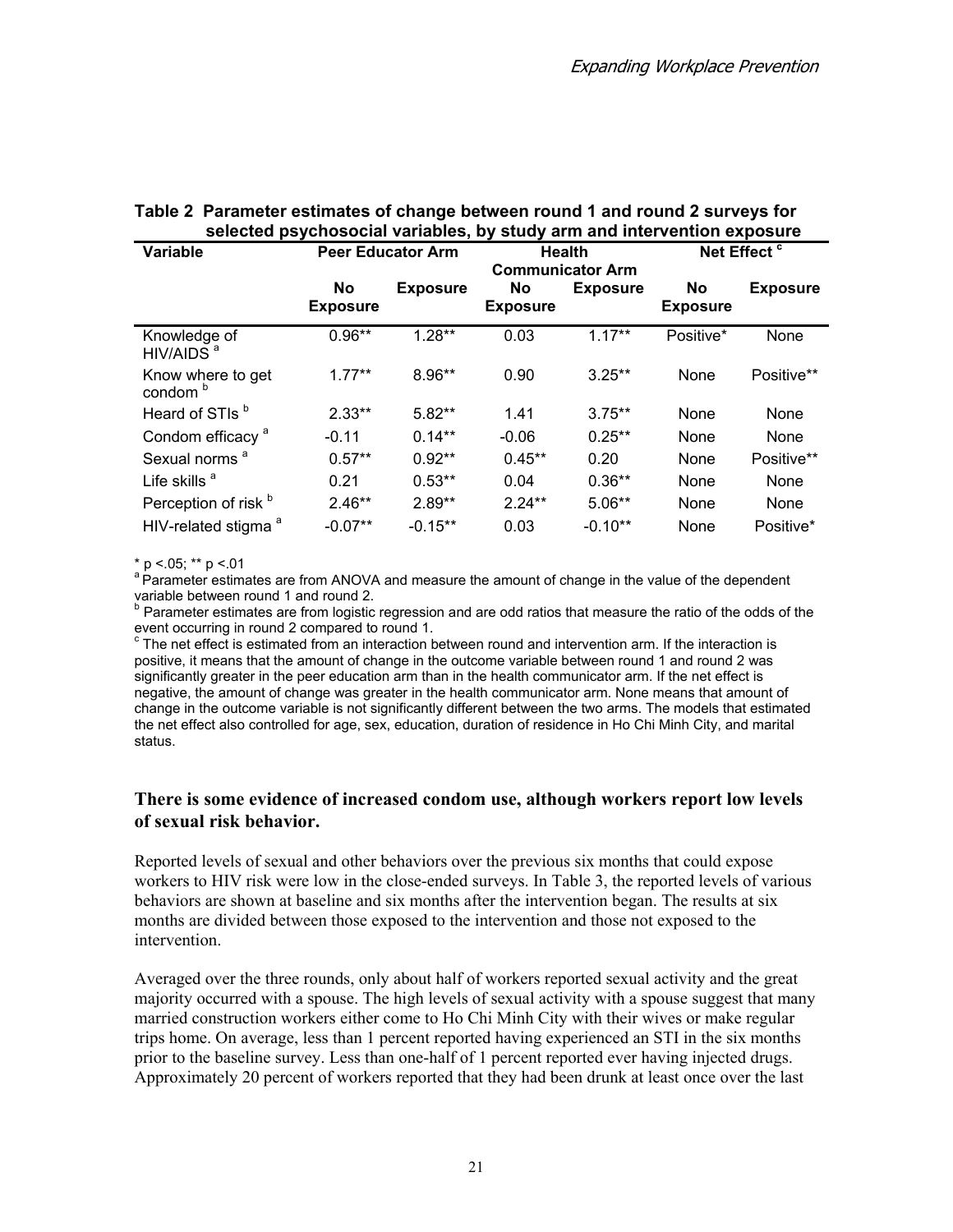**Table 2 Parameter estimates of change between round 1 and round 2 surveys for selected psychosocial variables, by study arm and intervention exposure**

| Variable | Peer Educator Arm | | Health Communicator Arm | | Net Effect [c] | |
|---|---|---|---|---|---|---|
| | No Exposure | Exposure | No Exposure | Exposure | No Exposure | Exposure |
| Knowledge of HIV/AIDS [a] | 0.96** | 1.28** | 0.03 | 1.17** | Positive* | None |
| Know where to get condom [b] | 1.77** | 8.96** | 0.90 | 3.25** | None | Positive** |
| Heard of STIs [b] | 2.33** | 5.82** | 1.41 | 3.75** | None | None |
| Condom efficacy [a] | -0.11 | 0.14** | -0.06 | 0.25** | None | None |
| Sexual norms [a] | 0.57** | 0.92** | 0.45** | 0.20 | None | Positive** |
| Life skills [a] | 0.21 | 0.53** | 0.04 | 0.36** | None | None |
| Perception of risk [b] | 2.46** | 2.89** | 2.24** | 5.06** | None | None |
| HIV-related stigma [a] | -0.07** | -0.15** | 0.03 | -0.10** | None | Positive* |

* p <.05; ** p <.01

[a] Parameter estimates are from ANOVA and measure the amount of change in the value of the dependent variable between round 1 and round 2.

[b] Parameter estimates are from logistic regression and are odd ratios that measure the ratio of the odds of the event occurring in round 2 compared to round 1.

[c] The net effect is estimated from an interaction between round and intervention arm. If the interaction is positive, it means that the amount of change in the outcome variable between round 1 and round 2 was significantly greater in the peer education arm than in the health communicator arm. If the net effect is negative, the amount of change was greater in the health communicator arm. None means that amount of change in the outcome variable is not significantly different between the two arms. The models that estimated the net effect also controlled for age, sex, education, duration of residence in Ho Chi Minh City, and marital status.

### There is some evidence of increased condom use, although workers report low levels of sexual risk behavior.

Reported levels of sexual and other behaviors over the previous six months that could expose workers to HIV risk were low in the close-ended surveys. In Table 3, the reported levels of various behaviors are shown at baseline and six months after the intervention began. The results at six months are divided between those exposed to the intervention and those not exposed to the intervention.

Averaged over the three rounds, only about half of workers reported sexual activity and the great majority occurred with a spouse. The high levels of sexual activity with a spouse suggest that many married construction workers either come to Ho Chi Minh City with their wives or make regular trips home. On average, less than 1 percent reported having experienced an STI in the six months prior to the baseline survey. Less than one-half of 1 percent reported ever having injected drugs. Approximately 20 percent of workers reported that they had been drunk at least once over the last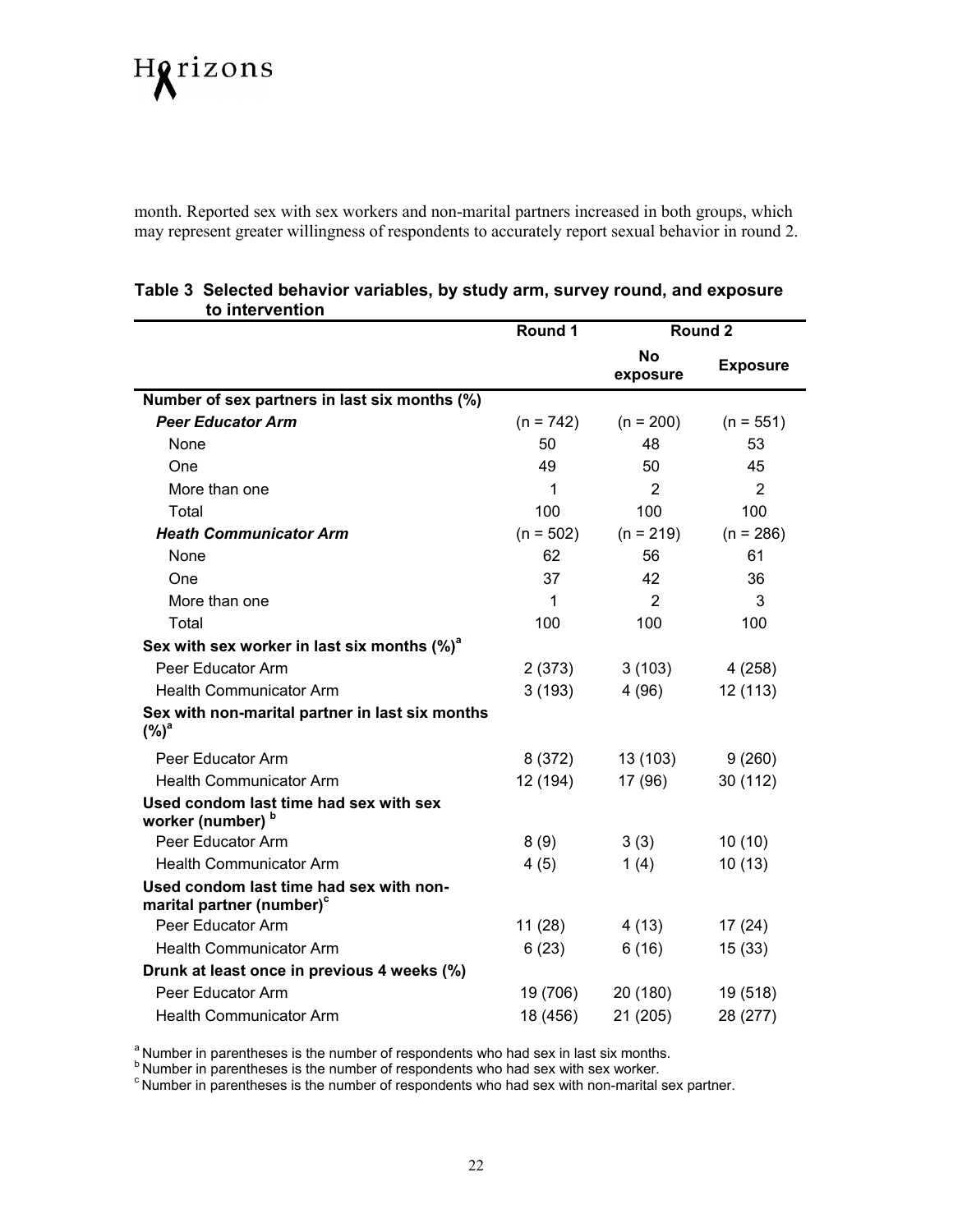month. Reported sex with sex workers and non-marital partners increased in both groups, which may represent greater willingness of respondents to accurately report sexual behavior in round 2.

**Table 3 Selected behavior variables, by study arm, survey round, and exposure to intervention**

| | Round 1 | Round 2 | |
|---|---|---|---|
| | | No exposure | Exposure |
| **Number of sex partners in last six months (%)** | | | |
| ***Peer Educator Arm*** | (n = 742) | (n = 200) | (n = 551) |
| None | 50 | 48 | 53 |
| One | 49 | 50 | 45 |
| More than one | 1 | 2 | 2 |
| Total | 100 | 100 | 100 |
| ***Heath Communicator Arm*** | (n = 502) | (n = 219) | (n = 286) |
| None | 62 | 56 | 61 |
| One | 37 | 42 | 36 |
| More than one | 1 | 2 | 3 |
| Total | 100 | 100 | 100 |
| **Sex with sex worker in last six months (%)[a]** | | | |
| Peer Educator Arm | 2 (373) | 3 (103) | 4 (258) |
| Health Communicator Arm | 3 (193) | 4 (96) | 12 (113) |
| **Sex with non-marital partner in last six months (%)[a]** | | | |
| Peer Educator Arm | 8 (372) | 13 (103) | 9 (260) |
| Health Communicator Arm | 12 (194) | 17 (96) | 30 (112) |
| **Used condom last time had sex with sex worker (number)[b]** | | | |
| Peer Educator Arm | 8 (9) | 3 (3) | 10 (10) |
| Health Communicator Arm | 4 (5) | 1 (4) | 10 (13) |
| **Used condom last time had sex with non-marital partner (number)[c]** | | | |
| Peer Educator Arm | 11 (28) | 4 (13) | 17 (24) |
| Health Communicator Arm | 6 (23) | 6 (16) | 15 (33) |
| **Drunk at least once in previous 4 weeks (%)** | | | |
| Peer Educator Arm | 19 (706) | 20 (180) | 19 (518) |
| Health Communicator Arm | 18 (456) | 21 (205) | 28 (277) |

[a] Number in parentheses is the number of respondents who had sex in last six months.
[b] Number in parentheses is the number of respondents who had sex with sex worker.
[c] Number in parentheses is the number of respondents who had sex with non-marital sex partner.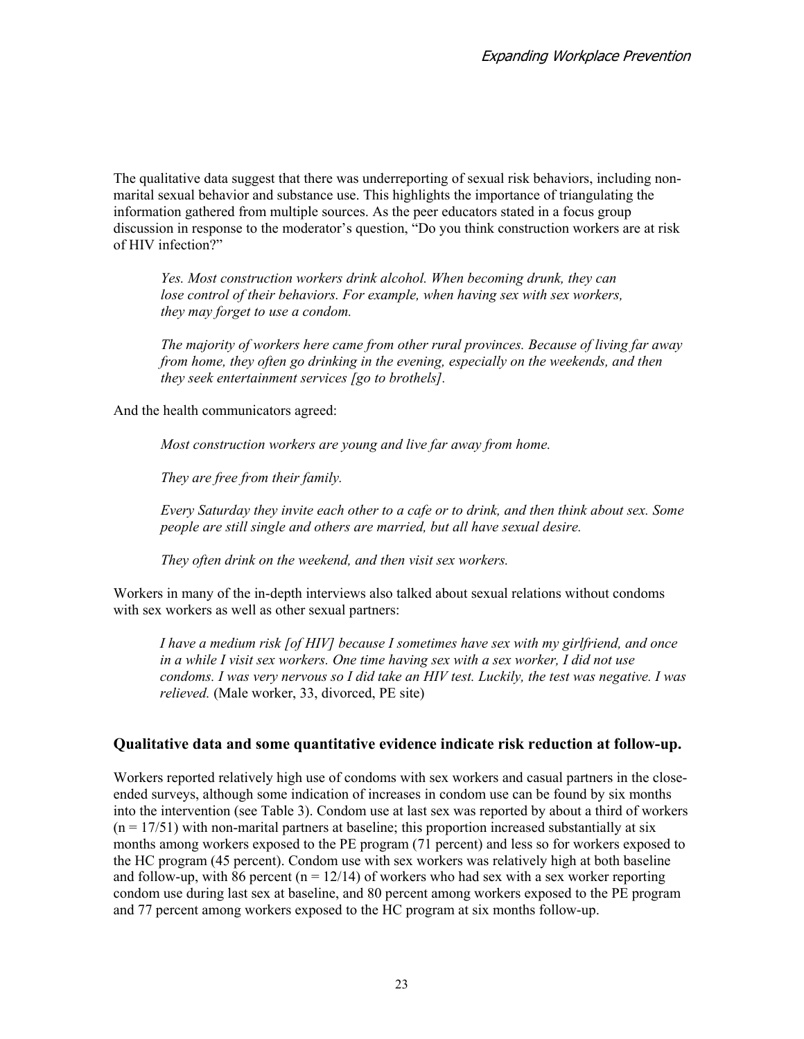The qualitative data suggest that there was underreporting of sexual risk behaviors, including non-marital sexual behavior and substance use. This highlights the importance of triangulating the information gathered from multiple sources. As the peer educators stated in a focus group discussion in response to the moderator's question, "Do you think construction workers are at risk of HIV infection?"

> *Yes. Most construction workers drink alcohol. When becoming drunk, they can lose control of their behaviors. For example, when having sex with sex workers, they may forget to use a condom.*
>
> *The majority of workers here came from other rural provinces. Because of living far away from home, they often go drinking in the evening, especially on the weekends, and then they seek entertainment services [go to brothels].*

And the health communicators agreed:

> *Most construction workers are young and live far away from home.*
>
> *They are free from their family.*
>
> *Every Saturday they invite each other to a cafe or to drink, and then think about sex. Some people are still single and others are married, but all have sexual desire.*
>
> *They often drink on the weekend, and then visit sex workers.*

Workers in many of the in-depth interviews also talked about sexual relations without condoms with sex workers as well as other sexual partners:

> *I have a medium risk [of HIV] because I sometimes have sex with my girlfriend, and once in a while I visit sex workers. One time having sex with a sex worker, I did not use condoms. I was very nervous so I did take an HIV test. Luckily, the test was negative. I was relieved.* (Male worker, 33, divorced, PE site)

### Qualitative data and some quantitative evidence indicate risk reduction at follow-up.

Workers reported relatively high use of condoms with sex workers and casual partners in the close-ended surveys, although some indication of increases in condom use can be found by six months into the intervention (see Table 3). Condom use at last sex was reported by about a third of workers (n = 17/51) with non-marital partners at baseline; this proportion increased substantially at six months among workers exposed to the PE program (71 percent) and less so for workers exposed to the HC program (45 percent). Condom use with sex workers was relatively high at both baseline and follow-up, with 86 percent (n = 12/14) of workers who had sex with a sex worker reporting condom use during last sex at baseline, and 80 percent among workers exposed to the PE program and 77 percent among workers exposed to the HC program at six months follow-up.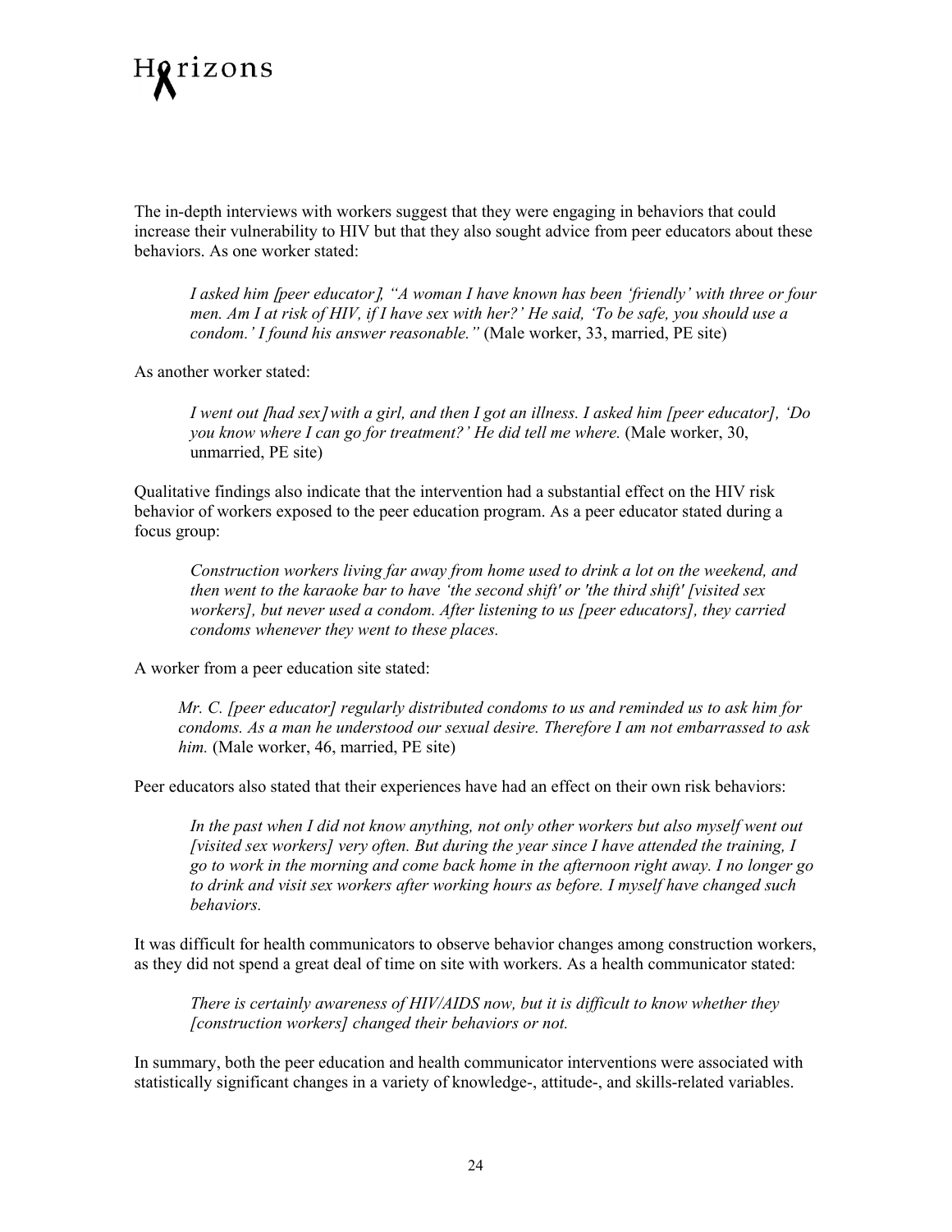The in-depth interviews with workers suggest that they were engaging in behaviors that could increase their vulnerability to HIV but that they also sought advice from peer educators about these behaviors. As one worker stated:

> *I asked him [peer educator], "A woman I have known has been 'friendly' with three or four men. Am I at risk of HIV, if I have sex with her?' He said, 'To be safe, you should use a condom.' I found his answer reasonable."* (Male worker, 33, married, PE site)

As another worker stated:

> *I went out [had sex] with a girl, and then I got an illness. I asked him [peer educator], 'Do you know where I can go for treatment?' He did tell me where.* (Male worker, 30, unmarried, PE site)

Qualitative findings also indicate that the intervention had a substantial effect on the HIV risk behavior of workers exposed to the peer education program. As a peer educator stated during a focus group:

> *Construction workers living far away from home used to drink a lot on the weekend, and then went to the karaoke bar to have 'the second shift' or 'the third shift' [visited sex workers], but never used a condom. After listening to us [peer educators], they carried condoms whenever they went to these places.*

A worker from a peer education site stated:

> *Mr. C. [peer educator] regularly distributed condoms to us and reminded us to ask him for condoms. As a man he understood our sexual desire. Therefore I am not embarrassed to ask him.* (Male worker, 46, married, PE site)

Peer educators also stated that their experiences have had an effect on their own risk behaviors:

> *In the past when I did not know anything, not only other workers but also myself went out [visited sex workers] very often. But during the year since I have attended the training, I go to work in the morning and come back home in the afternoon right away. I no longer go to drink and visit sex workers after working hours as before. I myself have changed such behaviors.*

It was difficult for health communicators to observe behavior changes among construction workers, as they did not spend a great deal of time on site with workers. As a health communicator stated:

> *There is certainly awareness of HIV/AIDS now, but it is difficult to know whether they [construction workers] changed their behaviors or not.*

In summary, both the peer education and health communicator interventions were associated with statistically significant changes in a variety of knowledge-, attitude-, and skills-related variables.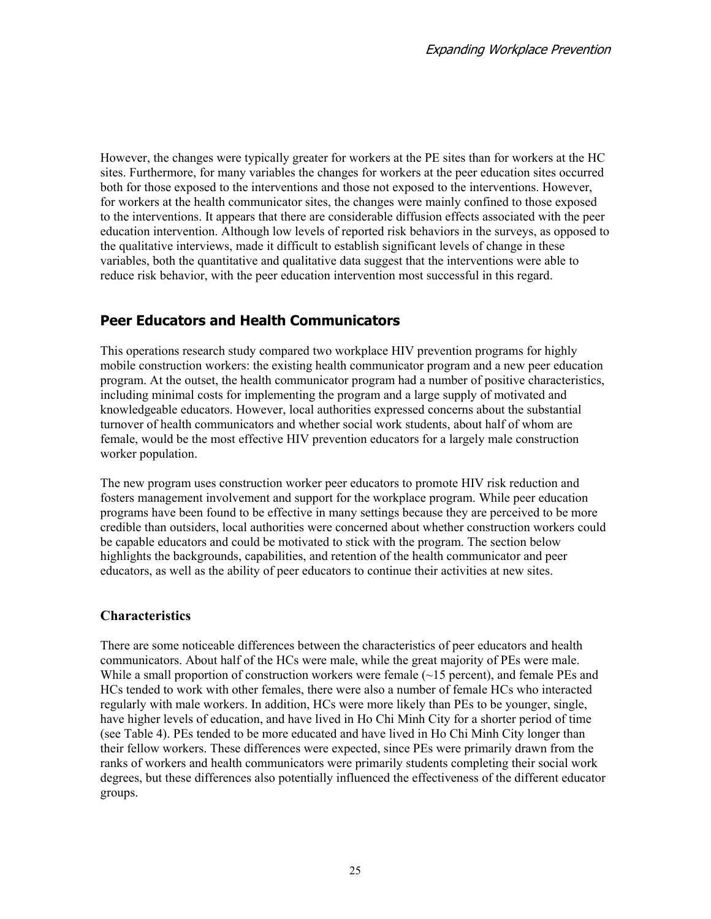However, the changes were typically greater for workers at the PE sites than for workers at the HC sites. Furthermore, for many variables the changes for workers at the peer education sites occurred both for those exposed to the interventions and those not exposed to the interventions. However, for workers at the health communicator sites, the changes were mainly confined to those exposed to the interventions. It appears that there are considerable diffusion effects associated with the peer education intervention. Although low levels of reported risk behaviors in the surveys, as opposed to the qualitative interviews, made it difficult to establish significant levels of change in these variables, both the quantitative and qualitative data suggest that the interventions were able to reduce risk behavior, with the peer education intervention most successful in this regard.

## Peer Educators and Health Communicators

This operations research study compared two workplace HIV prevention programs for highly mobile construction workers: the existing health communicator program and a new peer education program. At the outset, the health communicator program had a number of positive characteristics, including minimal costs for implementing the program and a large supply of motivated and knowledgeable educators. However, local authorities expressed concerns about the substantial turnover of health communicators and whether social work students, about half of whom are female, would be the most effective HIV prevention educators for a largely male construction worker population.

The new program uses construction worker peer educators to promote HIV risk reduction and fosters management involvement and support for the workplace program. While peer education programs have been found to be effective in many settings because they are perceived to be more credible than outsiders, local authorities were concerned about whether construction workers could be capable educators and could be motivated to stick with the program. The section below highlights the backgrounds, capabilities, and retention of the health communicator and peer educators, as well as the ability of peer educators to continue their activities at new sites.

### Characteristics

There are some noticeable differences between the characteristics of peer educators and health communicators. About half of the HCs were male, while the great majority of PEs were male. While a small proportion of construction workers were female (~15 percent), and female PEs and HCs tended to work with other females, there were also a number of female HCs who interacted regularly with male workers. In addition, HCs were more likely than PEs to be younger, single, have higher levels of education, and have lived in Ho Chi Minh City for a shorter period of time (see Table 4). PEs tended to be more educated and have lived in Ho Chi Minh City longer than their fellow workers. These differences were expected, since PEs were primarily drawn from the ranks of workers and health communicators were primarily students completing their social work degrees, but these differences also potentially influenced the effectiveness of the different educator groups.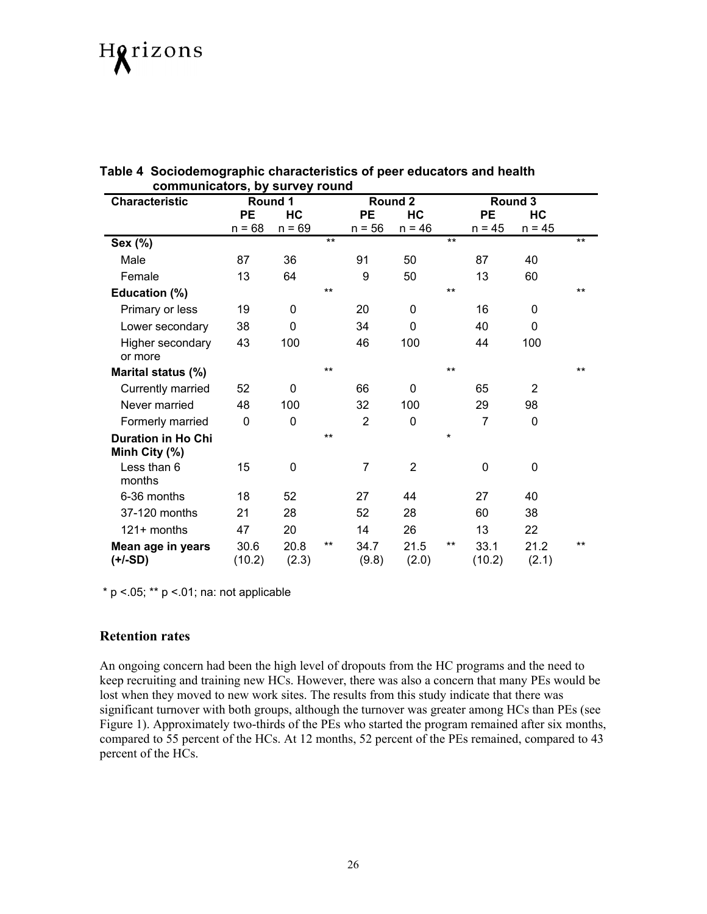**Table 4 Sociodemographic characteristics of peer educators and health communicators, by survey round**

| Characteristic | Round 1 | | | Round 2 | | | Round 3 | | |
|---|---|---|---|---|---|---|---|---|---|
| | PE n = 68 | HC n = 69 | | PE n = 56 | HC n = 46 | | PE n = 45 | HC n = 45 | |
| **Sex (%)** | | | ** | | | ** | | | ** |
| Male | 87 | 36 | | 91 | 50 | | 87 | 40 | |
| Female | 13 | 64 | | 9 | 50 | | 13 | 60 | |
| **Education (%)** | | | ** | | | ** | | | ** |
| Primary or less | 19 | 0 | | 20 | 0 | | 16 | 0 | |
| Lower secondary | 38 | 0 | | 34 | 0 | | 40 | 0 | |
| Higher secondary or more | 43 | 100 | | 46 | 100 | | 44 | 100 | |
| **Marital status (%)** | | | ** | | | ** | | | ** |
| Currently married | 52 | 0 | | 66 | 0 | | 65 | 2 | |
| Never married | 48 | 100 | | 32 | 100 | | 29 | 98 | |
| Formerly married | 0 | 0 | | 2 | 0 | | 7 | 0 | |
| **Duration in Ho Chi Minh City (%)** | | | ** | | | * | | | |
| Less than 6 months | 15 | 0 | | 7 | 2 | | 0 | 0 | |
| 6-36 months | 18 | 52 | | 27 | 44 | | 27 | 40 | |
| 37-120 months | 21 | 28 | | 52 | 28 | | 60 | 38 | |
| 121+ months | 47 | 20 | | 14 | 26 | | 13 | 22 | |
| **Mean age in years (+/-SD)** | 30.6 (10.2) | 20.8 (2.3) | ** | 34.7 (9.8) | 21.5 (2.0) | ** | 33.1 (10.2) | 21.2 (2.1) | ** |

\* p <.05; ** p <.01; na: not applicable

## Retention rates

An ongoing concern had been the high level of dropouts from the HC programs and the need to keep recruiting and training new HCs. However, there was also a concern that many PEs would be lost when they moved to new work sites. The results from this study indicate that there was significant turnover with both groups, although the turnover was greater among HCs than PEs (see Figure 1). Approximately two-thirds of the PEs who started the program remained after six months, compared to 55 percent of the HCs. At 12 months, 52 percent of the PEs remained, compared to 43 percent of the HCs.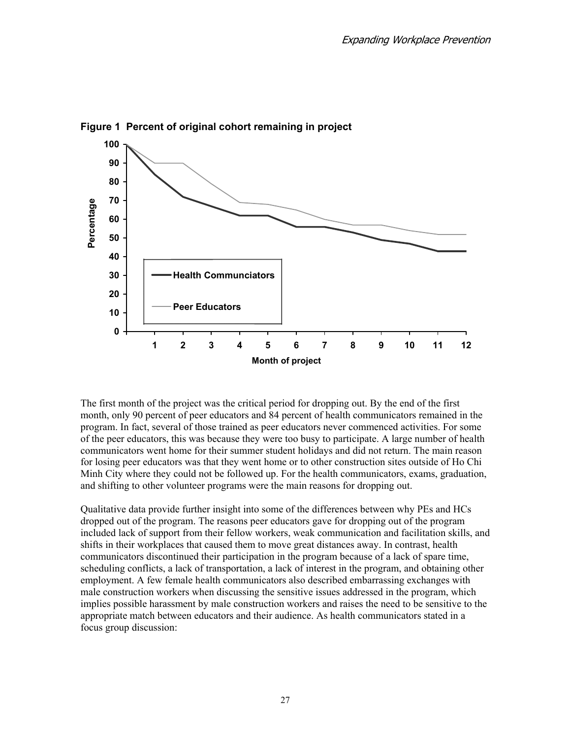**Figure 1 Percent of original cohort remaining in project**

The first month of the project was the critical period for dropping out. By the end of the first month, only 90 percent of peer educators and 84 percent of health communicators remained in the program. In fact, several of those trained as peer educators never commenced activities. For some of the peer educators, this was because they were too busy to participate. A large number of health communicators went home for their summer student holidays and did not return. The main reason for losing peer educators was that they went home or to other construction sites outside of Ho Chi Minh City where they could not be followed up. For the health communicators, exams, graduation, and shifting to other volunteer programs were the main reasons for dropping out.

Qualitative data provide further insight into some of the differences between why PEs and HCs dropped out of the program. The reasons peer educators gave for dropping out of the program included lack of support from their fellow workers, weak communication and facilitation skills, and shifts in their workplaces that caused them to move great distances away. In contrast, health communicators discontinued their participation in the program because of a lack of spare time, scheduling conflicts, a lack of transportation, a lack of interest in the program, and obtaining other employment. A few female health communicators also described embarrassing exchanges with male construction workers when discussing the sensitive issues addressed in the program, which implies possible harassment by male construction workers and raises the need to be sensitive to the appropriate match between educators and their audience. As health communicators stated in a focus group discussion: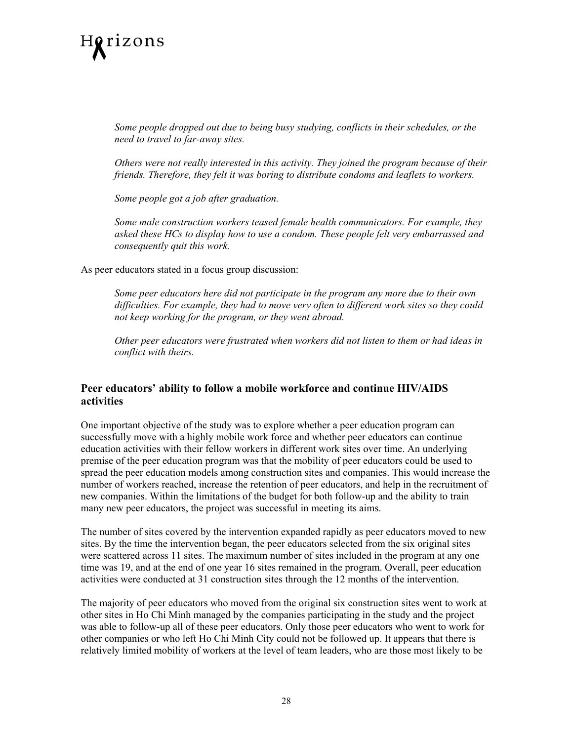*Some people dropped out due to being busy studying, conflicts in their schedules, or the need to travel to far-away sites.*

*Others were not really interested in this activity. They joined the program because of their friends. Therefore, they felt it was boring to distribute condoms and leaflets to workers.*

*Some people got a job after graduation.*

*Some male construction workers teased female health communicators. For example, they asked these HCs to display how to use a condom. These people felt very embarrassed and consequently quit this work.*

As peer educators stated in a focus group discussion:

*Some peer educators here did not participate in the program any more due to their own difficulties. For example, they had to move very often to different work sites so they could not keep working for the program, or they went abroad.*

*Other peer educators were frustrated when workers did not listen to them or had ideas in conflict with theirs.*

## Peer educators' ability to follow a mobile workforce and continue HIV/AIDS activities

One important objective of the study was to explore whether a peer education program can successfully move with a highly mobile work force and whether peer educators can continue education activities with their fellow workers in different work sites over time. An underlying premise of the peer education program was that the mobility of peer educators could be used to spread the peer education models among construction sites and companies. This would increase the number of workers reached, increase the retention of peer educators, and help in the recruitment of new companies. Within the limitations of the budget for both follow-up and the ability to train many new peer educators, the project was successful in meeting its aims.

The number of sites covered by the intervention expanded rapidly as peer educators moved to new sites. By the time the intervention began, the peer educators selected from the six original sites were scattered across 11 sites. The maximum number of sites included in the program at any one time was 19, and at the end of one year 16 sites remained in the program. Overall, peer education activities were conducted at 31 construction sites through the 12 months of the intervention.

The majority of peer educators who moved from the original six construction sites went to work at other sites in Ho Chi Minh managed by the companies participating in the study and the project was able to follow-up all of these peer educators. Only those peer educators who went to work for other companies or who left Ho Chi Minh City could not be followed up. It appears that there is relatively limited mobility of workers at the level of team leaders, who are those most likely to be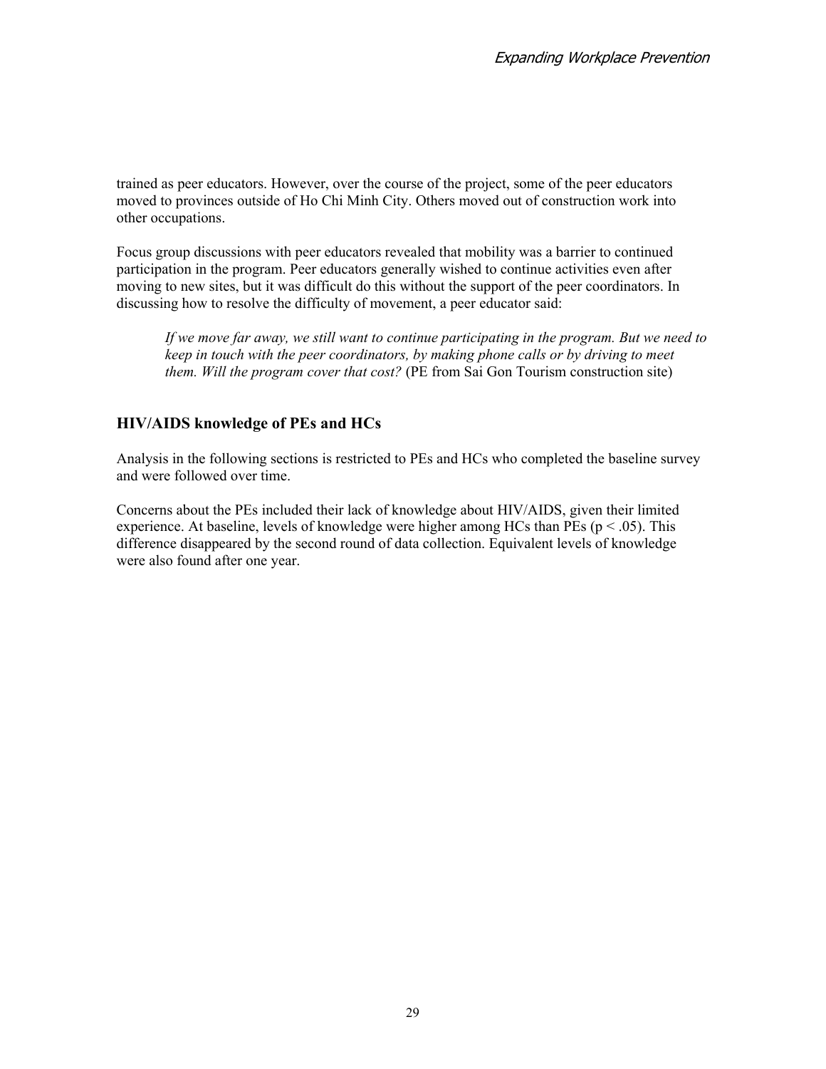trained as peer educators. However, over the course of the project, some of the peer educators moved to provinces outside of Ho Chi Minh City. Others moved out of construction work into other occupations.

Focus group discussions with peer educators revealed that mobility was a barrier to continued participation in the program. Peer educators generally wished to continue activities even after moving to new sites, but it was difficult do this without the support of the peer coordinators. In discussing how to resolve the difficulty of movement, a peer educator said:

> *If we move far away, we still want to continue participating in the program. But we need to keep in touch with the peer coordinators, by making phone calls or by driving to meet them. Will the program cover that cost?* (PE from Sai Gon Tourism construction site)

### HIV/AIDS knowledge of PEs and HCs

Analysis in the following sections is restricted to PEs and HCs who completed the baseline survey and were followed over time.

Concerns about the PEs included their lack of knowledge about HIV/AIDS, given their limited experience. At baseline, levels of knowledge were higher among HCs than PEs ($p < .05$). This difference disappeared by the second round of data collection. Equivalent levels of knowledge were also found after one year.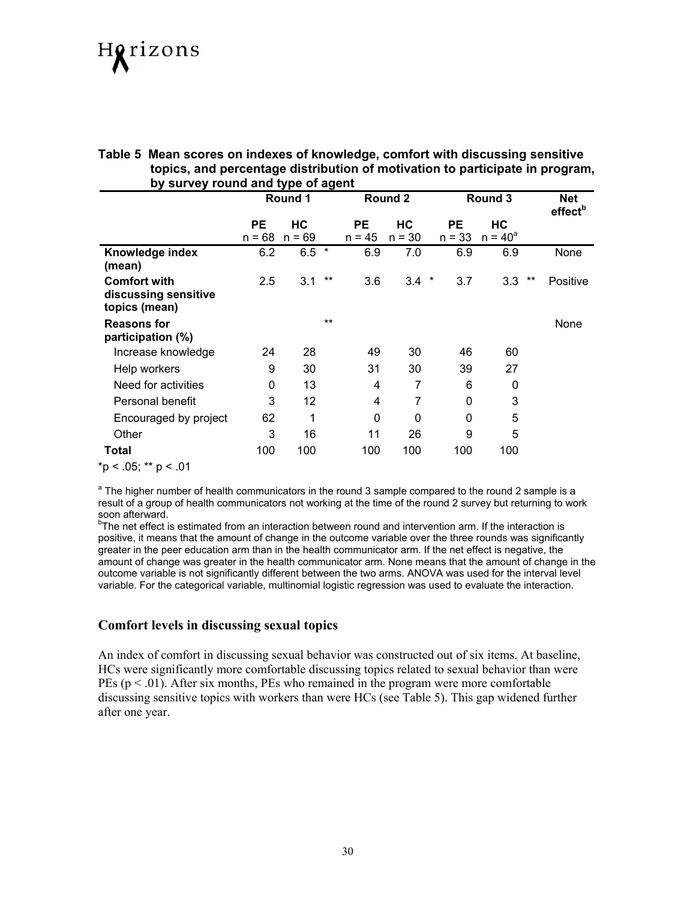**Table 5 Mean scores on indexes of knowledge, comfort with discussing sensitive topics, and percentage distribution of motivation to participate in program, by survey round and type of agent**

| | Round 1 | | | Round 2 | | | Round 3 | | | Net effect[b] |
|---|---|---|---|---|---|---|---|---|---|---|
| | PE n = 68 | HC n = 69 | | PE n = 45 | HC n = 30 | | PE n = 33 | HC n = 40[a] | | |
| **Knowledge index (mean)** | 6.2 | 6.5 | * | 6.9 | 7.0 | | 6.9 | 6.9 | | None |
| **Comfort with discussing sensitive topics (mean)** | 2.5 | 3.1 | ** | 3.6 | 3.4 | * | 3.7 | 3.3 | ** | Positive |
| **Reasons for participation (%)** | | | ** | | | | | | | None |
| Increase knowledge | 24 | 28 | | 49 | 30 | | 46 | 60 | | |
| Help workers | 9 | 30 | | 31 | 30 | | 39 | 27 | | |
| Need for activities | 0 | 13 | | 4 | 7 | | 6 | 0 | | |
| Personal benefit | 3 | 12 | | 4 | 7 | | 0 | 3 | | |
| Encouraged by project | 62 | 1 | | 0 | 0 | | 0 | 5 | | |
| Other | 3 | 16 | | 11 | 26 | | 9 | 5 | | |
| **Total** | 100 | 100 | | 100 | 100 | | 100 | 100 | | |

*p < .05; ** p < .01

[a] The higher number of health communicators in the round 3 sample compared to the round 2 sample is a result of a group of health communicators not working at the time of the round 2 survey but returning to work soon afterward.

[b]The net effect is estimated from an interaction between round and intervention arm. If the interaction is positive, it means that the amount of change in the outcome variable over the three rounds was significantly greater in the peer education arm than in the health communicator arm. If the net effect is negative, the amount of change was greater in the health communicator arm. None means that the amount of change in the outcome variable is not significantly different between the two arms. ANOVA was used for the interval level variable. For the categorical variable, multinomial logistic regression was used to evaluate the interaction.

### Comfort levels in discussing sexual topics

An index of comfort in discussing sexual behavior was constructed out of six items. At baseline, HCs were significantly more comfortable discussing topics related to sexual behavior than were PEs ($p < .01$). After six months, PEs who remained in the program were more comfortable discussing sensitive topics with workers than were HCs (see Table 5). This gap widened further after one year.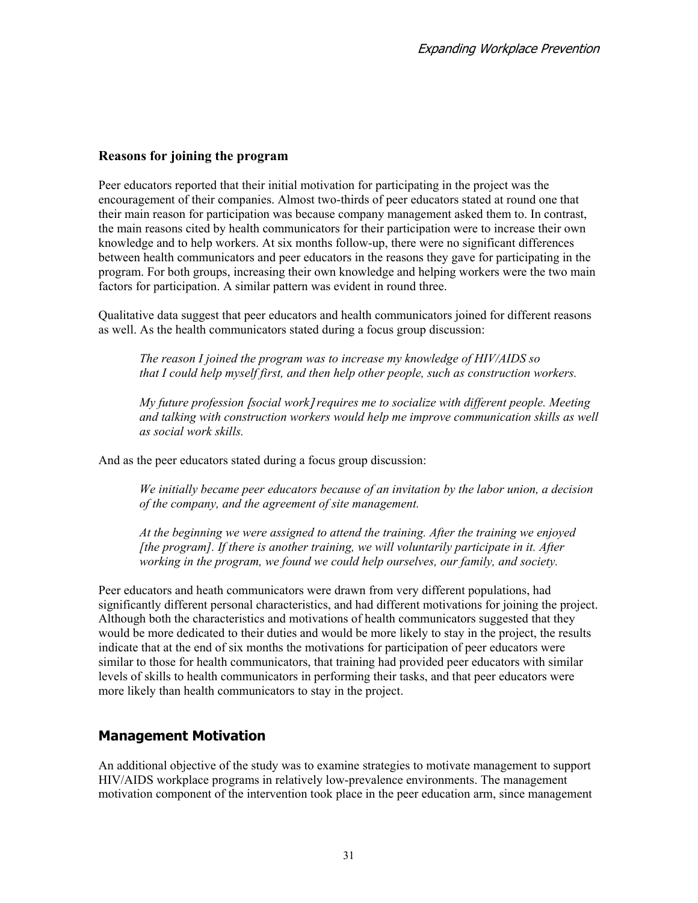### Reasons for joining the program

Peer educators reported that their initial motivation for participating in the project was the encouragement of their companies. Almost two-thirds of peer educators stated at round one that their main reason for participation was because company management asked them to. In contrast, the main reasons cited by health communicators for their participation were to increase their own knowledge and to help workers. At six months follow-up, there were no significant differences between health communicators and peer educators in the reasons they gave for participating in the program. For both groups, increasing their own knowledge and helping workers were the two main factors for participation. A similar pattern was evident in round three.

Qualitative data suggest that peer educators and health communicators joined for different reasons as well. As the health communicators stated during a focus group discussion:

> *The reason I joined the program was to increase my knowledge of HIV/AIDS so that I could help myself first, and then help other people, such as construction workers.*
>
> *My future profession [social work] requires me to socialize with different people. Meeting and talking with construction workers would help me improve communication skills as well as social work skills.*

And as the peer educators stated during a focus group discussion:

> *We initially became peer educators because of an invitation by the labor union, a decision of the company, and the agreement of site management.*
>
> *At the beginning we were assigned to attend the training. After the training we enjoyed [the program]. If there is another training, we will voluntarily participate in it. After working in the program, we found we could help ourselves, our family, and society.*

Peer educators and heath communicators were drawn from very different populations, had significantly different personal characteristics, and had different motivations for joining the project. Although both the characteristics and motivations of health communicators suggested that they would be more dedicated to their duties and would be more likely to stay in the project, the results indicate that at the end of six months the motivations for participation of peer educators were similar to those for health communicators, that training had provided peer educators with similar levels of skills to health communicators in performing their tasks, and that peer educators were more likely than health communicators to stay in the project.

## Management Motivation

An additional objective of the study was to examine strategies to motivate management to support HIV/AIDS workplace programs in relatively low-prevalence environments. The management motivation component of the intervention took place in the peer education arm, since management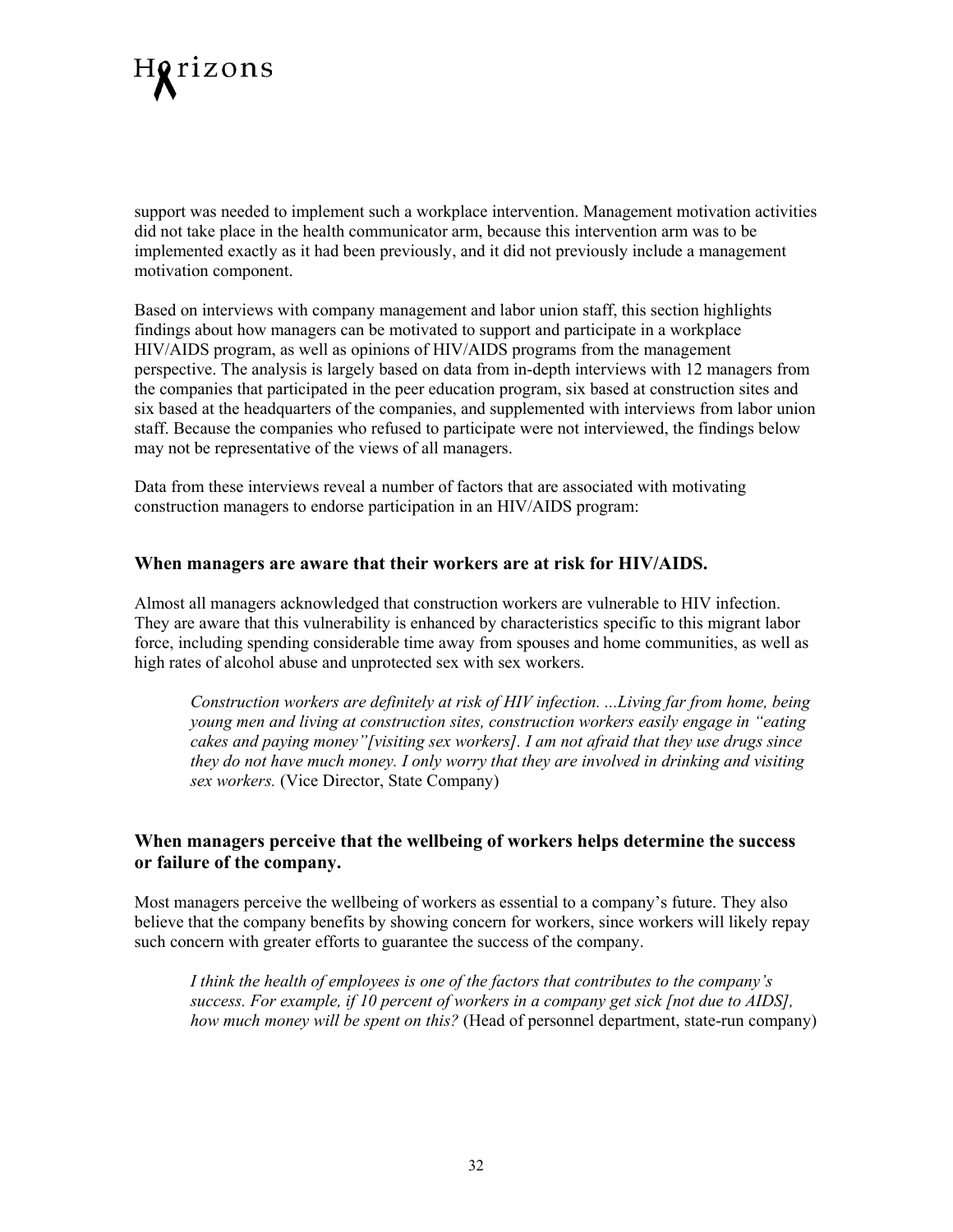support was needed to implement such a workplace intervention. Management motivation activities did not take place in the health communicator arm, because this intervention arm was to be implemented exactly as it had been previously, and it did not previously include a management motivation component.

Based on interviews with company management and labor union staff, this section highlights findings about how managers can be motivated to support and participate in a workplace HIV/AIDS program, as well as opinions of HIV/AIDS programs from the management perspective. The analysis is largely based on data from in-depth interviews with 12 managers from the companies that participated in the peer education program, six based at construction sites and six based at the headquarters of the companies, and supplemented with interviews from labor union staff. Because the companies who refused to participate were not interviewed, the findings below may not be representative of the views of all managers.

Data from these interviews reveal a number of factors that are associated with motivating construction managers to endorse participation in an HIV/AIDS program:

### When managers are aware that their workers are at risk for HIV/AIDS.

Almost all managers acknowledged that construction workers are vulnerable to HIV infection. They are aware that this vulnerability is enhanced by characteristics specific to this migrant labor force, including spending considerable time away from spouses and home communities, as well as high rates of alcohol abuse and unprotected sex with sex workers.

> *Construction workers are definitely at risk of HIV infection. ...Living far from home, being young men and living at construction sites, construction workers easily engage in "eating cakes and paying money"[visiting sex workers]. I am not afraid that they use drugs since they do not have much money. I only worry that they are involved in drinking and visiting sex workers.* (Vice Director, State Company)

### When managers perceive that the wellbeing of workers helps determine the success or failure of the company.

Most managers perceive the wellbeing of workers as essential to a company's future. They also believe that the company benefits by showing concern for workers, since workers will likely repay such concern with greater efforts to guarantee the success of the company.

> *I think the health of employees is one of the factors that contributes to the company's success. For example, if 10 percent of workers in a company get sick [not due to AIDS], how much money will be spent on this?* (Head of personnel department, state-run company)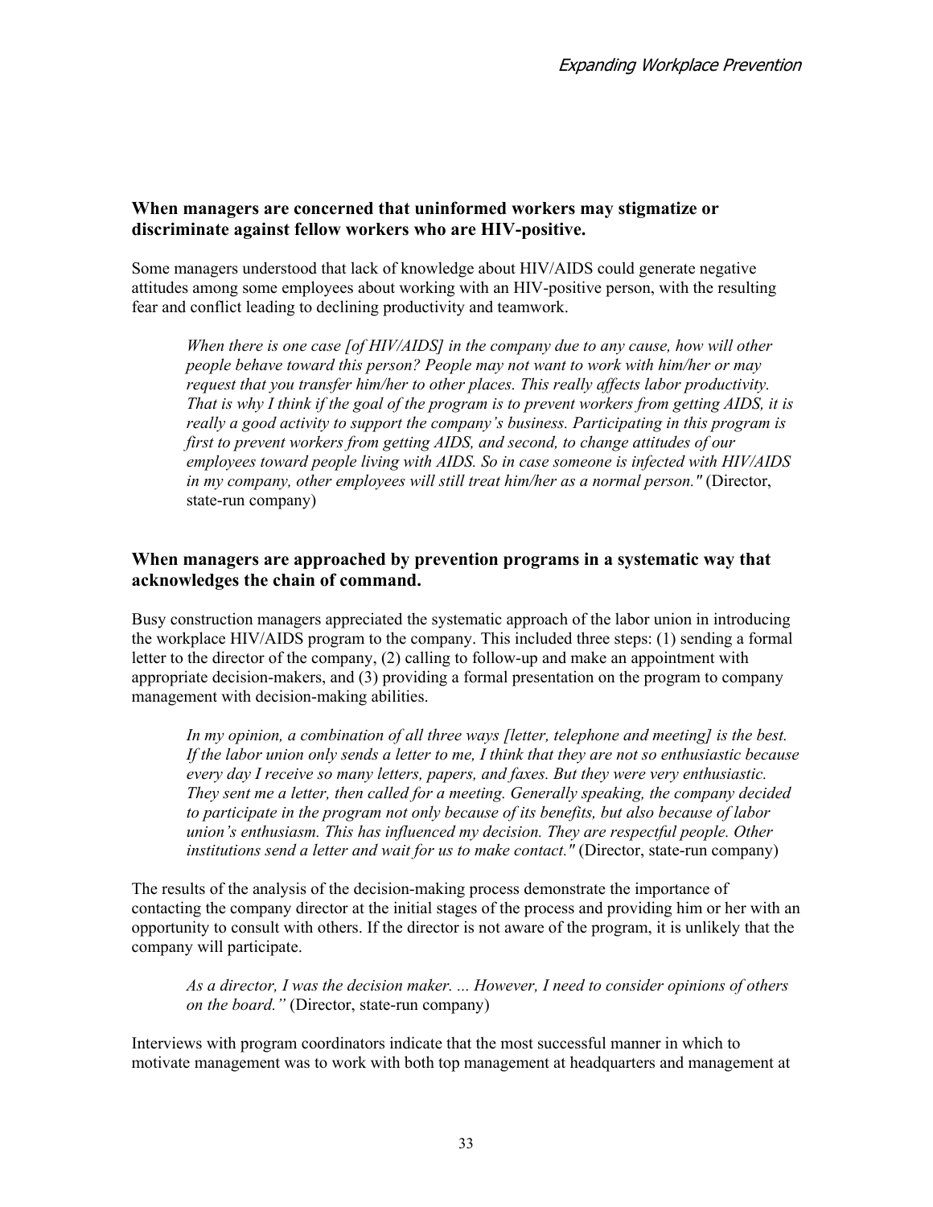### When managers are concerned that uninformed workers may stigmatize or discriminate against fellow workers who are HIV-positive.

Some managers understood that lack of knowledge about HIV/AIDS could generate negative attitudes among some employees about working with an HIV-positive person, with the resulting fear and conflict leading to declining productivity and teamwork.

> *When there is one case [of HIV/AIDS] in the company due to any cause, how will other people behave toward this person? People may not want to work with him/her or may request that you transfer him/her to other places. This really affects labor productivity. That is why I think if the goal of the program is to prevent workers from getting AIDS, it is really a good activity to support the company's business. Participating in this program is first to prevent workers from getting AIDS, and second, to change attitudes of our employees toward people living with AIDS. So in case someone is infected with HIV/AIDS in my company, other employees will still treat him/her as a normal person."* (Director, state-run company)

### When managers are approached by prevention programs in a systematic way that acknowledges the chain of command.

Busy construction managers appreciated the systematic approach of the labor union in introducing the workplace HIV/AIDS program to the company. This included three steps: (1) sending a formal letter to the director of the company, (2) calling to follow-up and make an appointment with appropriate decision-makers, and (3) providing a formal presentation on the program to company management with decision-making abilities.

> *In my opinion, a combination of all three ways [letter, telephone and meeting] is the best. If the labor union only sends a letter to me, I think that they are not so enthusiastic because every day I receive so many letters, papers, and faxes. But they were very enthusiastic. They sent me a letter, then called for a meeting. Generally speaking, the company decided to participate in the program not only because of its benefits, but also because of labor union's enthusiasm. This has influenced my decision. They are respectful people. Other institutions send a letter and wait for us to make contact."* (Director, state-run company)

The results of the analysis of the decision-making process demonstrate the importance of contacting the company director at the initial stages of the process and providing him or her with an opportunity to consult with others. If the director is not aware of the program, it is unlikely that the company will participate.

> *As a director, I was the decision maker. ... However, I need to consider opinions of others on the board."* (Director, state-run company)

Interviews with program coordinators indicate that the most successful manner in which to motivate management was to work with both top management at headquarters and management at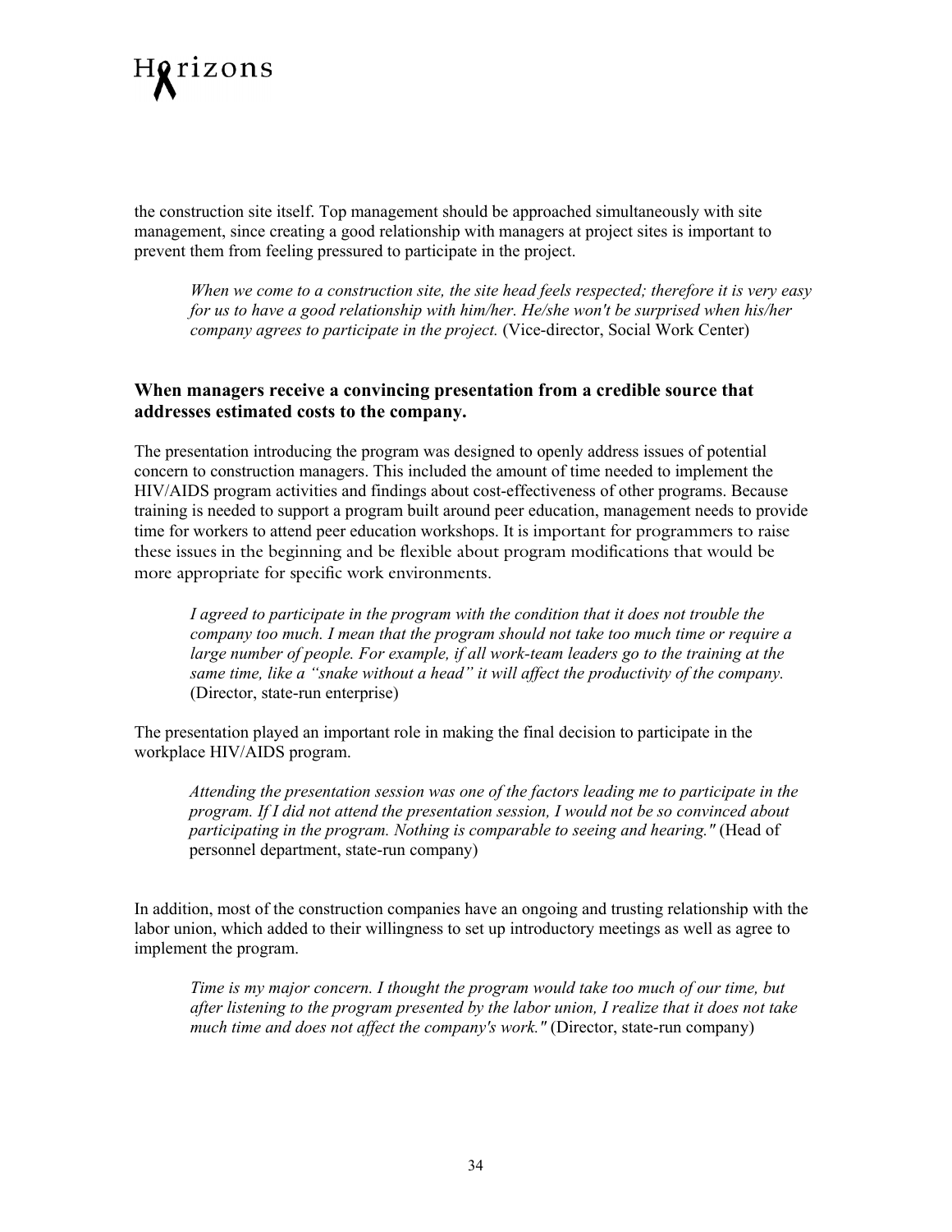the construction site itself. Top management should be approached simultaneously with site management, since creating a good relationship with managers at project sites is important to prevent them from feeling pressured to participate in the project.

> *When we come to a construction site, the site head feels respected; therefore it is very easy for us to have a good relationship with him/her. He/she won't be surprised when his/her company agrees to participate in the project.* (Vice-director, Social Work Center)

### When managers receive a convincing presentation from a credible source that addresses estimated costs to the company.

The presentation introducing the program was designed to openly address issues of potential concern to construction managers. This included the amount of time needed to implement the HIV/AIDS program activities and findings about cost-effectiveness of other programs. Because training is needed to support a program built around peer education, management needs to provide time for workers to attend peer education workshops. It is important for programmers to raise these issues in the beginning and be flexible about program modifications that would be more appropriate for specific work environments.

> *I agreed to participate in the program with the condition that it does not trouble the company too much. I mean that the program should not take too much time or require a large number of people. For example, if all work-team leaders go to the training at the same time, like a "snake without a head" it will affect the productivity of the company.* (Director, state-run enterprise)

The presentation played an important role in making the final decision to participate in the workplace HIV/AIDS program.

> *Attending the presentation session was one of the factors leading me to participate in the program. If I did not attend the presentation session, I would not be so convinced about participating in the program. Nothing is comparable to seeing and hearing."* (Head of personnel department, state-run company)

In addition, most of the construction companies have an ongoing and trusting relationship with the labor union, which added to their willingness to set up introductory meetings as well as agree to implement the program.

> *Time is my major concern. I thought the program would take too much of our time, but after listening to the program presented by the labor union, I realize that it does not take much time and does not affect the company's work."* (Director, state-run company)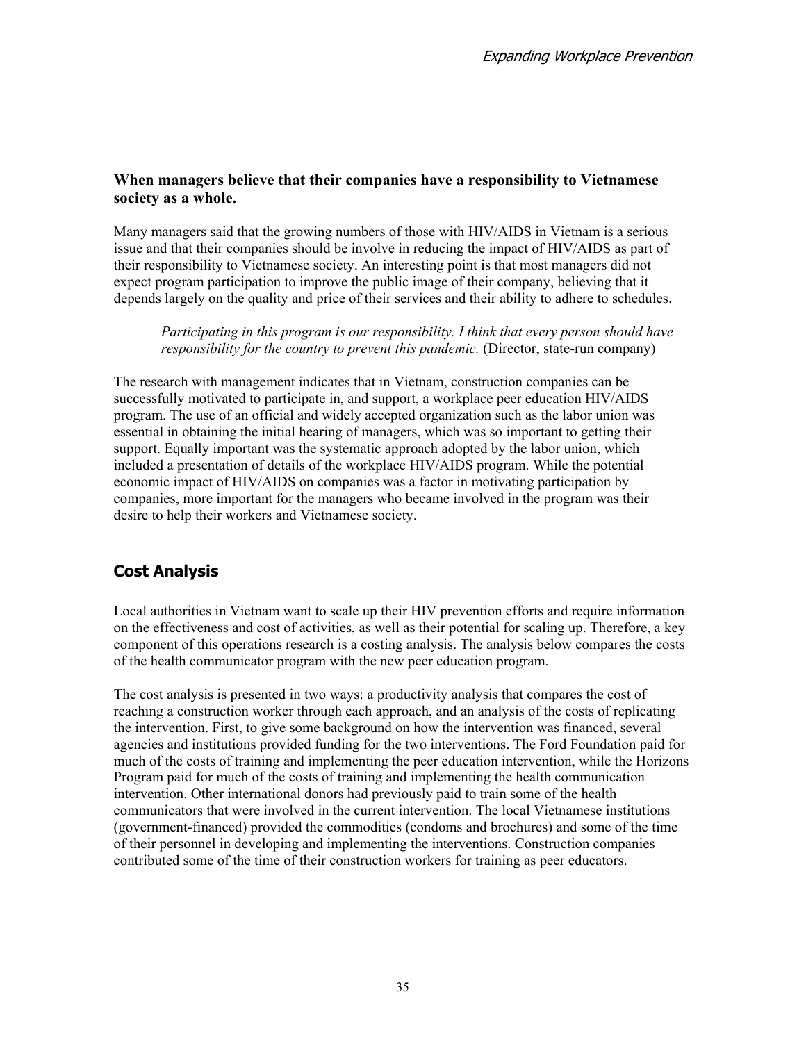**When managers believe that their companies have a responsibility to Vietnamese society as a whole.**

Many managers said that the growing numbers of those with HIV/AIDS in Vietnam is a serious issue and that their companies should be involve in reducing the impact of HIV/AIDS as part of their responsibility to Vietnamese society. An interesting point is that most managers did not expect program participation to improve the public image of their company, believing that it depends largely on the quality and price of their services and their ability to adhere to schedules.

> *Participating in this program is our responsibility. I think that every person should have responsibility for the country to prevent this pandemic.* (Director, state-run company)

The research with management indicates that in Vietnam, construction companies can be successfully motivated to participate in, and support, a workplace peer education HIV/AIDS program. The use of an official and widely accepted organization such as the labor union was essential in obtaining the initial hearing of managers, which was so important to getting their support. Equally important was the systematic approach adopted by the labor union, which included a presentation of details of the workplace HIV/AIDS program. While the potential economic impact of HIV/AIDS on companies was a factor in motivating participation by companies, more important for the managers who became involved in the program was their desire to help their workers and Vietnamese society.

## Cost Analysis

Local authorities in Vietnam want to scale up their HIV prevention efforts and require information on the effectiveness and cost of activities, as well as their potential for scaling up. Therefore, a key component of this operations research is a costing analysis. The analysis below compares the costs of the health communicator program with the new peer education program.

The cost analysis is presented in two ways: a productivity analysis that compares the cost of reaching a construction worker through each approach, and an analysis of the costs of replicating the intervention. First, to give some background on how the intervention was financed, several agencies and institutions provided funding for the two interventions. The Ford Foundation paid for much of the costs of training and implementing the peer education intervention, while the Horizons Program paid for much of the costs of training and implementing the health communication intervention. Other international donors had previously paid to train some of the health communicators that were involved in the current intervention. The local Vietnamese institutions (government-financed) provided the commodities (condoms and brochures) and some of the time of their personnel in developing and implementing the interventions. Construction companies contributed some of the time of their construction workers for training as peer educators.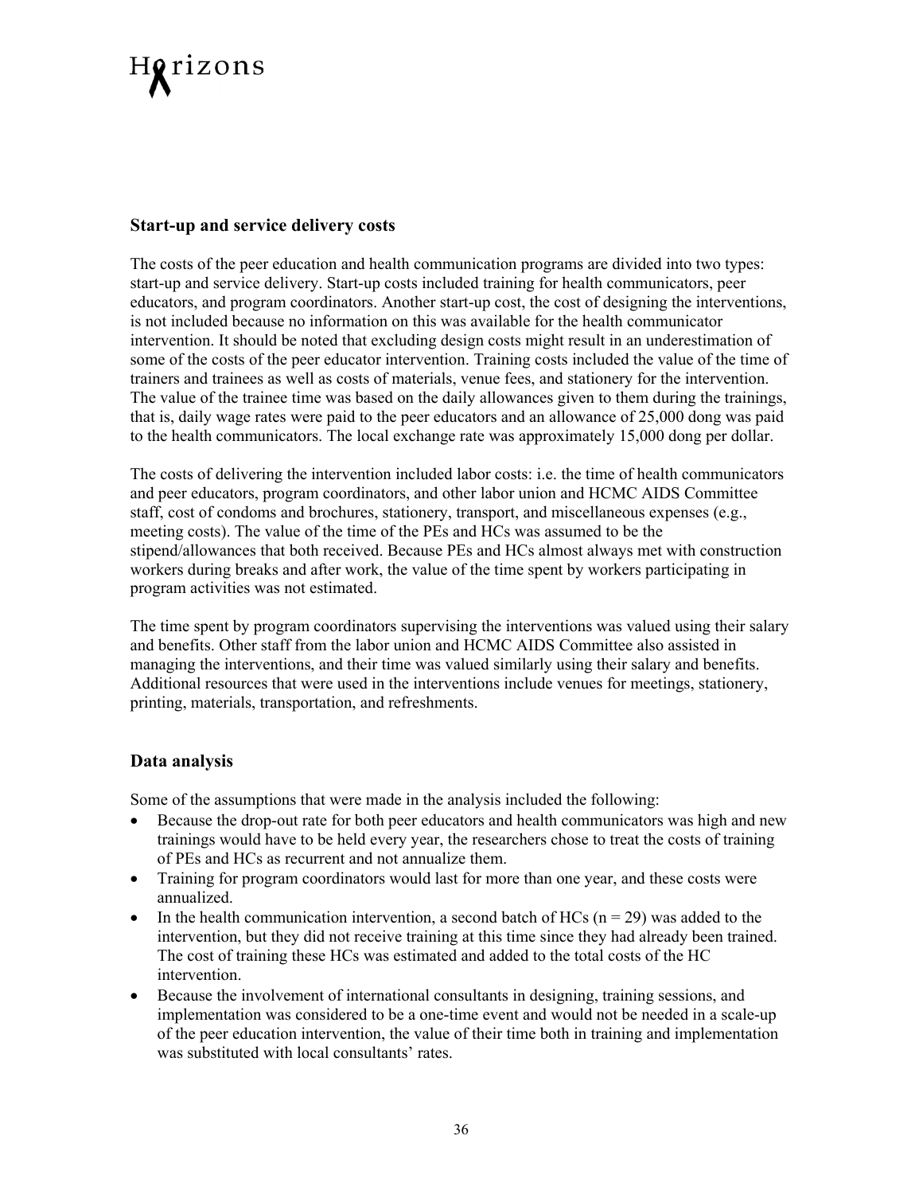### Start-up and service delivery costs

The costs of the peer education and health communication programs are divided into two types: start-up and service delivery. Start-up costs included training for health communicators, peer educators, and program coordinators. Another start-up cost, the cost of designing the interventions, is not included because no information on this was available for the health communicator intervention. It should be noted that excluding design costs might result in an underestimation of some of the costs of the peer educator intervention. Training costs included the value of the time of trainers and trainees as well as costs of materials, venue fees, and stationery for the intervention. The value of the trainee time was based on the daily allowances given to them during the trainings, that is, daily wage rates were paid to the peer educators and an allowance of 25,000 dong was paid to the health communicators. The local exchange rate was approximately 15,000 dong per dollar.

The costs of delivering the intervention included labor costs: i.e. the time of health communicators and peer educators, program coordinators, and other labor union and HCMC AIDS Committee staff, cost of condoms and brochures, stationery, transport, and miscellaneous expenses (e.g., meeting costs). The value of the time of the PEs and HCs was assumed to be the stipend/allowances that both received. Because PEs and HCs almost always met with construction workers during breaks and after work, the value of the time spent by workers participating in program activities was not estimated.

The time spent by program coordinators supervising the interventions was valued using their salary and benefits. Other staff from the labor union and HCMC AIDS Committee also assisted in managing the interventions, and their time was valued similarly using their salary and benefits. Additional resources that were used in the interventions include venues for meetings, stationery, printing, materials, transportation, and refreshments.

### Data analysis

Some of the assumptions that were made in the analysis included the following:

- Because the drop-out rate for both peer educators and health communicators was high and new trainings would have to be held every year, the researchers chose to treat the costs of training of PEs and HCs as recurrent and not annualize them.
- Training for program coordinators would last for more than one year, and these costs were annualized.
- In the health communication intervention, a second batch of HCs (n = 29) was added to the intervention, but they did not receive training at this time since they had already been trained. The cost of training these HCs was estimated and added to the total costs of the HC intervention.
- Because the involvement of international consultants in designing, training sessions, and implementation was considered to be a one-time event and would not be needed in a scale-up of the peer education intervention, the value of their time both in training and implementation was substituted with local consultants' rates.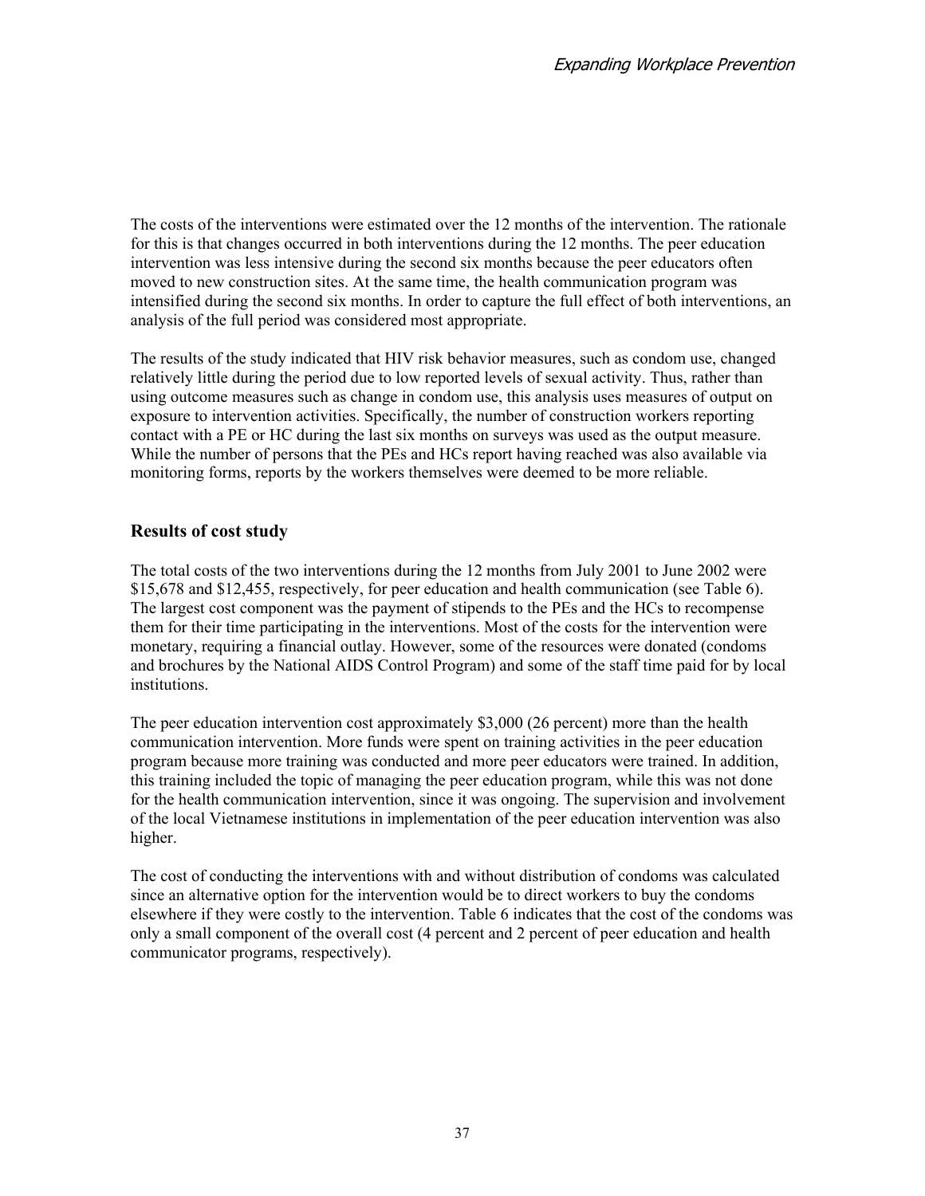The costs of the interventions were estimated over the 12 months of the intervention. The rationale for this is that changes occurred in both interventions during the 12 months. The peer education intervention was less intensive during the second six months because the peer educators often moved to new construction sites. At the same time, the health communication program was intensified during the second six months. In order to capture the full effect of both interventions, an analysis of the full period was considered most appropriate.

The results of the study indicated that HIV risk behavior measures, such as condom use, changed relatively little during the period due to low reported levels of sexual activity. Thus, rather than using outcome measures such as change in condom use, this analysis uses measures of output on exposure to intervention activities. Specifically, the number of construction workers reporting contact with a PE or HC during the last six months on surveys was used as the output measure. While the number of persons that the PEs and HCs report having reached was also available via monitoring forms, reports by the workers themselves were deemed to be more reliable.

## Results of cost study

The total costs of the two interventions during the 12 months from July 2001 to June 2002 were $15,678 and $12,455, respectively, for peer education and health communication (see Table 6). The largest cost component was the payment of stipends to the PEs and the HCs to recompense them for their time participating in the interventions. Most of the costs for the intervention were monetary, requiring a financial outlay. However, some of the resources were donated (condoms and brochures by the National AIDS Control Program) and some of the staff time paid for by local institutions.

The peer education intervention cost approximately $3,000 (26 percent) more than the health communication intervention. More funds were spent on training activities in the peer education program because more training was conducted and more peer educators were trained. In addition, this training included the topic of managing the peer education program, while this was not done for the health communication intervention, since it was ongoing. The supervision and involvement of the local Vietnamese institutions in implementation of the peer education intervention was also higher.

The cost of conducting the interventions with and without distribution of condoms was calculated since an alternative option for the intervention would be to direct workers to buy the condoms elsewhere if they were costly to the intervention. Table 6 indicates that the cost of the condoms was only a small component of the overall cost (4 percent and 2 percent of peer education and health communicator programs, respectively).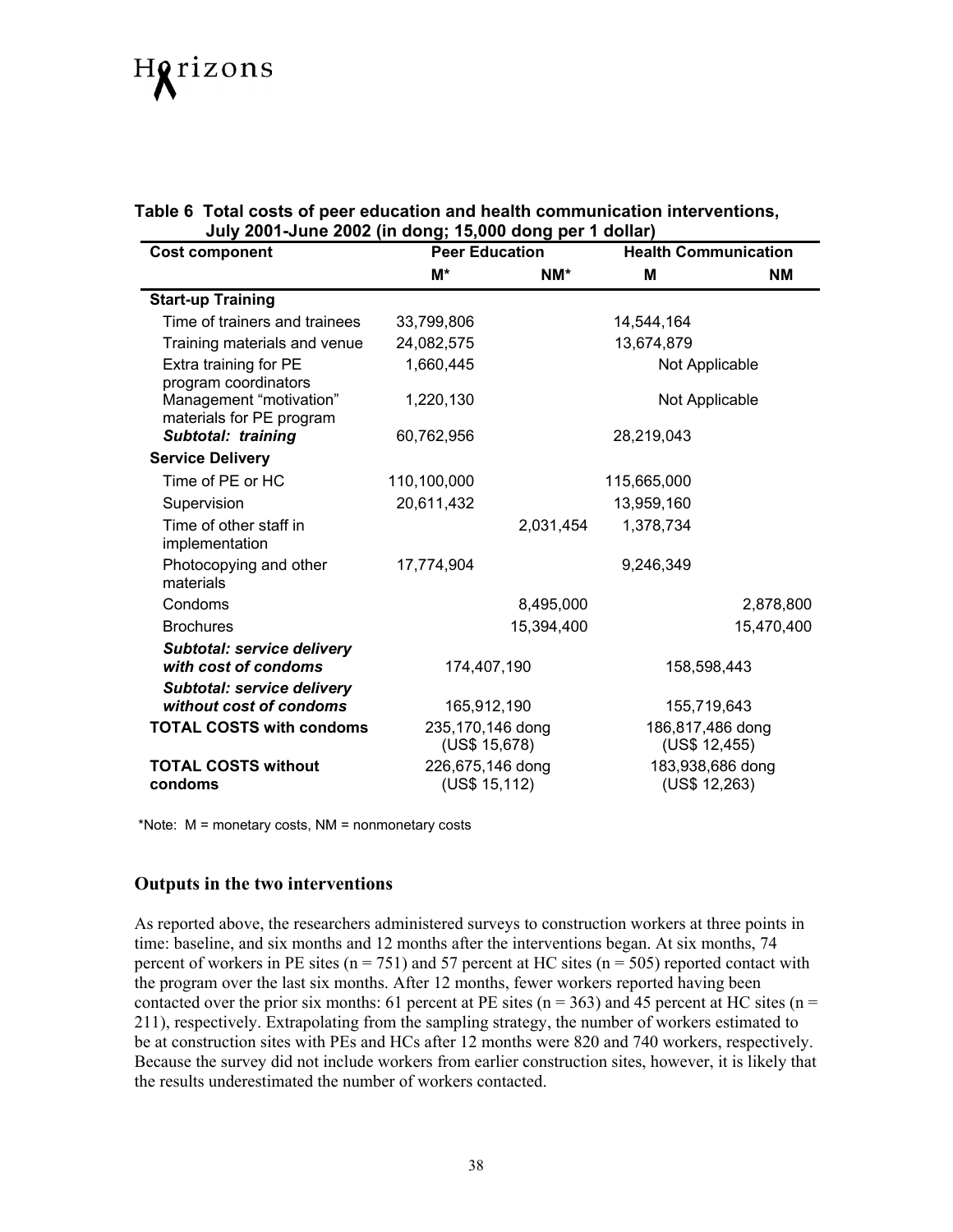**Table 6 Total costs of peer education and health communication interventions, July 2001-June 2002 (in dong; 15,000 dong per 1 dollar)**

| Cost component | Peer Education | | Health Communication | |
|---|---|---|---|---|
| | M* | NM* | M | NM |
| **Start-up Training** | | | | |
| Time of trainers and trainees | 33,799,806 | | 14,544,164 | |
| Training materials and venue | 24,082,575 | | 13,674,879 | |
| Extra training for PE program coordinators | 1,660,445 | | Not Applicable | |
| Management "motivation" materials for PE program | 1,220,130 | | Not Applicable | |
| ***Subtotal: training*** | 60,762,956 | | 28,219,043 | |
| **Service Delivery** | | | | |
| Time of PE or HC | 110,100,000 | | 115,665,000 | |
| Supervision | 20,611,432 | | 13,959,160 | |
| Time of other staff in implementation | | 2,031,454 | 1,378,734 | |
| Photocopying and other materials | 17,774,904 | | 9,246,349 | |
| Condoms | | 8,495,000 | | 2,878,800 |
| Brochures | | 15,394,400 | | 15,470,400 |
| ***Subtotal: service delivery with cost of condoms*** | 174,407,190 | | 158,598,443 | |
| ***Subtotal: service delivery without cost of condoms*** | 165,912,190 | | 155,719,643 | |
| **TOTAL COSTS with condoms** | 235,170,146 dong (US$ 15,678) | | 186,817,486 dong (US$ 12,455) | |
| **TOTAL COSTS without condoms** | 226,675,146 dong (US$ 15,112) | | 183,938,686 dong (US$ 12,263) | |

*Note: M = monetary costs, NM = nonmonetary costs

## Outputs in the two interventions

As reported above, the researchers administered surveys to construction workers at three points in time: baseline, and six months and 12 months after the interventions began. At six months, 74 percent of workers in PE sites (n = 751) and 57 percent at HC sites (n = 505) reported contact with the program over the last six months. After 12 months, fewer workers reported having been contacted over the prior six months: 61 percent at PE sites (n = 363) and 45 percent at HC sites (n = 211), respectively. Extrapolating from the sampling strategy, the number of workers estimated to be at construction sites with PEs and HCs after 12 months were 820 and 740 workers, respectively. Because the survey did not include workers from earlier construction sites, however, it is likely that the results underestimated the number of workers contacted.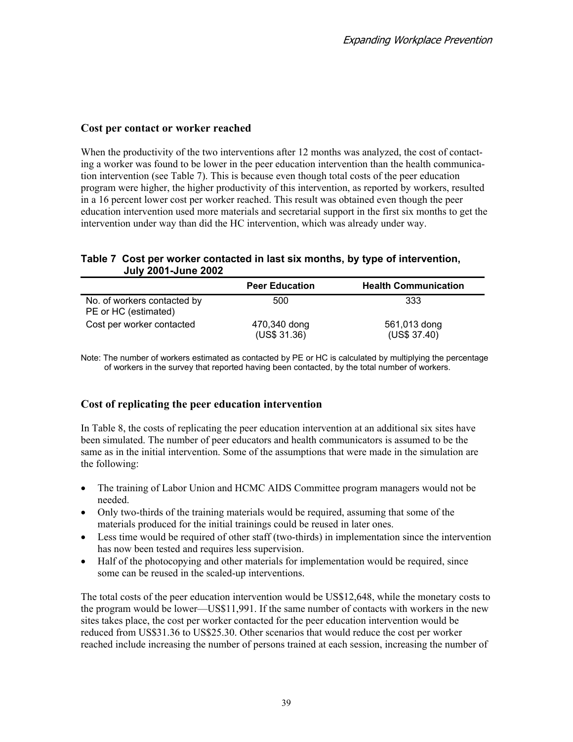## Cost per contact or worker reached

When the productivity of the two interventions after 12 months was analyzed, the cost of contacting a worker was found to be lower in the peer education intervention than the health communication intervention (see Table 7). This is because even though total costs of the peer education program were higher, the higher productivity of this intervention, as reported by workers, resulted in a 16 percent lower cost per worker reached. This result was obtained even though the peer education intervention used more materials and secretarial support in the first six months to get the intervention under way than did the HC intervention, which was already under way.

**Table 7 Cost per worker contacted in last six months, by type of intervention, July 2001-June 2002**

| | Peer Education | Health Communication |
|---|---|---|
| No. of workers contacted by PE or HC (estimated) | 500 | 333 |
| Cost per worker contacted | 470,340 dong (US$ 31.36) | 561,013 dong (US$ 37.40) |

Note: The number of workers estimated as contacted by PE or HC is calculated by multiplying the percentage of workers in the survey that reported having been contacted, by the total number of workers.

## Cost of replicating the peer education intervention

In Table 8, the costs of replicating the peer education intervention at an additional six sites have been simulated. The number of peer educators and health communicators is assumed to be the same as in the initial intervention. Some of the assumptions that were made in the simulation are the following:

- The training of Labor Union and HCMC AIDS Committee program managers would not be needed.
- Only two-thirds of the training materials would be required, assuming that some of the materials produced for the initial trainings could be reused in later ones.
- Less time would be required of other staff (two-thirds) in implementation since the intervention has now been tested and requires less supervision.
- Half of the photocopying and other materials for implementation would be required, since some can be reused in the scaled-up interventions.

The total costs of the peer education intervention would be US$12,648, while the monetary costs to the program would be lower—US$11,991. If the same number of contacts with workers in the new sites takes place, the cost per worker contacted for the peer education intervention would be reduced from US$31.36 to US$25.30. Other scenarios that would reduce the cost per worker reached include increasing the number of persons trained at each session, increasing the number of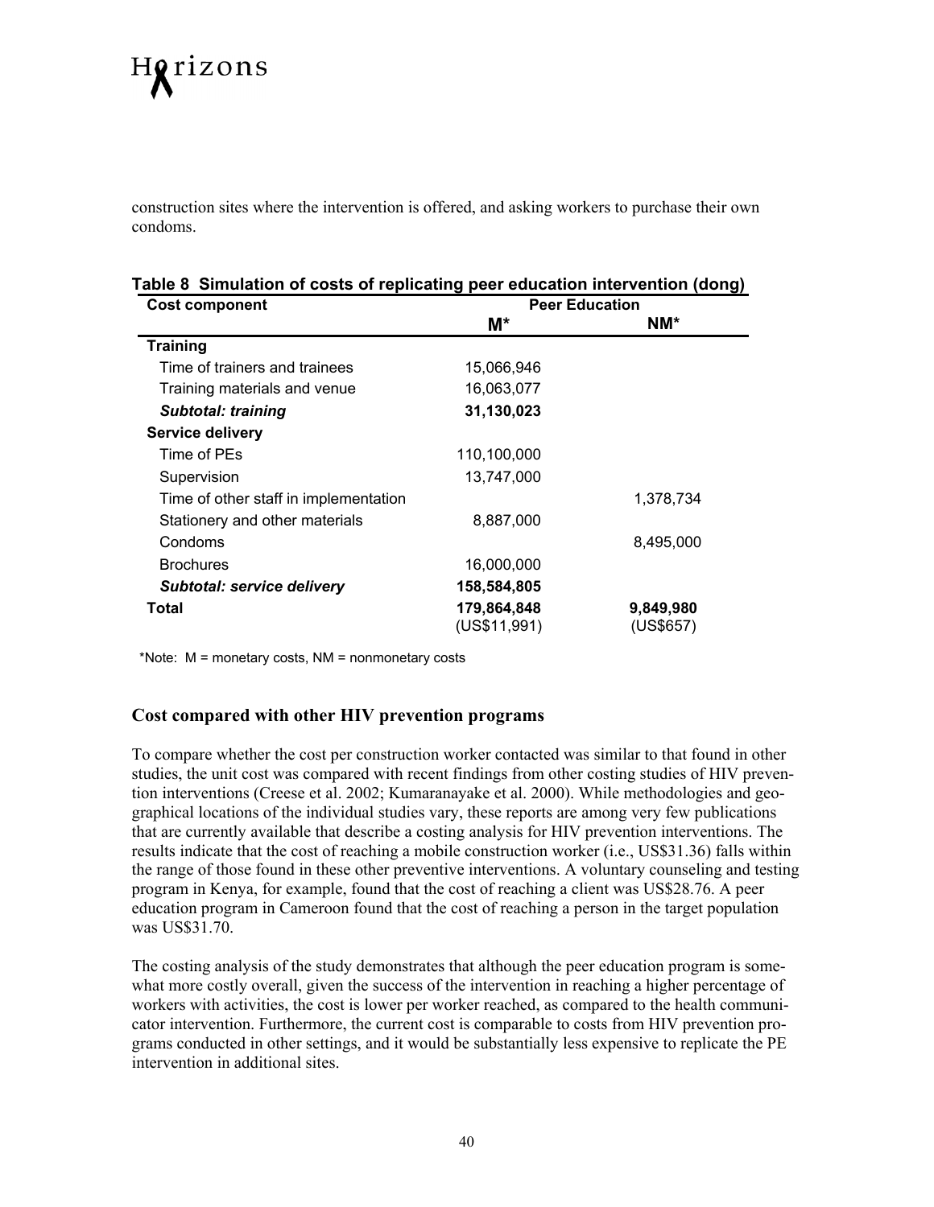construction sites where the intervention is offered, and asking workers to purchase their own condoms.

**Table 8 Simulation of costs of replicating peer education intervention (dong)**

| Cost component | Peer Education | |
|---|---|---|
| | M* | NM* |
| **Training** | | |
| Time of trainers and trainees | 15,066,946 | |
| Training materials and venue | 16,063,077 | |
| ***Subtotal: training*** | **31,130,023** | |
| **Service delivery** | | |
| Time of PEs | 110,100,000 | |
| Supervision | 13,747,000 | |
| Time of other staff in implementation | | 1,378,734 |
| Stationery and other materials | 8,887,000 | |
| Condoms | | 8,495,000 |
| Brochures | 16,000,000 | |
| ***Subtotal: service delivery*** | **158,584,805** | |
| **Total** | **179,864,848** (US$11,991) | **9,849,980** (US$657) |

*Note: M = monetary costs, NM = nonmonetary costs

### Cost compared with other HIV prevention programs

To compare whether the cost per construction worker contacted was similar to that found in other studies, the unit cost was compared with recent findings from other costing studies of HIV prevention interventions (Creese et al. 2002; Kumaranayake et al. 2000). While methodologies and geographical locations of the individual studies vary, these reports are among very few publications that are currently available that describe a costing analysis for HIV prevention interventions. The results indicate that the cost of reaching a mobile construction worker (i.e., US$31.36) falls within the range of those found in these other preventive interventions. A voluntary counseling and testing program in Kenya, for example, found that the cost of reaching a client was US$28.76. A peer education program in Cameroon found that the cost of reaching a person in the target population was US$31.70.

The costing analysis of the study demonstrates that although the peer education program is somewhat more costly overall, given the success of the intervention in reaching a higher percentage of workers with activities, the cost is lower per worker reached, as compared to the health communicator intervention. Furthermore, the current cost is comparable to costs from HIV prevention programs conducted in other settings, and it would be substantially less expensive to replicate the PE intervention in additional sites.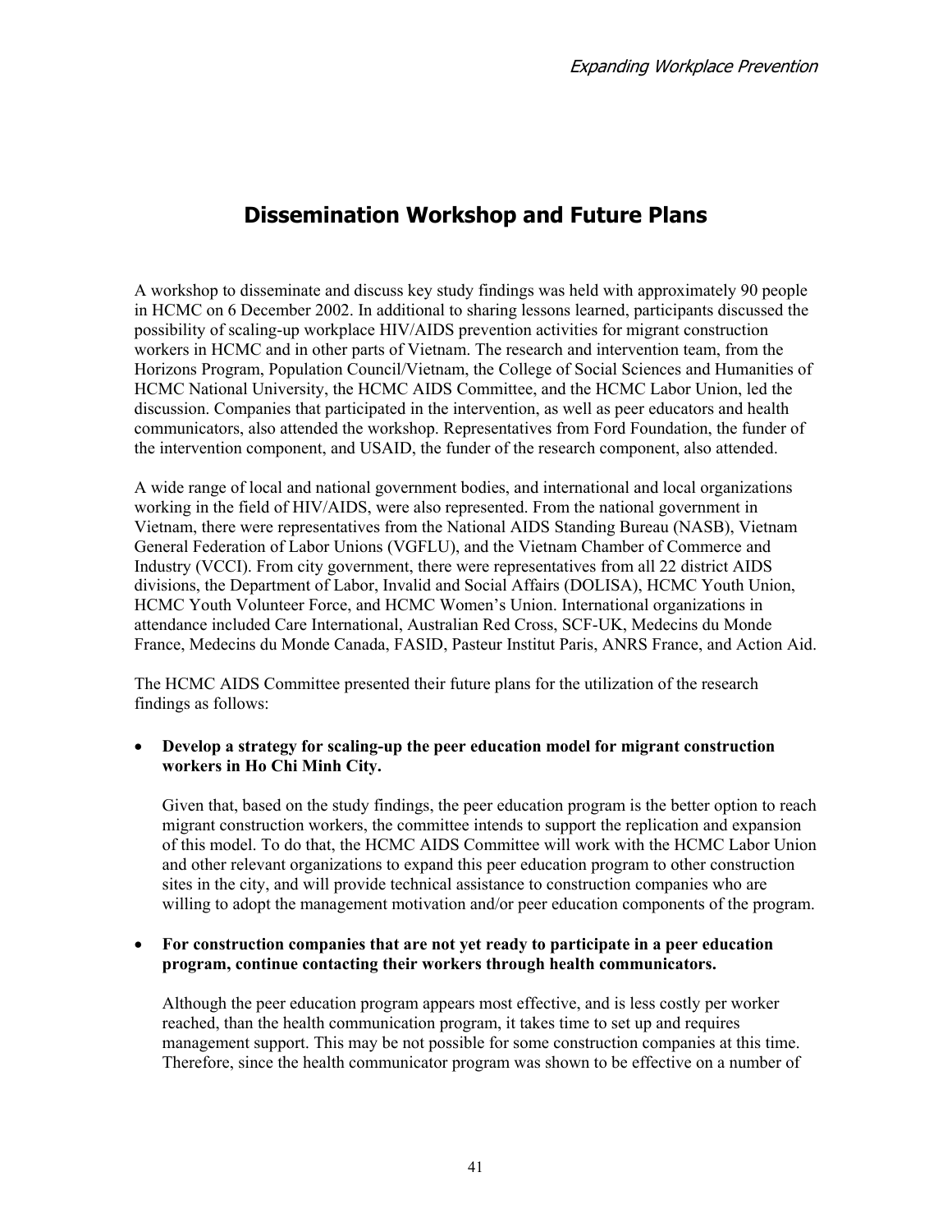# Dissemination Workshop and Future Plans

A workshop to disseminate and discuss key study findings was held with approximately 90 people in HCMC on 6 December 2002. In additional to sharing lessons learned, participants discussed the possibility of scaling-up workplace HIV/AIDS prevention activities for migrant construction workers in HCMC and in other parts of Vietnam. The research and intervention team, from the Horizons Program, Population Council/Vietnam, the College of Social Sciences and Humanities of HCMC National University, the HCMC AIDS Committee, and the HCMC Labor Union, led the discussion. Companies that participated in the intervention, as well as peer educators and health communicators, also attended the workshop. Representatives from Ford Foundation, the funder of the intervention component, and USAID, the funder of the research component, also attended.

A wide range of local and national government bodies, and international and local organizations working in the field of HIV/AIDS, were also represented. From the national government in Vietnam, there were representatives from the National AIDS Standing Bureau (NASB), Vietnam General Federation of Labor Unions (VGFLU), and the Vietnam Chamber of Commerce and Industry (VCCI). From city government, there were representatives from all 22 district AIDS divisions, the Department of Labor, Invalid and Social Affairs (DOLISA), HCMC Youth Union, HCMC Youth Volunteer Force, and HCMC Women's Union. International organizations in attendance included Care International, Australian Red Cross, SCF-UK, Medecins du Monde France, Medecins du Monde Canada, FASID, Pasteur Institut Paris, ANRS France, and Action Aid.

The HCMC AIDS Committee presented their future plans for the utilization of the research findings as follows:

- **Develop a strategy for scaling-up the peer education model for migrant construction workers in Ho Chi Minh City.**

  Given that, based on the study findings, the peer education program is the better option to reach migrant construction workers, the committee intends to support the replication and expansion of this model. To do that, the HCMC AIDS Committee will work with the HCMC Labor Union and other relevant organizations to expand this peer education program to other construction sites in the city, and will provide technical assistance to construction companies who are willing to adopt the management motivation and/or peer education components of the program.

- **For construction companies that are not yet ready to participate in a peer education program, continue contacting their workers through health communicators.**

  Although the peer education program appears most effective, and is less costly per worker reached, than the health communication program, it takes time to set up and requires management support. This may be not possible for some construction companies at this time. Therefore, since the health communicator program was shown to be effective on a number of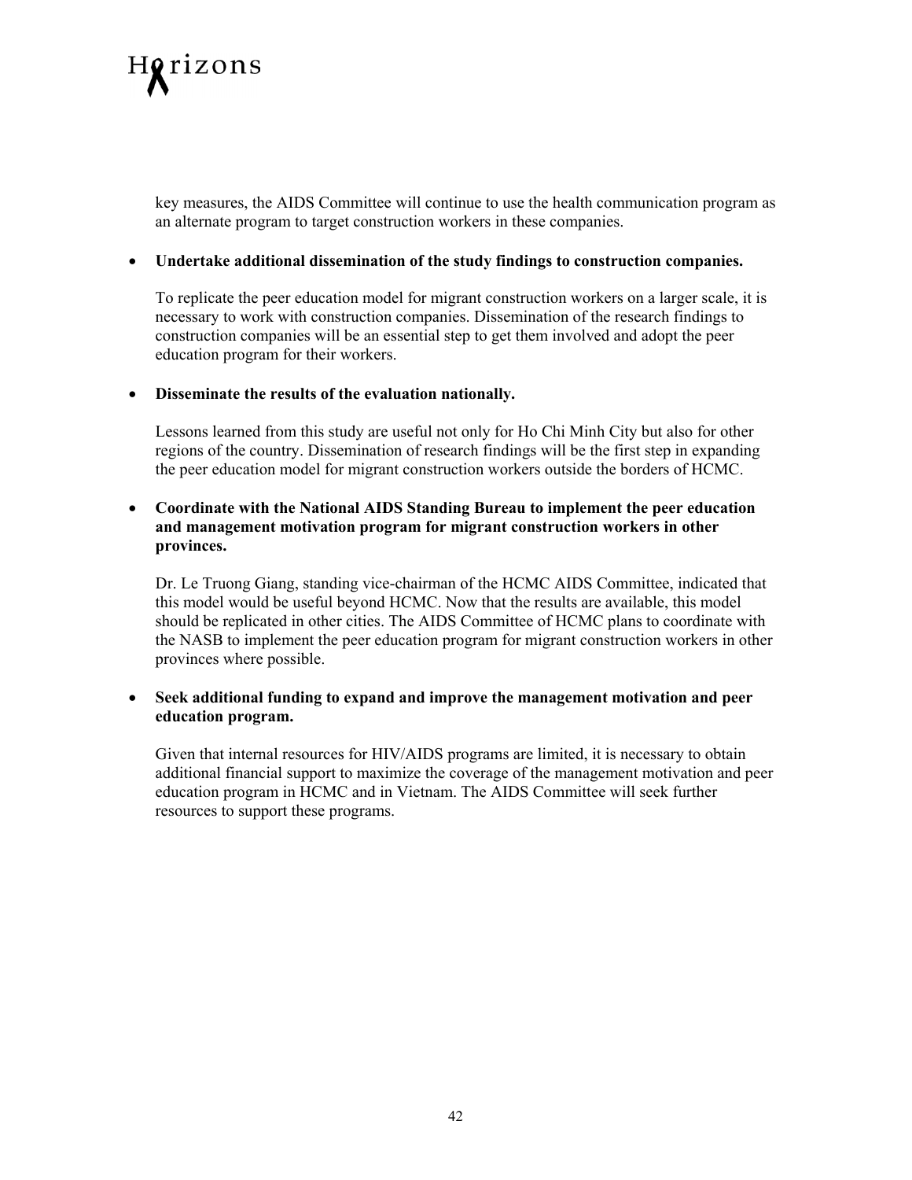key measures, the AIDS Committee will continue to use the health communication program as an alternate program to target construction workers in these companies.

- **Undertake additional dissemination of the study findings to construction companies.**

  To replicate the peer education model for migrant construction workers on a larger scale, it is necessary to work with construction companies. Dissemination of the research findings to construction companies will be an essential step to get them involved and adopt the peer education program for their workers.

- **Disseminate the results of the evaluation nationally.**

  Lessons learned from this study are useful not only for Ho Chi Minh City but also for other regions of the country. Dissemination of research findings will be the first step in expanding the peer education model for migrant construction workers outside the borders of HCMC.

- **Coordinate with the National AIDS Standing Bureau to implement the peer education and management motivation program for migrant construction workers in other provinces.**

  Dr. Le Truong Giang, standing vice-chairman of the HCMC AIDS Committee, indicated that this model would be useful beyond HCMC. Now that the results are available, this model should be replicated in other cities. The AIDS Committee of HCMC plans to coordinate with the NASB to implement the peer education program for migrant construction workers in other provinces where possible.

- **Seek additional funding to expand and improve the management motivation and peer education program.**

  Given that internal resources for HIV/AIDS programs are limited, it is necessary to obtain additional financial support to maximize the coverage of the management motivation and peer education program in HCMC and in Vietnam. The AIDS Committee will seek further resources to support these programs.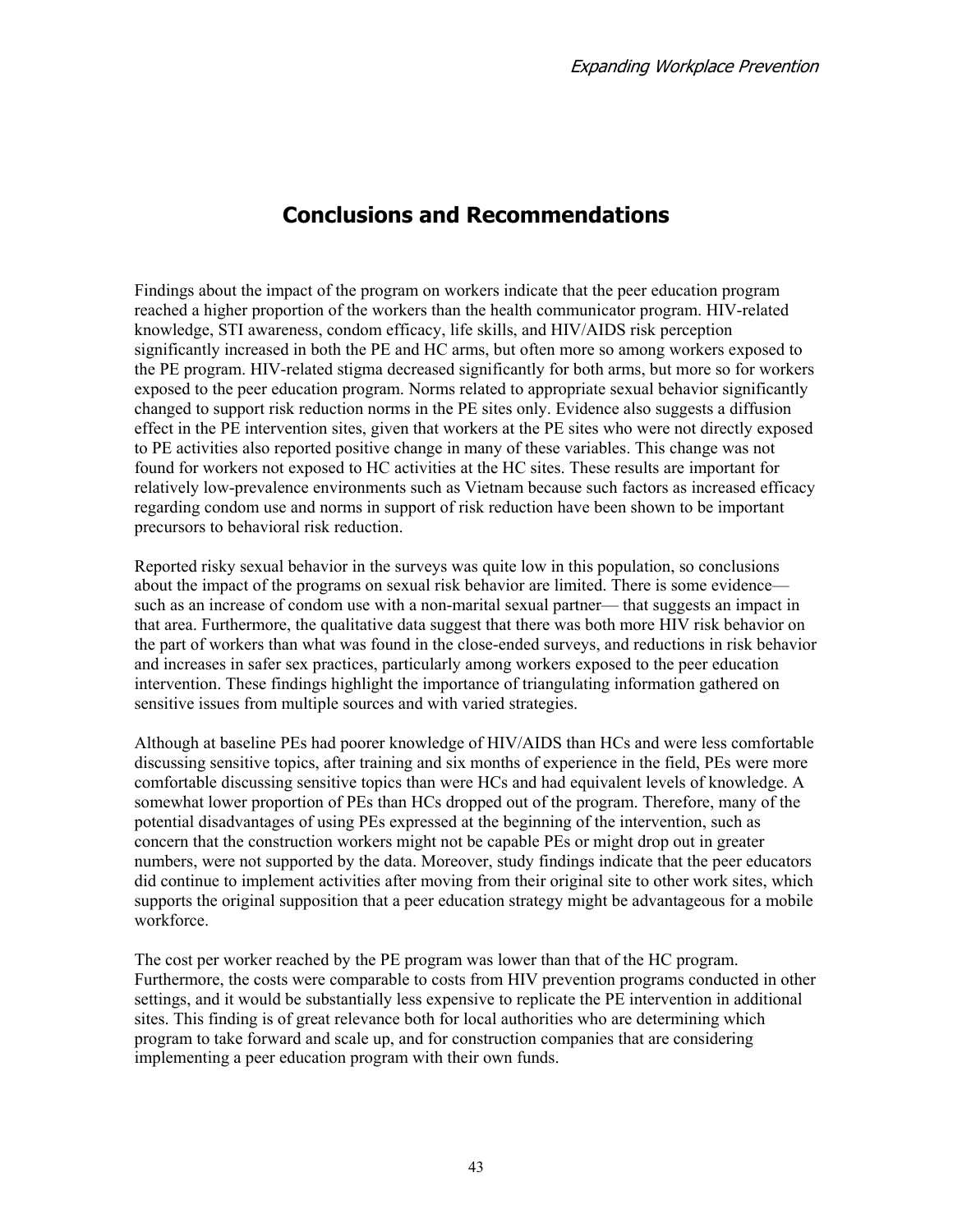# Conclusions and Recommendations

Findings about the impact of the program on workers indicate that the peer education program reached a higher proportion of the workers than the health communicator program. HIV-related knowledge, STI awareness, condom efficacy, life skills, and HIV/AIDS risk perception significantly increased in both the PE and HC arms, but often more so among workers exposed to the PE program. HIV-related stigma decreased significantly for both arms, but more so for workers exposed to the peer education program. Norms related to appropriate sexual behavior significantly changed to support risk reduction norms in the PE sites only. Evidence also suggests a diffusion effect in the PE intervention sites, given that workers at the PE sites who were not directly exposed to PE activities also reported positive change in many of these variables. This change was not found for workers not exposed to HC activities at the HC sites. These results are important for relatively low-prevalence environments such as Vietnam because such factors as increased efficacy regarding condom use and norms in support of risk reduction have been shown to be important precursors to behavioral risk reduction.

Reported risky sexual behavior in the surveys was quite low in this population, so conclusions about the impact of the programs on sexual risk behavior are limited. There is some evidence—such as an increase of condom use with a non-marital sexual partner— that suggests an impact in that area. Furthermore, the qualitative data suggest that there was both more HIV risk behavior on the part of workers than what was found in the close-ended surveys, and reductions in risk behavior and increases in safer sex practices, particularly among workers exposed to the peer education intervention. These findings highlight the importance of triangulating information gathered on sensitive issues from multiple sources and with varied strategies.

Although at baseline PEs had poorer knowledge of HIV/AIDS than HCs and were less comfortable discussing sensitive topics, after training and six months of experience in the field, PEs were more comfortable discussing sensitive topics than were HCs and had equivalent levels of knowledge. A somewhat lower proportion of PEs than HCs dropped out of the program. Therefore, many of the potential disadvantages of using PEs expressed at the beginning of the intervention, such as concern that the construction workers might not be capable PEs or might drop out in greater numbers, were not supported by the data. Moreover, study findings indicate that the peer educators did continue to implement activities after moving from their original site to other work sites, which supports the original supposition that a peer education strategy might be advantageous for a mobile workforce.

The cost per worker reached by the PE program was lower than that of the HC program. Furthermore, the costs were comparable to costs from HIV prevention programs conducted in other settings, and it would be substantially less expensive to replicate the PE intervention in additional sites. This finding is of great relevance both for local authorities who are determining which program to take forward and scale up, and for construction companies that are considering implementing a peer education program with their own funds.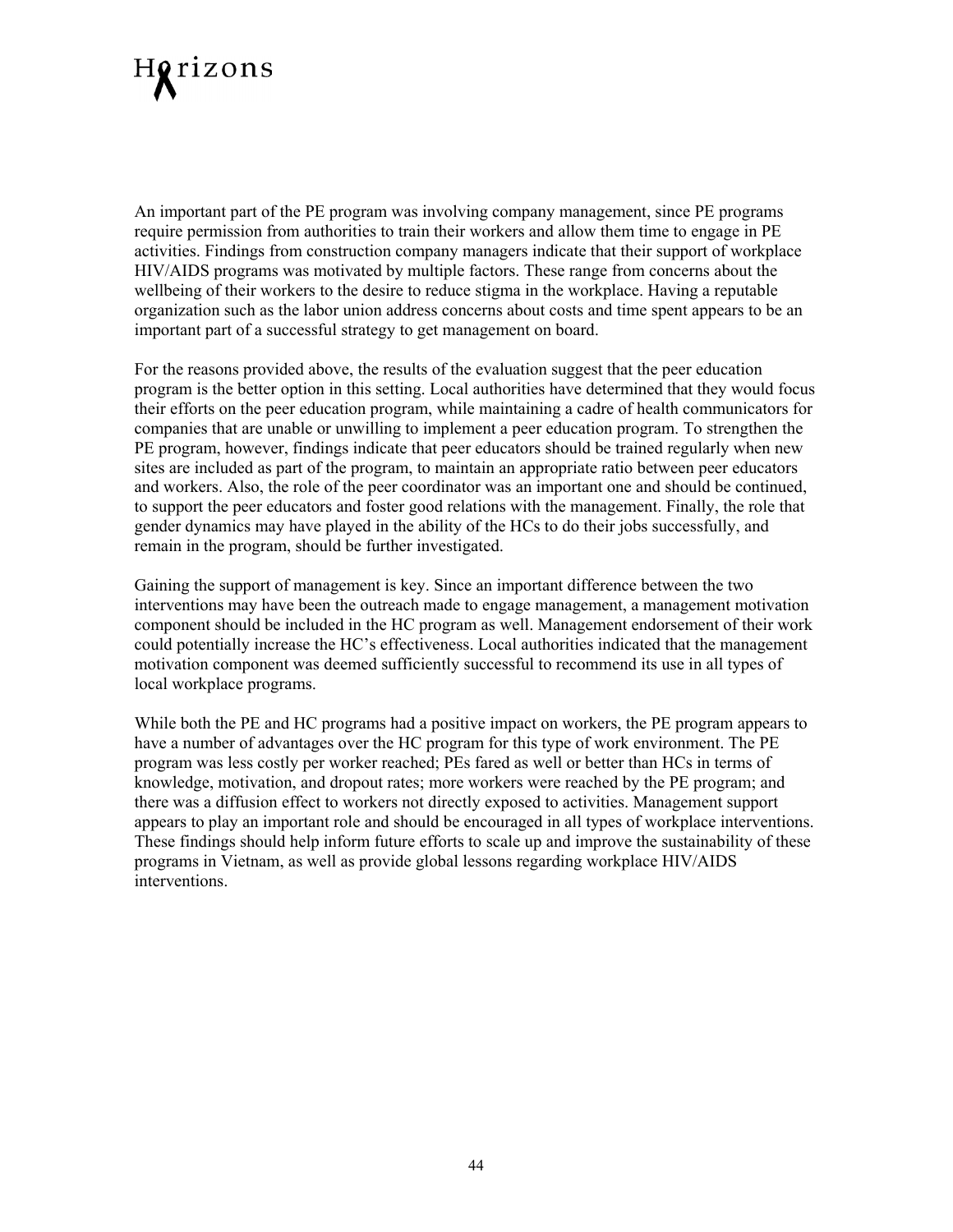An important part of the PE program was involving company management, since PE programs require permission from authorities to train their workers and allow them time to engage in PE activities. Findings from construction company managers indicate that their support of workplace HIV/AIDS programs was motivated by multiple factors. These range from concerns about the wellbeing of their workers to the desire to reduce stigma in the workplace. Having a reputable organization such as the labor union address concerns about costs and time spent appears to be an important part of a successful strategy to get management on board.

For the reasons provided above, the results of the evaluation suggest that the peer education program is the better option in this setting. Local authorities have determined that they would focus their efforts on the peer education program, while maintaining a cadre of health communicators for companies that are unable or unwilling to implement a peer education program. To strengthen the PE program, however, findings indicate that peer educators should be trained regularly when new sites are included as part of the program, to maintain an appropriate ratio between peer educators and workers. Also, the role of the peer coordinator was an important one and should be continued, to support the peer educators and foster good relations with the management. Finally, the role that gender dynamics may have played in the ability of the HCs to do their jobs successfully, and remain in the program, should be further investigated.

Gaining the support of management is key. Since an important difference between the two interventions may have been the outreach made to engage management, a management motivation component should be included in the HC program as well. Management endorsement of their work could potentially increase the HC's effectiveness. Local authorities indicated that the management motivation component was deemed sufficiently successful to recommend its use in all types of local workplace programs.

While both the PE and HC programs had a positive impact on workers, the PE program appears to have a number of advantages over the HC program for this type of work environment. The PE program was less costly per worker reached; PEs fared as well or better than HCs in terms of knowledge, motivation, and dropout rates; more workers were reached by the PE program; and there was a diffusion effect to workers not directly exposed to activities. Management support appears to play an important role and should be encouraged in all types of workplace interventions. These findings should help inform future efforts to scale up and improve the sustainability of these programs in Vietnam, as well as provide global lessons regarding workplace HIV/AIDS interventions.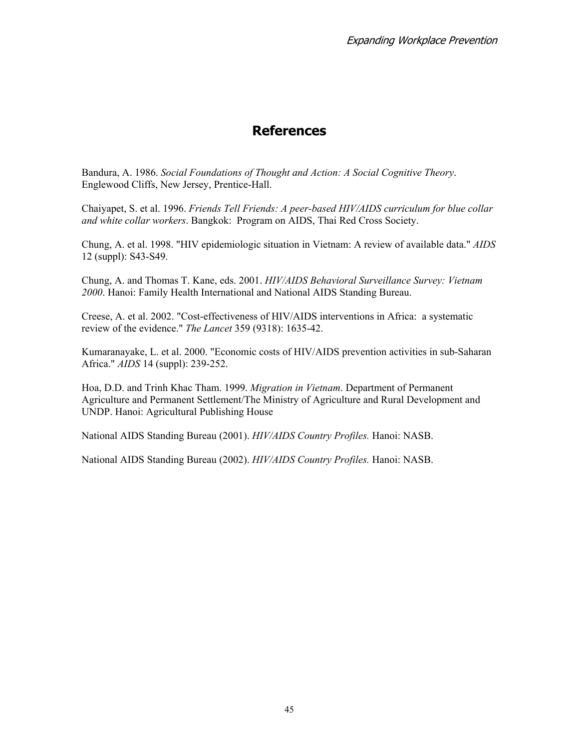# References

Bandura, A. 1986. *Social Foundations of Thought and Action: A Social Cognitive Theory*. Englewood Cliffs, New Jersey, Prentice-Hall.

Chaiyapet, S. et al. 1996. *Friends Tell Friends: A peer-based HIV/AIDS curriculum for blue collar and white collar workers*. Bangkok: Program on AIDS, Thai Red Cross Society.

Chung, A. et al. 1998. "HIV epidemiologic situation in Vietnam: A review of available data." *AIDS* 12 (suppl): S43-S49.

Chung, A. and Thomas T. Kane, eds. 2001. *HIV/AIDS Behavioral Surveillance Survey: Vietnam 2000*. Hanoi: Family Health International and National AIDS Standing Bureau.

Creese, A. et al. 2002. "Cost-effectiveness of HIV/AIDS interventions in Africa: a systematic review of the evidence." *The Lancet* 359 (9318): 1635-42.

Kumaranayake, L. et al. 2000. "Economic costs of HIV/AIDS prevention activities in sub-Saharan Africa." *AIDS* 14 (suppl): 239-252.

Hoa, D.D. and Trinh Khac Tham. 1999. *Migration in Vietnam*. Department of Permanent Agriculture and Permanent Settlement/The Ministry of Agriculture and Rural Development and UNDP. Hanoi: Agricultural Publishing House

National AIDS Standing Bureau (2001). *HIV/AIDS Country Profiles.* Hanoi: NASB.

National AIDS Standing Bureau (2002). *HIV/AIDS Country Profiles.* Hanoi: NASB.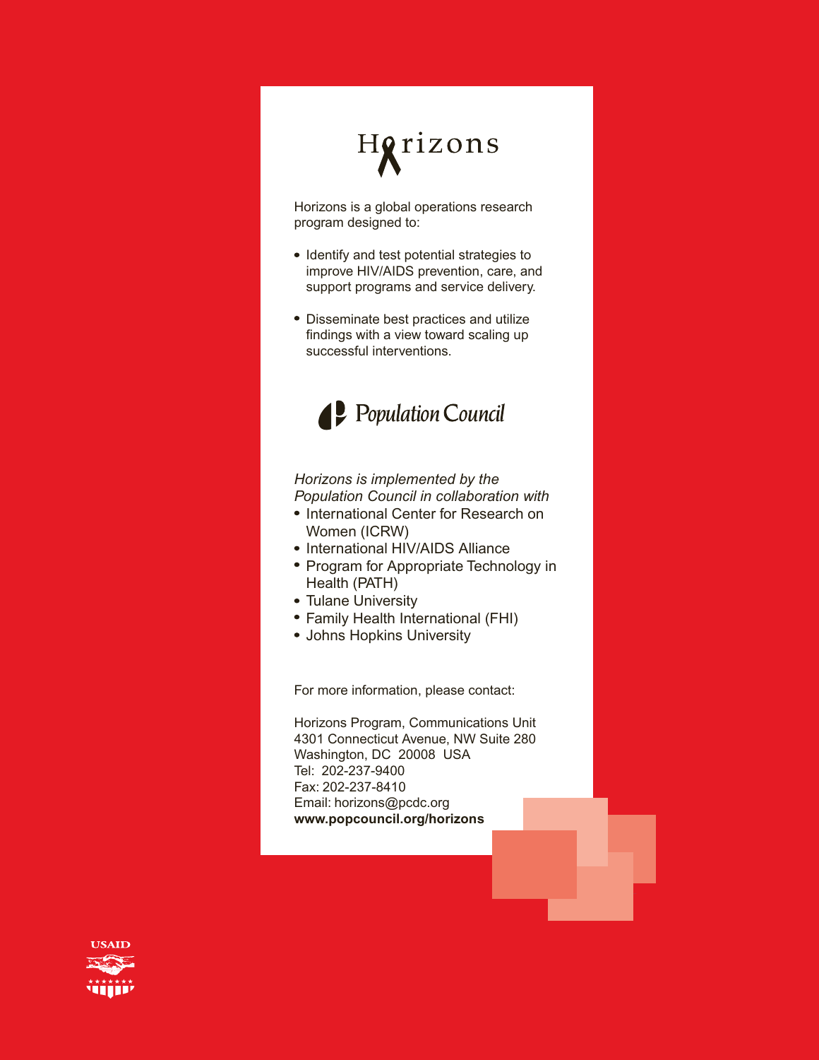# Horizons

Horizons is a global operations research program designed to:

- Identify and test potential strategies to improve HIV/AIDS prevention, care, and support programs and service delivery.
- Disseminate best practices and utilize findings with a view toward scaling up successful interventions.

Population Council

*Horizons is implemented by the Population Council in collaboration with*

- International Center for Research on Women (ICRW)
- International HIV/AIDS Alliance
- Program for Appropriate Technology in Health (PATH)
- Tulane University
- Family Health International (FHI)
- Johns Hopkins University

For more information, please contact:

Horizons Program, Communications Unit
4301 Connecticut Avenue, NW Suite 280
Washington, DC 20008 USA
Tel: 202-237-9400
Fax: 202-237-8410
Email: horizons@pcdc.org
**www.popcouncil.org/horizons**

USAID